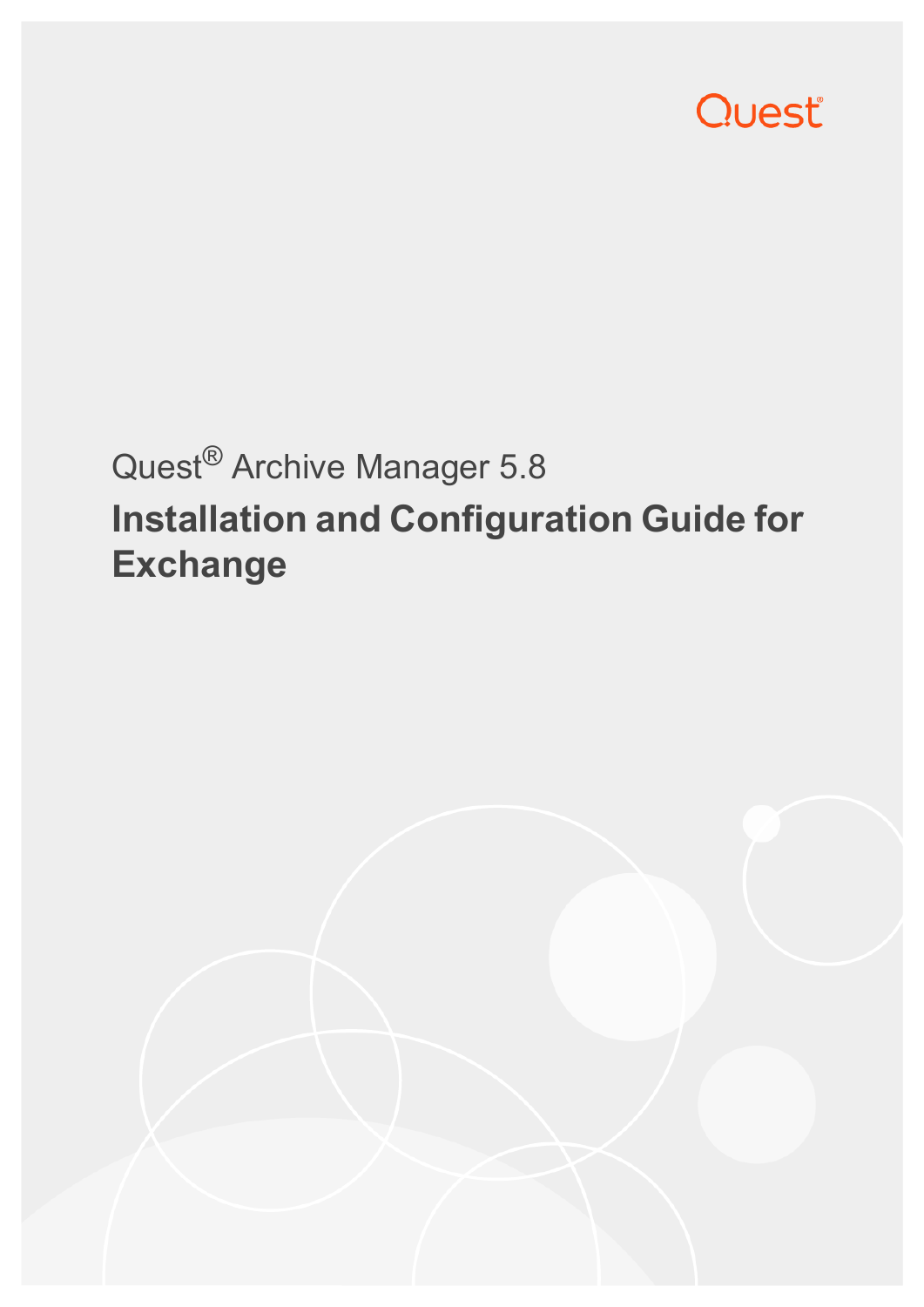Quest

Quest® Archive Manager 5.8

# Installation and Configuration Guide for Exchange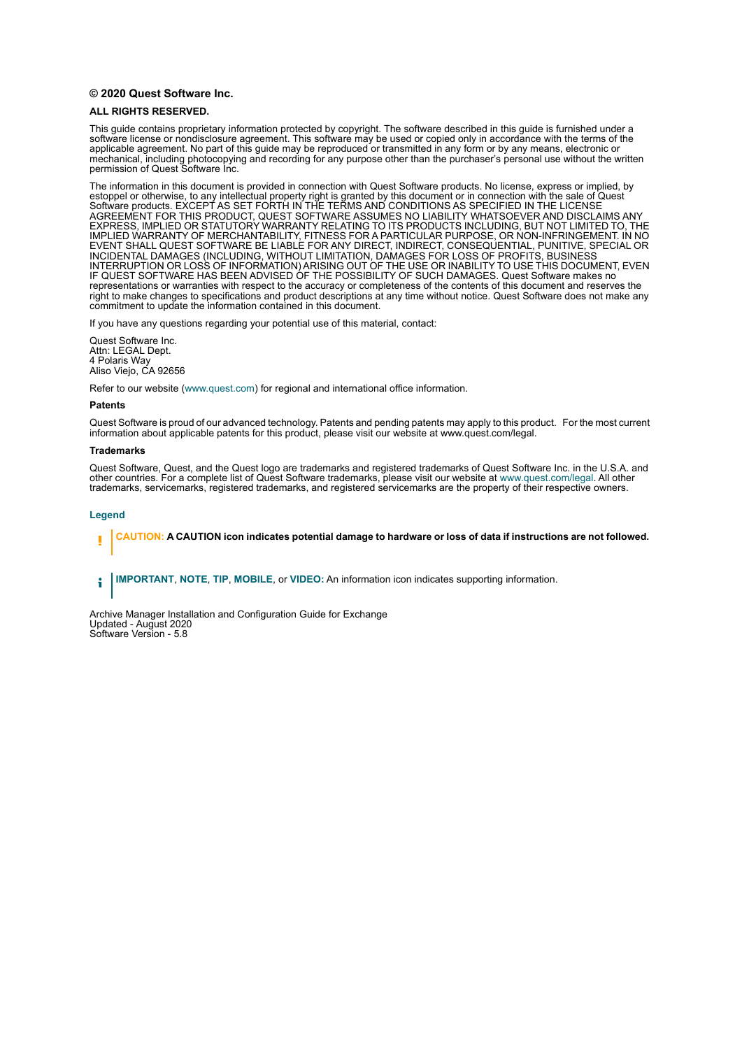**© 2020 Quest Software Inc.**

**ALL RIGHTS RESERVED.**

This guide contains proprietary information protected by copyright. The software described in this guide is furnished under a software license or nondisclosure agreement. This software may be used or copied only in accordance with the terms of the applicable agreement. No part of this guide may be reproduced or transmitted in any form or by any means, electronic or mechanical, including photocopying and recording for any purpose other than the purchaser's personal use without the written permission of Quest Software Inc.

The information in this document is provided in connection with Quest Software products. No license, express or implied, by estoppel or otherwise, to any intellectual property right is granted by this document or in connection with the sale of Quest Software products. EXCEPT AS SET FORTH IN THE TERMS AND CONDITIONS AS SPECIFIED IN THE LICENSE AGREEMENT FOR THIS PRODUCT, QUEST SOFTWARE ASSUMES NO LIABILITY WHATSOEVER AND DISCLAIMS ANY EXPRESS, IMPLIED OR STATUTORY WARRANTY RELATING TO ITS PRODUCTS INCLUDING, BUT NOT LIMITED TO, THE IMPLIED WARRANTY OF MERCHANTABILITY, FITNESS FOR A PARTICULAR PURPOSE, OR NON-INFRINGEMENT. IN NO EVENT SHALL QUEST SOFTWARE BE LIABLE FOR ANY DIRECT, INDIRECT, CONSEQUENTIAL, PUNITIVE, SPECIAL OR INCIDENTAL DAMAGES (INCLUDING, WITHOUT LIMITATION, DAMAGES FOR LOSS OF PROFITS, BUSINESS INTERRUPTION OR LOSS OF INFORMATION) ARISING OUT OF THE USE OR INABILITY TO USE THIS DOCUMENT, EVEN IF QUEST SOFTWARE HAS BEEN ADVISED OF THE POSSIBILITY OF SUCH DAMAGES. Quest Software makes no representations or warranties with respect to the accuracy or completeness of the contents of this document and reserves the right to make changes to specifications and product descriptions at any time without notice. Quest Software does not make any commitment to update the information contained in this document.

If you have any questions regarding your potential use of this material, contact:

Quest Software Inc.  
Attn: LEGAL Dept.  
4 Polaris Way  
Aliso Viejo, CA 92656

Refer to our website (www.quest.com) for regional and international office information.

**Patents**

Quest Software is proud of our advanced technology. Patents and pending patents may apply to this product. For the most current information about applicable patents for this product, please visit our website at www.quest.com/legal.

**Trademarks**

Quest Software, Quest, and the Quest logo are trademarks and registered trademarks of Quest Software Inc. in the U.S.A. and other countries. For a complete list of Quest Software trademarks, please visit our website at www.quest.com/legal. All other trademarks, servicemarks, registered trademarks, and registered servicemarks are the property of their respective owners.

**Legend**

**CAUTION: A CAUTION icon indicates potential damage to hardware or loss of data if instructions are not followed.**

**IMPORTANT**, **NOTE**, **TIP**, **MOBILE**, or **VIDEO:** An information icon indicates supporting information.

Archive Manager Installation and Configuration Guide for Exchange  
Updated - August 2020  
Software Version - 5.8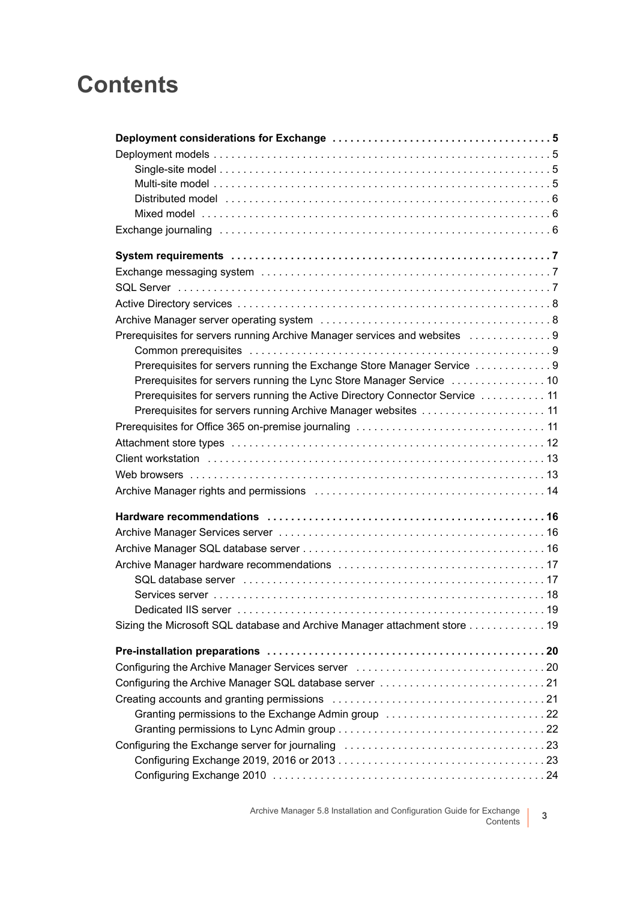# Contents

**Deployment considerations for Exchange . . . . . 5**

Deployment models . . . . . 5

- Single-site model . . . . . 5
- Multi-site model . . . . . 5
- Distributed model . . . . . 6
- Mixed model . . . . . 6

Exchange journaling . . . . . 6

**System requirements . . . . . 7**

Exchange messaging system . . . . . 7

SQL Server . . . . . 7

Active Directory services . . . . . 8

Archive Manager server operating system . . . . . 8

Prerequisites for servers running Archive Manager services and websites . . . . . 9

- Common prerequisites . . . . . 9
- Prerequisites for servers running the Exchange Store Manager Service . . . . . 9
- Prerequisites for servers running the Lync Store Manager Service . . . . . 10
- Prerequisites for servers running the Active Directory Connector Service . . . . . 11
- Prerequisites for servers running Archive Manager websites . . . . . 11

Prerequisites for Office 365 on-premise journaling . . . . . 11

Attachment store types . . . . . 12

Client workstation . . . . . 13

Web browsers . . . . . 13

Archive Manager rights and permissions . . . . . 14

**Hardware recommendations . . . . . 16**

Archive Manager Services server . . . . . 16

Archive Manager SQL database server . . . . . 16

Archive Manager hardware recommendations . . . . . 17

- SQL database server . . . . . 17
- Services server . . . . . 18
- Dedicated IIS server . . . . . 19

Sizing the Microsoft SQL database and Archive Manager attachment store . . . . . 19

**Pre-installation preparations . . . . . 20**

Configuring the Archive Manager Services server . . . . . 20

Configuring the Archive Manager SQL database server . . . . . 21

Creating accounts and granting permissions . . . . . 21

- Granting permissions to the Exchange Admin group . . . . . 22
- Granting permissions to Lync Admin group . . . . . 22

Configuring the Exchange server for journaling . . . . . 23

- Configuring Exchange 2019, 2016 or 2013 . . . . . 23
- Configuring Exchange 2010 . . . . . 24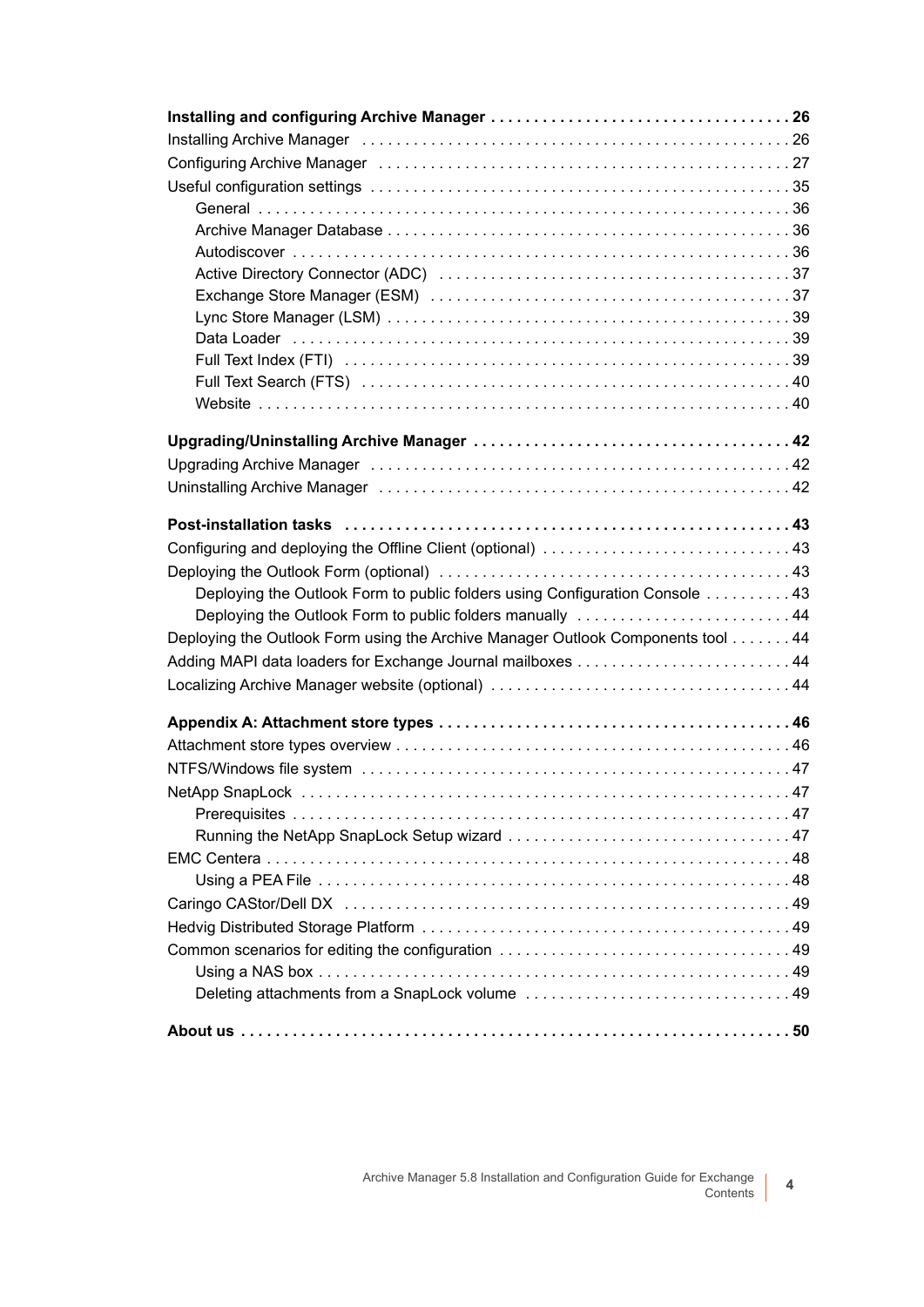**Installing and configuring Archive Manager . . . . . . . . . . . . . . . . . . . . . . . . . . . . . . . . . . . 26**

Installing Archive Manager . . . . . . . . . . . . . . . . . . . . . . . . . . . . . . . . . . . . . . . . . . . . . . . . 26

Configuring Archive Manager . . . . . . . . . . . . . . . . . . . . . . . . . . . . . . . . . . . . . . . . . . . . . . . 27

Useful configuration settings . . . . . . . . . . . . . . . . . . . . . . . . . . . . . . . . . . . . . . . . . . . . . . . . 35

- General . . . . . . . . . . . . . . . . . . . . . . . . . . . . . . . . . . . . . . . . . . . . . . . . . . . . . . . . . . . . 36
- Archive Manager Database . . . . . . . . . . . . . . . . . . . . . . . . . . . . . . . . . . . . . . . . . . . . . . 36
- Autodiscover . . . . . . . . . . . . . . . . . . . . . . . . . . . . . . . . . . . . . . . . . . . . . . . . . . . . . . . . . 36
- Active Directory Connector (ADC) . . . . . . . . . . . . . . . . . . . . . . . . . . . . . . . . . . . . . . . . 37
- Exchange Store Manager (ESM) . . . . . . . . . . . . . . . . . . . . . . . . . . . . . . . . . . . . . . . . . 37
- Lync Store Manager (LSM) . . . . . . . . . . . . . . . . . . . . . . . . . . . . . . . . . . . . . . . . . . . . . . 39
- Data Loader . . . . . . . . . . . . . . . . . . . . . . . . . . . . . . . . . . . . . . . . . . . . . . . . . . . . . . . . . 39
- Full Text Index (FTI) . . . . . . . . . . . . . . . . . . . . . . . . . . . . . . . . . . . . . . . . . . . . . . . . . . . 39
- Full Text Search (FTS) . . . . . . . . . . . . . . . . . . . . . . . . . . . . . . . . . . . . . . . . . . . . . . . . . 40
- Website . . . . . . . . . . . . . . . . . . . . . . . . . . . . . . . . . . . . . . . . . . . . . . . . . . . . . . . . . . . . 40

**Upgrading/Uninstalling Archive Manager . . . . . . . . . . . . . . . . . . . . . . . . . . . . . . . . . . . . 42**

Upgrading Archive Manager . . . . . . . . . . . . . . . . . . . . . . . . . . . . . . . . . . . . . . . . . . . . . . . . 42

Uninstalling Archive Manager . . . . . . . . . . . . . . . . . . . . . . . . . . . . . . . . . . . . . . . . . . . . . . . 42

**Post-installation tasks . . . . . . . . . . . . . . . . . . . . . . . . . . . . . . . . . . . . . . . . . . . . . . . . . . . . 43**

Configuring and deploying the Offline Client (optional) . . . . . . . . . . . . . . . . . . . . . . . . . . . . 43

Deploying the Outlook Form (optional) . . . . . . . . . . . . . . . . . . . . . . . . . . . . . . . . . . . . . . . . 43

- Deploying the Outlook Form to public folders using Configuration Console . . . . . . . . . . 43
- Deploying the Outlook Form to public folders manually . . . . . . . . . . . . . . . . . . . . . . . . 44

Deploying the Outlook Form using the Archive Manager Outlook Components tool . . . . . . . 44

Adding MAPI data loaders for Exchange Journal mailboxes . . . . . . . . . . . . . . . . . . . . . . . . 44

Localizing Archive Manager website (optional) . . . . . . . . . . . . . . . . . . . . . . . . . . . . . . . . . . 44

**Appendix A: Attachment store types . . . . . . . . . . . . . . . . . . . . . . . . . . . . . . . . . . . . . . . . 46**

Attachment store types overview . . . . . . . . . . . . . . . . . . . . . . . . . . . . . . . . . . . . . . . . . . . . . 46

NTFS/Windows file system . . . . . . . . . . . . . . . . . . . . . . . . . . . . . . . . . . . . . . . . . . . . . . . . . 47

NetApp SnapLock . . . . . . . . . . . . . . . . . . . . . . . . . . . . . . . . . . . . . . . . . . . . . . . . . . . . . . . . 47

- Prerequisites . . . . . . . . . . . . . . . . . . . . . . . . . . . . . . . . . . . . . . . . . . . . . . . . . . . . . . . . . . 47
- Running the NetApp SnapLock Setup wizard . . . . . . . . . . . . . . . . . . . . . . . . . . . . . . . . 47

EMC Centera . . . . . . . . . . . . . . . . . . . . . . . . . . . . . . . . . . . . . . . . . . . . . . . . . . . . . . . . . . . . 48

- Using a PEA File . . . . . . . . . . . . . . . . . . . . . . . . . . . . . . . . . . . . . . . . . . . . . . . . . . . . . . . 48

Caringo CAStor/Dell DX . . . . . . . . . . . . . . . . . . . . . . . . . . . . . . . . . . . . . . . . . . . . . . . . . . . . 49

Hedvig Distributed Storage Platform . . . . . . . . . . . . . . . . . . . . . . . . . . . . . . . . . . . . . . . . . . 49

Common scenarios for editing the configuration . . . . . . . . . . . . . . . . . . . . . . . . . . . . . . . . . 49

- Using a NAS box . . . . . . . . . . . . . . . . . . . . . . . . . . . . . . . . . . . . . . . . . . . . . . . . . . . . . . . 49
- Deleting attachments from a SnapLock volume . . . . . . . . . . . . . . . . . . . . . . . . . . . . . . 49

**About us . . . . . . . . . . . . . . . . . . . . . . . . . . . . . . . . . . . . . . . . . . . . . . . . . . . . . . . . . . . . . . . . 50**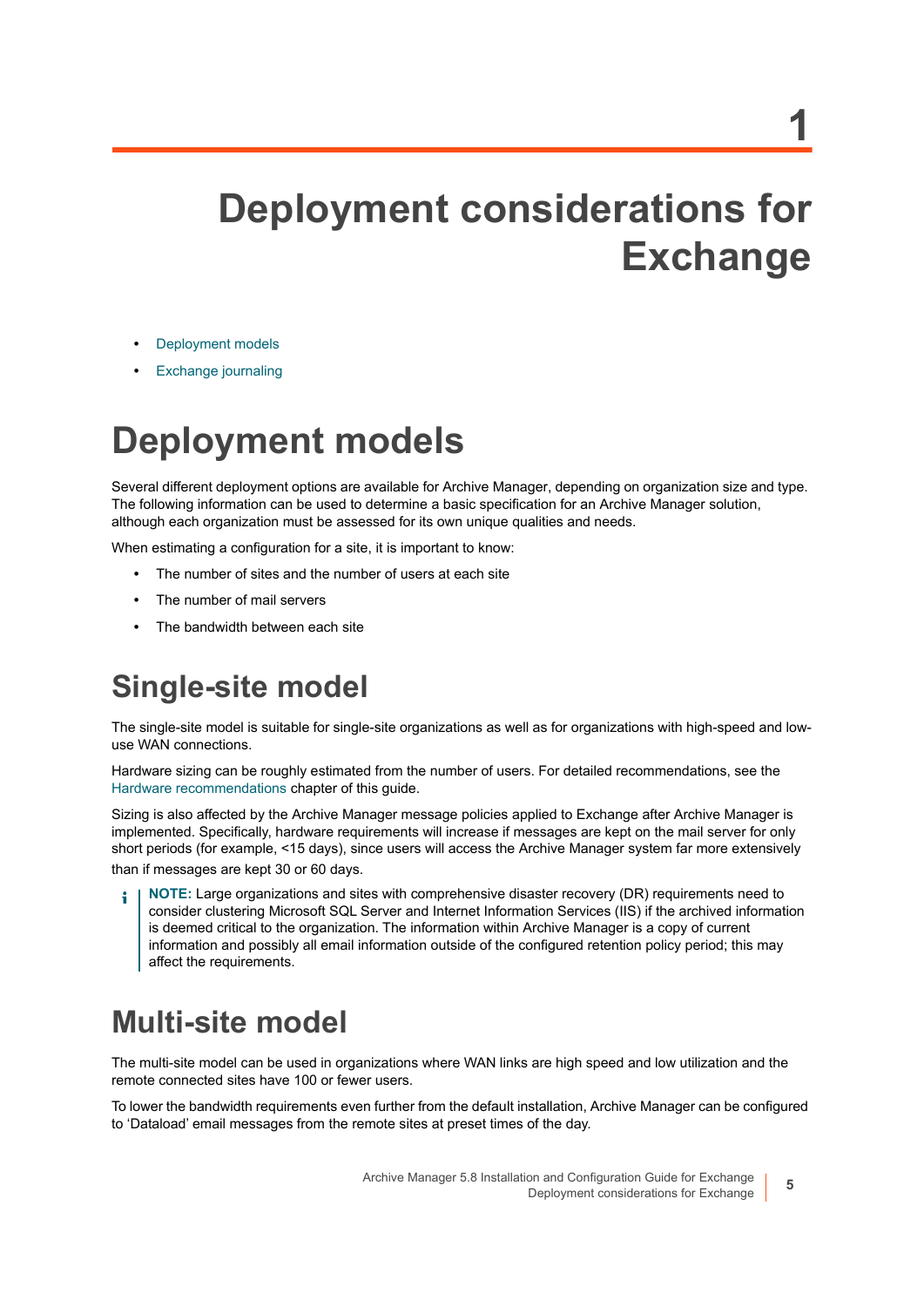# 1 Deployment considerations for Exchange

- Deployment models
- Exchange journaling

# Deployment models

Several different deployment options are available for Archive Manager, depending on organization size and type. The following information can be used to determine a basic specification for an Archive Manager solution, although each organization must be assessed for its own unique qualities and needs.

When estimating a configuration for a site, it is important to know:

- The number of sites and the number of users at each site
- The number of mail servers
- The bandwidth between each site

## Single-site model

The single-site model is suitable for single-site organizations as well as for organizations with high-speed and low-use WAN connections.

Hardware sizing can be roughly estimated from the number of users. For detailed recommendations, see the Hardware recommendations chapter of this guide.

Sizing is also affected by the Archive Manager message policies applied to Exchange after Archive Manager is implemented. Specifically, hardware requirements will increase if messages are kept on the mail server for only short periods (for example, <15 days), since users will access the Archive Manager system far more extensively than if messages are kept 30 or 60 days.

> **NOTE:** Large organizations and sites with comprehensive disaster recovery (DR) requirements need to consider clustering Microsoft SQL Server and Internet Information Services (IIS) if the archived information is deemed critical to the organization. The information within Archive Manager is a copy of current information and possibly all email information outside of the configured retention policy period; this may affect the requirements.

## Multi-site model

The multi-site model can be used in organizations where WAN links are high speed and low utilization and the remote connected sites have 100 or fewer users.

To lower the bandwidth requirements even further from the default installation, Archive Manager can be configured to 'Dataload' email messages from the remote sites at preset times of the day.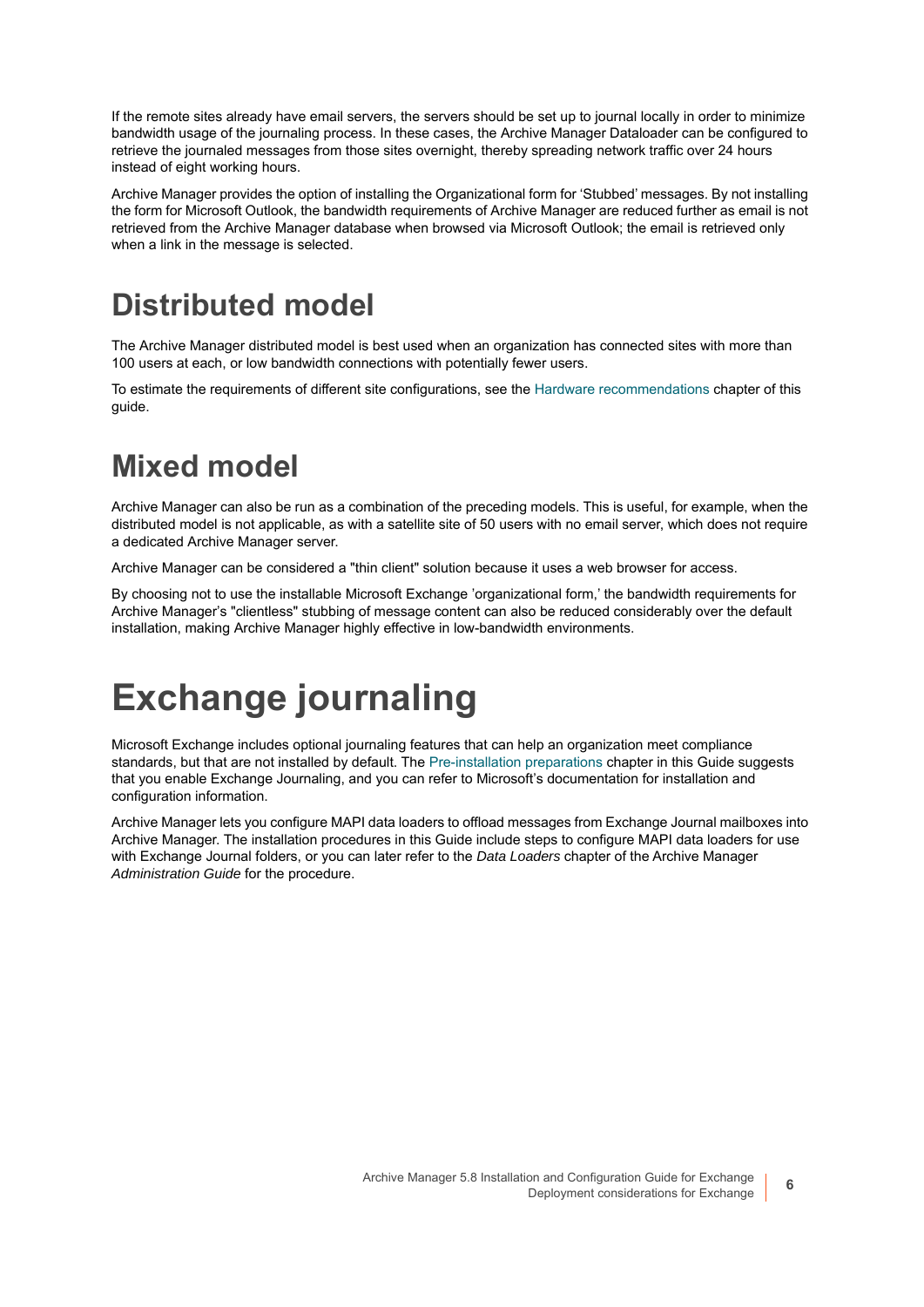If the remote sites already have email servers, the servers should be set up to journal locally in order to minimize bandwidth usage of the journaling process. In these cases, the Archive Manager Dataloader can be configured to retrieve the journaled messages from those sites overnight, thereby spreading network traffic over 24 hours instead of eight working hours.

Archive Manager provides the option of installing the Organizational form for 'Stubbed' messages. By not installing the form for Microsoft Outlook, the bandwidth requirements of Archive Manager are reduced further as email is not retrieved from the Archive Manager database when browsed via Microsoft Outlook; the email is retrieved only when a link in the message is selected.

## Distributed model

The Archive Manager distributed model is best used when an organization has connected sites with more than 100 users at each, or low bandwidth connections with potentially fewer users.

To estimate the requirements of different site configurations, see the Hardware recommendations chapter of this guide.

## Mixed model

Archive Manager can also be run as a combination of the preceding models. This is useful, for example, when the distributed model is not applicable, as with a satellite site of 50 users with no email server, which does not require a dedicated Archive Manager server.

Archive Manager can be considered a "thin client" solution because it uses a web browser for access.

By choosing not to use the installable Microsoft Exchange 'organizational form,' the bandwidth requirements for Archive Manager's "clientless" stubbing of message content can also be reduced considerably over the default installation, making Archive Manager highly effective in low-bandwidth environments.

# Exchange journaling

Microsoft Exchange includes optional journaling features that can help an organization meet compliance standards, but that are not installed by default. The Pre-installation preparations chapter in this Guide suggests that you enable Exchange Journaling, and you can refer to Microsoft's documentation for installation and configuration information.

Archive Manager lets you configure MAPI data loaders to offload messages from Exchange Journal mailboxes into Archive Manager. The installation procedures in this Guide include steps to configure MAPI data loaders for use with Exchange Journal folders, or you can later refer to the *Data Loaders* chapter of the Archive Manager *Administration Guide* for the procedure.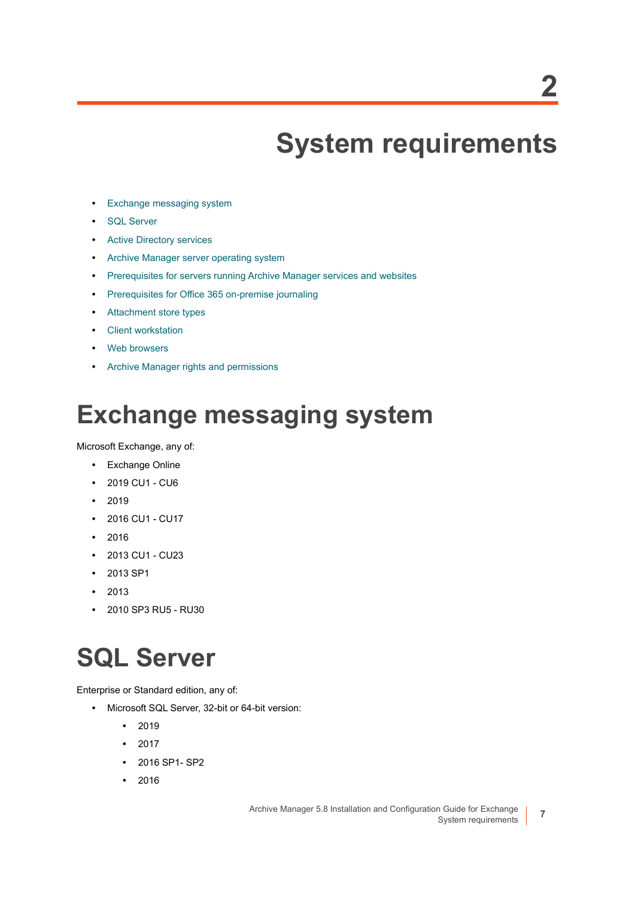# 2 System requirements

- Exchange messaging system
- SQL Server
- Active Directory services
- Archive Manager server operating system
- Prerequisites for servers running Archive Manager services and websites
- Prerequisites for Office 365 on-premise journaling
- Attachment store types
- Client workstation
- Web browsers
- Archive Manager rights and permissions

## Exchange messaging system

Microsoft Exchange, any of:

- Exchange Online
- 2019 CU1 - CU6
- 2019
- 2016 CU1 - CU17
- 2016
- 2013 CU1 - CU23
- 2013 SP1
- 2013
- 2010 SP3 RU5 - RU30

## SQL Server

Enterprise or Standard edition, any of:

- Microsoft SQL Server, 32-bit or 64-bit version:
    - 2019
    - 2017
    - 2016 SP1- SP2
    - 2016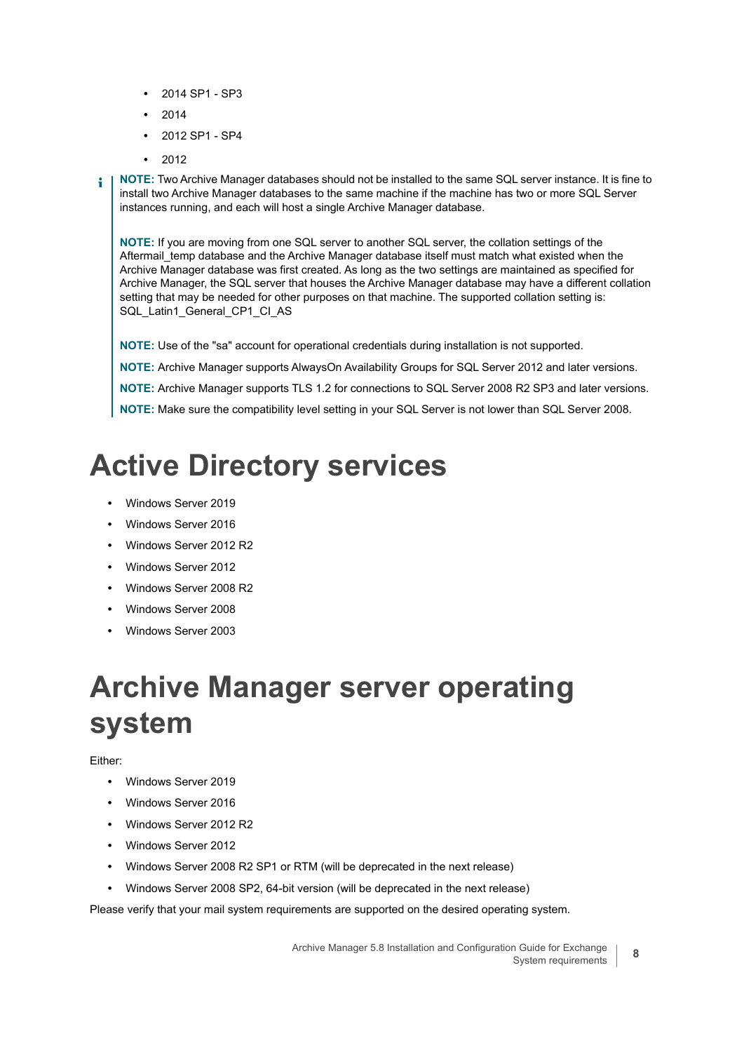- 2014 SP1 - SP3
- 2014
- 2012 SP1 - SP4
- 2012

**NOTE:** Two Archive Manager databases should not be installed to the same SQL server instance. It is fine to install two Archive Manager databases to the same machine if the machine has two or more SQL Server instances running, and each will host a single Archive Manager database.

**NOTE:** If you are moving from one SQL server to another SQL server, the collation settings of the Aftermail_temp database and the Archive Manager database itself must match what existed when the Archive Manager database was first created. As long as the two settings are maintained as specified for Archive Manager, the SQL server that houses the Archive Manager database may have a different collation setting that may be needed for other purposes on that machine. The supported collation setting is: SQL_Latin1_General_CP1_CI_AS

**NOTE:** Use of the "sa" account for operational credentials during installation is not supported.

**NOTE:** Archive Manager supports AlwaysOn Availability Groups for SQL Server 2012 and later versions.

**NOTE:** Archive Manager supports TLS 1.2 for connections to SQL Server 2008 R2 SP3 and later versions.

**NOTE:** Make sure the compatibility level setting in your SQL Server is not lower than SQL Server 2008.

# Active Directory services

- Windows Server 2019
- Windows Server 2016
- Windows Server 2012 R2
- Windows Server 2012
- Windows Server 2008 R2
- Windows Server 2008
- Windows Server 2003

# Archive Manager server operating system

Either:

- Windows Server 2019
- Windows Server 2016
- Windows Server 2012 R2
- Windows Server 2012
- Windows Server 2008 R2 SP1 or RTM (will be deprecated in the next release)
- Windows Server 2008 SP2, 64-bit version (will be deprecated in the next release)

Please verify that your mail system requirements are supported on the desired operating system.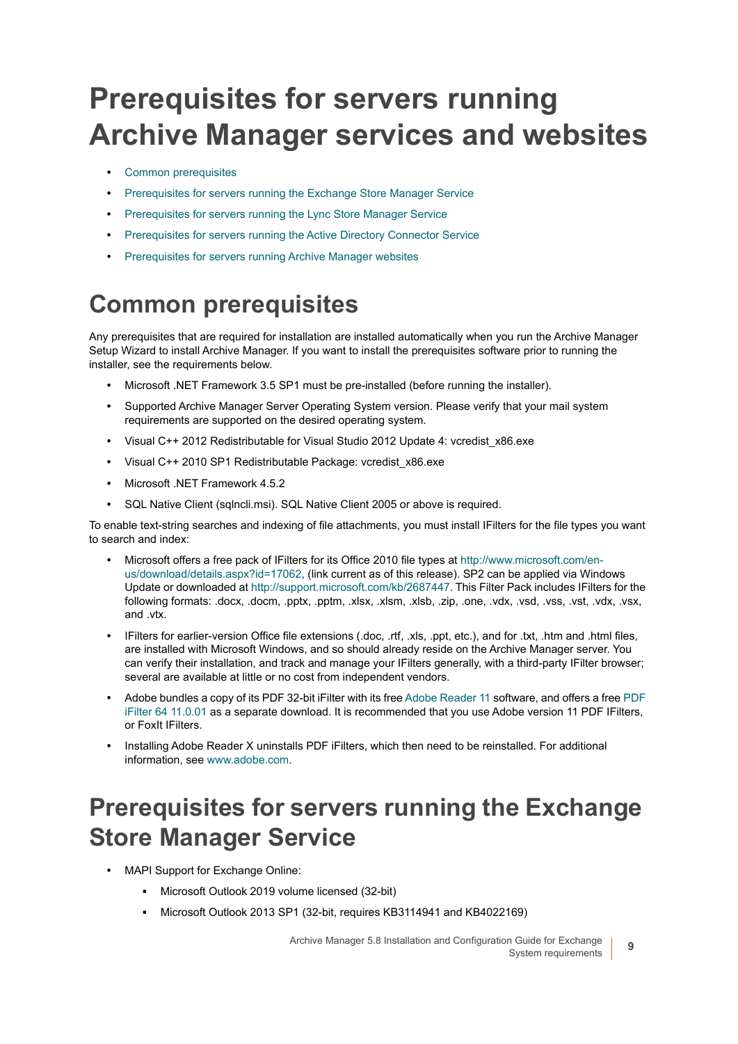# Prerequisites for servers running Archive Manager services and websites

- Common prerequisites
- Prerequisites for servers running the Exchange Store Manager Service
- Prerequisites for servers running the Lync Store Manager Service
- Prerequisites for servers running the Active Directory Connector Service
- Prerequisites for servers running Archive Manager websites

## Common prerequisites

Any prerequisites that are required for installation are installed automatically when you run the Archive Manager Setup Wizard to install Archive Manager. If you want to install the prerequisites software prior to running the installer, see the requirements below.

- Microsoft .NET Framework 3.5 SP1 must be pre-installed (before running the installer).
- Supported Archive Manager Server Operating System version. Please verify that your mail system requirements are supported on the desired operating system.
- Visual C++ 2012 Redistributable for Visual Studio 2012 Update 4: vcredist_x86.exe
- Visual C++ 2010 SP1 Redistributable Package: vcredist_x86.exe
- Microsoft .NET Framework 4.5.2
- SQL Native Client (sqlncli.msi). SQL Native Client 2005 or above is required.

To enable text-string searches and indexing of file attachments, you must install IFilters for the file types you want to search and index:

- Microsoft offers a free pack of IFilters for its Office 2010 file types at http://www.microsoft.com/en-us/download/details.aspx?id=17062, (link current as of this release). SP2 can be applied via Windows Update or downloaded at http://support.microsoft.com/kb/2687447. This Filter Pack includes IFilters for the following formats: .docx, .docm, .pptx, .pptm, .xlsx, .xlsm, .xlsb, .zip, .one, .vdx, .vsd, .vss, .vst, .vdx, .vsx, and .vtx.
- IFilters for earlier-version Office file extensions (.doc, .rtf, .xls, .ppt, etc.), and for .txt, .htm and .html files, are installed with Microsoft Windows, and so should already reside on the Archive Manager server. You can verify their installation, and track and manage your IFilters generally, with a third-party IFilter browser; several are available at little or no cost from independent vendors.
- Adobe bundles a copy of its PDF 32-bit iFilter with its free Adobe Reader 11 software, and offers a free PDF iFilter 64 11.0.01 as a separate download. It is recommended that you use Adobe version 11 PDF IFilters, or FoxIt IFilters.
- Installing Adobe Reader X uninstalls PDF iFilters, which then need to be reinstalled. For additional information, see www.adobe.com.

## Prerequisites for servers running the Exchange Store Manager Service

- MAPI Support for Exchange Online:
  - Microsoft Outlook 2019 volume licensed (32-bit)
  - Microsoft Outlook 2013 SP1 (32-bit, requires KB3114941 and KB4022169)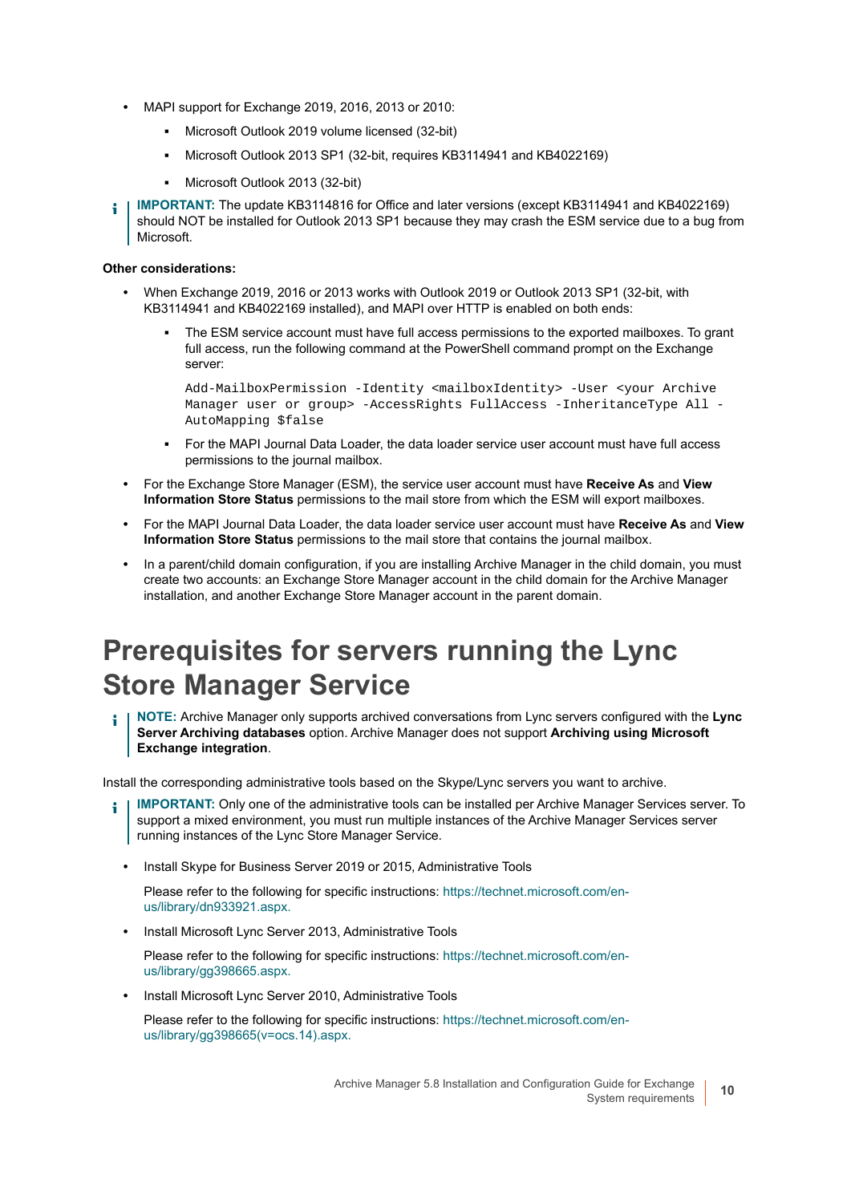- MAPI support for Exchange 2019, 2016, 2013 or 2010:
  - Microsoft Outlook 2019 volume licensed (32-bit)
  - Microsoft Outlook 2013 SP1 (32-bit, requires KB3114941 and KB4022169)
  - Microsoft Outlook 2013 (32-bit)

> **IMPORTANT:** The update KB3114816 for Office and later versions (except KB3114941 and KB4022169) should NOT be installed for Outlook 2013 SP1 because they may crash the ESM service due to a bug from Microsoft.

**Other considerations:**

- When Exchange 2019, 2016 or 2013 works with Outlook 2019 or Outlook 2013 SP1 (32-bit, with KB3114941 and KB4022169 installed), and MAPI over HTTP is enabled on both ends:
  - The ESM service account must have full access permissions to the exported mailboxes. To grant full access, run the following command at the PowerShell command prompt on the Exchange server:

    ```
    Add-MailboxPermission -Identity <mailboxIdentity> -User <your Archive
    Manager user or group> -AccessRights FullAccess -InheritanceType All -
    AutoMapping $false
    ```

  - For the MAPI Journal Data Loader, the data loader service user account must have full access permissions to the journal mailbox.
- For the Exchange Store Manager (ESM), the service user account must have **Receive As** and **View Information Store Status** permissions to the mail store from which the ESM will export mailboxes.
- For the MAPI Journal Data Loader, the data loader service user account must have **Receive As** and **View Information Store Status** permissions to the mail store that contains the journal mailbox.
- In a parent/child domain configuration, if you are installing Archive Manager in the child domain, you must create two accounts: an Exchange Store Manager account in the child domain for the Archive Manager installation, and another Exchange Store Manager account in the parent domain.

# Prerequisites for servers running the Lync Store Manager Service

> **NOTE:** Archive Manager only supports archived conversations from Lync servers configured with the **Lync Server Archiving databases** option. Archive Manager does not support **Archiving using Microsoft Exchange integration**.

Install the corresponding administrative tools based on the Skype/Lync servers you want to archive.

> **IMPORTANT:** Only one of the administrative tools can be installed per Archive Manager Services server. To support a mixed environment, you must run multiple instances of the Archive Manager Services server running instances of the Lync Store Manager Service.

- Install Skype for Business Server 2019 or 2015, Administrative Tools

  Please refer to the following for specific instructions: https://technet.microsoft.com/en-us/library/dn933921.aspx.

- Install Microsoft Lync Server 2013, Administrative Tools

  Please refer to the following for specific instructions: https://technet.microsoft.com/en-us/library/gg398665.aspx.

- Install Microsoft Lync Server 2010, Administrative Tools

  Please refer to the following for specific instructions: https://technet.microsoft.com/en-us/library/gg398665(v=ocs.14).aspx.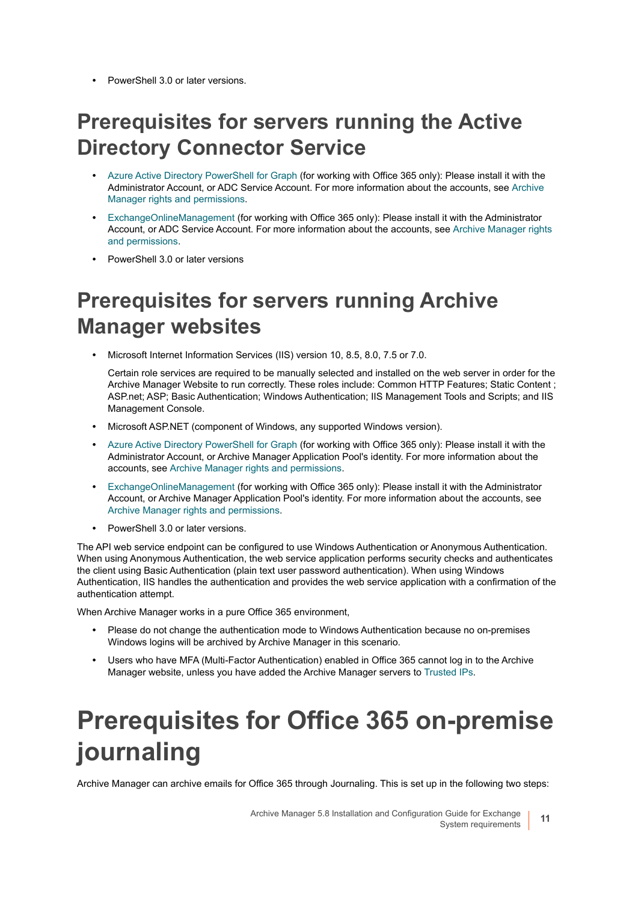- PowerShell 3.0 or later versions.

## Prerequisites for servers running the Active Directory Connector Service

- Azure Active Directory PowerShell for Graph (for working with Office 365 only): Please install it with the Administrator Account, or ADC Service Account. For more information about the accounts, see Archive Manager rights and permissions.
- ExchangeOnlineManagement (for working with Office 365 only): Please install it with the Administrator Account, or ADC Service Account. For more information about the accounts, see Archive Manager rights and permissions.
- PowerShell 3.0 or later versions

## Prerequisites for servers running Archive Manager websites

- Microsoft Internet Information Services (IIS) version 10, 8.5, 8.0, 7.5 or 7.0.

  Certain role services are required to be manually selected and installed on the web server in order for the Archive Manager Website to run correctly. These roles include: Common HTTP Features; Static Content ; ASP.net; ASP; Basic Authentication; Windows Authentication; IIS Management Tools and Scripts; and IIS Management Console.
- Microsoft ASP.NET (component of Windows, any supported Windows version).
- Azure Active Directory PowerShell for Graph (for working with Office 365 only): Please install it with the Administrator Account, or Archive Manager Application Pool's identity. For more information about the accounts, see Archive Manager rights and permissions.
- ExchangeOnlineManagement (for working with Office 365 only): Please install it with the Administrator Account, or Archive Manager Application Pool's identity. For more information about the accounts, see Archive Manager rights and permissions.
- PowerShell 3.0 or later versions.

The API web service endpoint can be configured to use Windows Authentication or Anonymous Authentication. When using Anonymous Authentication, the web service application performs security checks and authenticates the client using Basic Authentication (plain text user password authentication). When using Windows Authentication, IIS handles the authentication and provides the web service application with a confirmation of the authentication attempt.

When Archive Manager works in a pure Office 365 environment,

- Please do not change the authentication mode to Windows Authentication because no on-premises Windows logins will be archived by Archive Manager in this scenario.
- Users who have MFA (Multi-Factor Authentication) enabled in Office 365 cannot log in to the Archive Manager website, unless you have added the Archive Manager servers to Trusted IPs.

# Prerequisites for Office 365 on-premise journaling

Archive Manager can archive emails for Office 365 through Journaling. This is set up in the following two steps: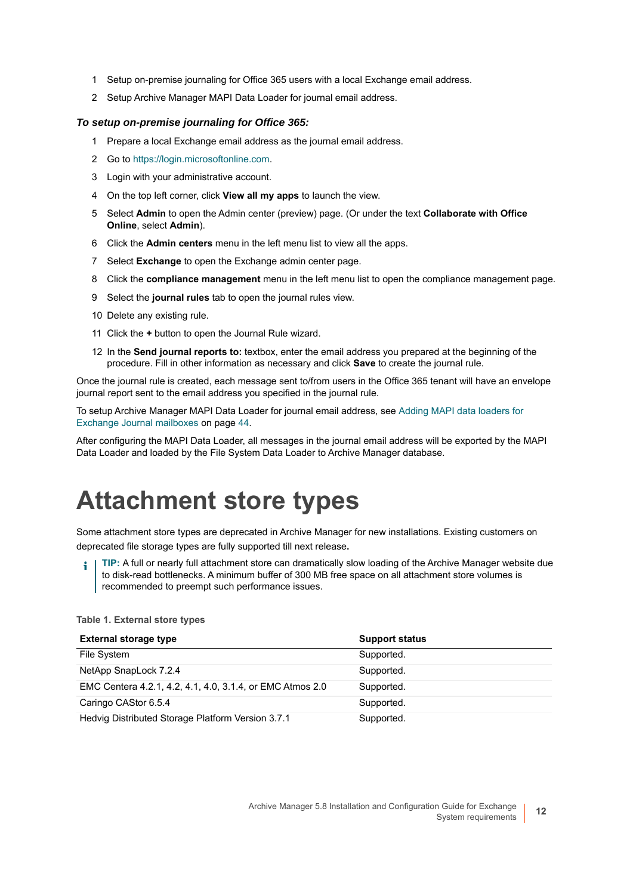1. Setup on-premise journaling for Office 365 users with a local Exchange email address.
2. Setup Archive Manager MAPI Data Loader for journal email address.

***To setup on-premise journaling for Office 365:***

1. Prepare a local Exchange email address as the journal email address.
2. Go to https://login.microsoftonline.com.
3. Login with your administrative account.
4. On the top left corner, click **View all my apps** to launch the view.
5. Select **Admin** to open the Admin center (preview) page. (Or under the text **Collaborate with Office Online**, select **Admin**).
6. Click the **Admin centers** menu in the left menu list to view all the apps.
7. Select **Exchange** to open the Exchange admin center page.
8. Click the **compliance management** menu in the left menu list to open the compliance management page.
9. Select the **journal rules** tab to open the journal rules view.
10. Delete any existing rule.
11. Click the **+** button to open the Journal Rule wizard.
12. In the **Send journal reports to:** textbox, enter the email address you prepared at the beginning of the procedure. Fill in other information as necessary and click **Save** to create the journal rule.

Once the journal rule is created, each message sent to/from users in the Office 365 tenant will have an envelope journal report sent to the email address you specified in the journal rule.

To setup Archive Manager MAPI Data Loader for journal email address, see Adding MAPI data loaders for Exchange Journal mailboxes on page 44.

After configuring the MAPI Data Loader, all messages in the journal email address will be exported by the MAPI Data Loader and loaded by the File System Data Loader to Archive Manager database.

# Attachment store types

Some attachment store types are deprecated in Archive Manager for new installations. Existing customers on deprecated file storage types are fully supported till next release**.**

> **TIP:** A full or nearly full attachment store can dramatically slow loading of the Archive Manager website due to disk-read bottlenecks. A minimum buffer of 300 MB free space on all attachment store volumes is recommended to preempt such performance issues.

**Table 1. External store types**

| External storage type | Support status |
|---|---|
| File System | Supported. |
| NetApp SnapLock 7.2.4 | Supported. |
| EMC Centera 4.2.1, 4.2, 4.1, 4.0, 3.1.4, or EMC Atmos 2.0 | Supported. |
| Caringo CAStor 6.5.4 | Supported. |
| Hedvig Distributed Storage Platform Version 3.7.1 | Supported. |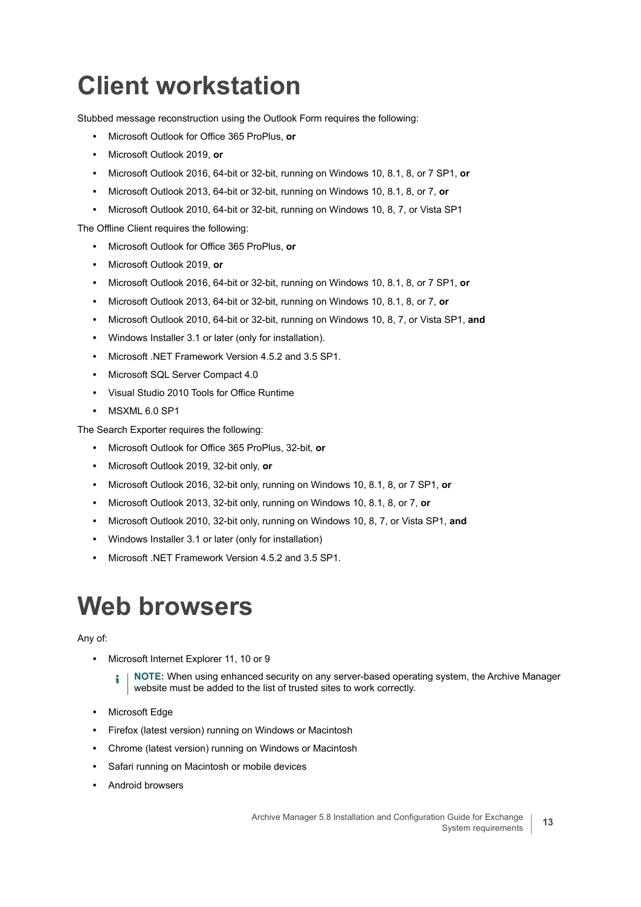# Client workstation

Stubbed message reconstruction using the Outlook Form requires the following:

- Microsoft Outlook for Office 365 ProPlus, **or**
- Microsoft Outlook 2019, **or**
- Microsoft Outlook 2016, 64-bit or 32-bit, running on Windows 10, 8.1, 8, or 7 SP1, **or**
- Microsoft Outlook 2013, 64-bit or 32-bit, running on Windows 10, 8.1, 8, or 7, **or**
- Microsoft Outlook 2010, 64-bit or 32-bit, running on Windows 10, 8, 7, or Vista SP1

The Offline Client requires the following:

- Microsoft Outlook for Office 365 ProPlus, **or**
- Microsoft Outlook 2019, **or**
- Microsoft Outlook 2016, 64-bit or 32-bit, running on Windows 10, 8.1, 8, or 7 SP1, **or**
- Microsoft Outlook 2013, 64-bit or 32-bit, running on Windows 10, 8.1, 8, or 7, **or**
- Microsoft Outlook 2010, 64-bit or 32-bit, running on Windows 10, 8, 7, or Vista SP1, **and**
- Windows Installer 3.1 or later (only for installation).
- Microsoft .NET Framework Version 4.5.2 and 3.5 SP1.
- Microsoft SQL Server Compact 4.0
- Visual Studio 2010 Tools for Office Runtime
- MSXML 6.0 SP1

The Search Exporter requires the following:

- Microsoft Outlook for Office 365 ProPlus, 32-bit, **or**
- Microsoft Outlook 2019, 32-bit only, **or**
- Microsoft Outlook 2016, 32-bit only, running on Windows 10, 8.1, 8, or 7 SP1, **or**
- Microsoft Outlook 2013, 32-bit only, running on Windows 10, 8.1, 8, or 7, **or**
- Microsoft Outlook 2010, 32-bit only, running on Windows 10, 8, 7, or Vista SP1, **and**
- Windows Installer 3.1 or later (only for installation)
- Microsoft .NET Framework Version 4.5.2 and 3.5 SP1.

# Web browsers

Any of:

- Microsoft Internet Explorer 11, 10 or 9

  **NOTE:** When using enhanced security on any server-based operating system, the Archive Manager website must be added to the list of trusted sites to work correctly.

- Microsoft Edge
- Firefox (latest version) running on Windows or Macintosh
- Chrome (latest version) running on Windows or Macintosh
- Safari running on Macintosh or mobile devices
- Android browsers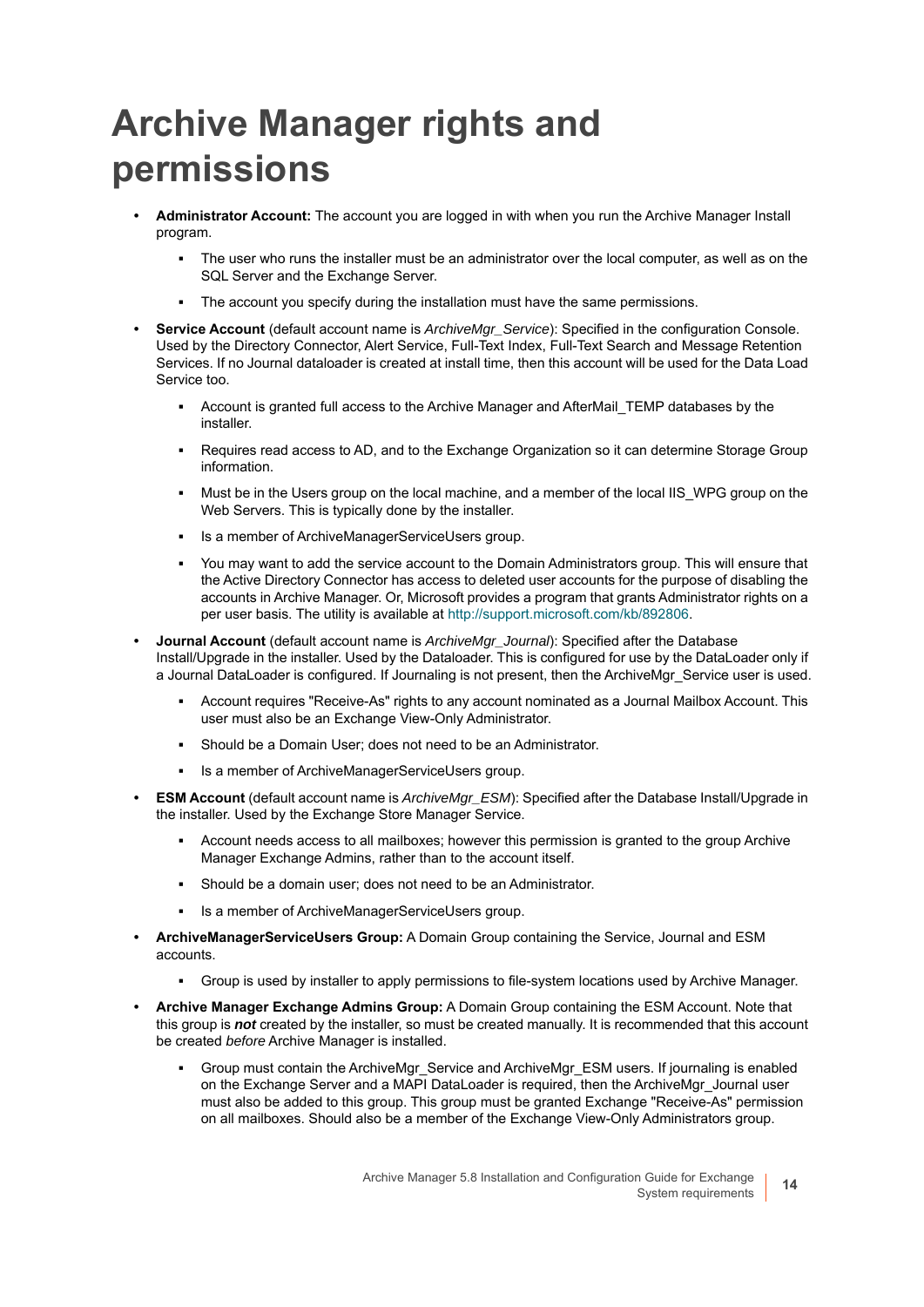# Archive Manager rights and permissions

- **Administrator Account:** The account you are logged in with when you run the Archive Manager Install program.
  - The user who runs the installer must be an administrator over the local computer, as well as on the SQL Server and the Exchange Server.
  - The account you specify during the installation must have the same permissions.
- **Service Account** (default account name is *ArchiveMgr_Service*): Specified in the configuration Console. Used by the Directory Connector, Alert Service, Full-Text Index, Full-Text Search and Message Retention Services. If no Journal dataloader is created at install time, then this account will be used for the Data Load Service too.
  - Account is granted full access to the Archive Manager and AfterMail_TEMP databases by the installer.
  - Requires read access to AD, and to the Exchange Organization so it can determine Storage Group information.
  - Must be in the Users group on the local machine, and a member of the local IIS_WPG group on the Web Servers. This is typically done by the installer.
  - Is a member of ArchiveManagerServiceUsers group.
  - You may want to add the service account to the Domain Administrators group. This will ensure that the Active Directory Connector has access to deleted user accounts for the purpose of disabling the accounts in Archive Manager. Or, Microsoft provides a program that grants Administrator rights on a per user basis. The utility is available at http://support.microsoft.com/kb/892806.
- **Journal Account** (default account name is *ArchiveMgr_Journal*): Specified after the Database Install/Upgrade in the installer. Used by the Dataloader. This is configured for use by the DataLoader only if a Journal DataLoader is configured. If Journaling is not present, then the ArchiveMgr_Service user is used.
  - Account requires "Receive-As" rights to any account nominated as a Journal Mailbox Account. This user must also be an Exchange View-Only Administrator.
  - Should be a Domain User; does not need to be an Administrator.
  - Is a member of ArchiveManagerServiceUsers group.
- **ESM Account** (default account name is *ArchiveMgr_ESM*): Specified after the Database Install/Upgrade in the installer. Used by the Exchange Store Manager Service.
  - Account needs access to all mailboxes; however this permission is granted to the group Archive Manager Exchange Admins, rather than to the account itself.
  - Should be a domain user; does not need to be an Administrator.
  - Is a member of ArchiveManagerServiceUsers group.
- **ArchiveManagerServiceUsers Group:** A Domain Group containing the Service, Journal and ESM accounts.
  - Group is used by installer to apply permissions to file-system locations used by Archive Manager.
- **Archive Manager Exchange Admins Group:** A Domain Group containing the ESM Account. Note that this group is ***not*** created by the installer, so must be created manually. It is recommended that this account be created *before* Archive Manager is installed.
  - Group must contain the ArchiveMgr_Service and ArchiveMgr_ESM users. If journaling is enabled on the Exchange Server and a MAPI DataLoader is required, then the ArchiveMgr_Journal user must also be added to this group. This group must be granted Exchange "Receive-As" permission on all mailboxes. Should also be a member of the Exchange View-Only Administrators group.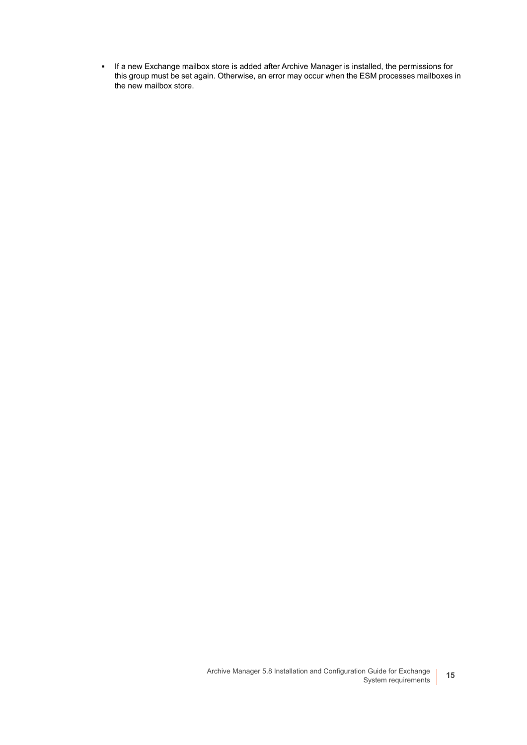- If a new Exchange mailbox store is added after Archive Manager is installed, the permissions for this group must be set again. Otherwise, an error may occur when the ESM processes mailboxes in the new mailbox store.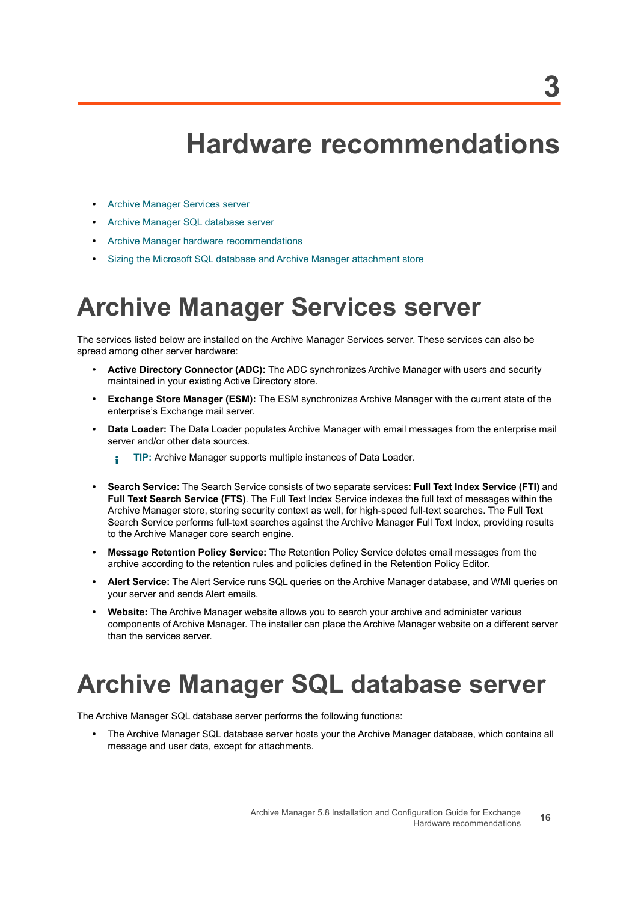# 3 Hardware recommendations

- Archive Manager Services server
- Archive Manager SQL database server
- Archive Manager hardware recommendations
- Sizing the Microsoft SQL database and Archive Manager attachment store

# Archive Manager Services server

The services listed below are installed on the Archive Manager Services server. These services can also be spread among other server hardware:

- **Active Directory Connector (ADC):** The ADC synchronizes Archive Manager with users and security maintained in your existing Active Directory store.
- **Exchange Store Manager (ESM):** The ESM synchronizes Archive Manager with the current state of the enterprise's Exchange mail server.
- **Data Loader:** The Data Loader populates Archive Manager with email messages from the enterprise mail server and/or other data sources.

  **TIP:** Archive Manager supports multiple instances of Data Loader.

- **Search Service:** The Search Service consists of two separate services: **Full Text Index Service (FTI)** and **Full Text Search Service (FTS)**. The Full Text Index Service indexes the full text of messages within the Archive Manager store, storing security context as well, for high-speed full-text searches. The Full Text Search Service performs full-text searches against the Archive Manager Full Text Index, providing results to the Archive Manager core search engine.
- **Message Retention Policy Service:** The Retention Policy Service deletes email messages from the archive according to the retention rules and policies defined in the Retention Policy Editor.
- **Alert Service:** The Alert Service runs SQL queries on the Archive Manager database, and WMI queries on your server and sends Alert emails.
- **Website:** The Archive Manager website allows you to search your archive and administer various components of Archive Manager. The installer can place the Archive Manager website on a different server than the services server.

# Archive Manager SQL database server

The Archive Manager SQL database server performs the following functions:

- The Archive Manager SQL database server hosts your the Archive Manager database, which contains all message and user data, except for attachments.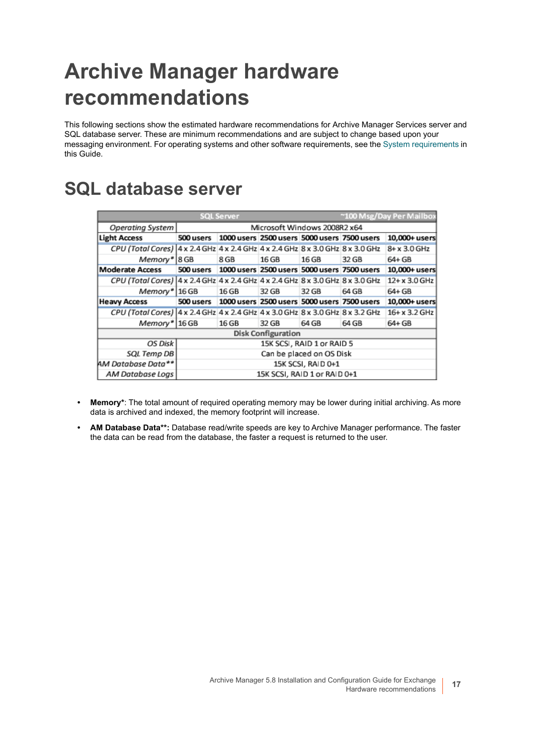# Archive Manager hardware recommendations

This following sections show the estimated hardware recommendations for Archive Manager Services server and SQL database server. These are minimum recommendations and are subject to change based upon your messaging environment. For operating systems and other software requirements, see the System requirements in this Guide.

## SQL database server

| SQL Server | | | | | ~100 Msg/Day Per Mailbox | |
|---|---|---|---|---|---|---|
| *Operating System* | Microsoft Windows 2008R2 x64 | | | | | |
| **Light Access** | **500 users** | **1000 users** | **2500 users** | **5000 users** | **7500 users** | **10,000+ users** |
| *CPU (Total Cores)* | 4 x 2.4 GHz | 4 x 2.4 GHz | 4 x 2.4 GHz | 8 x 3.0 GHz | 8 x 3.0 GHz | 8+ x 3.0 GHz |
| *Memory** | 8 GB | 8 GB | 16 GB | 16 GB | 32 GB | 64+ GB |
| **Moderate Access** | **500 users** | **1000 users** | **2500 users** | **5000 users** | **7500 users** | **10,000+ users** |
| *CPU (Total Cores)* | 4 x 2.4 GHz | 4 x 2.4 GHz | 4 x 2.4 GHz | 8 x 3.0 GHz | 8 x 3.0 GHz | 12+ x 3.0 GHz |
| *Memory** | 16 GB | 16 GB | 32 GB | 32 GB | 64 GB | 64+ GB |
| **Heavy Access** | **500 users** | **1000 users** | **2500 users** | **5000 users** | **7500 users** | **10,000+ users** |
| *CPU (Total Cores)* | 4 x 2.4 GHz | 4 x 2.4 GHz | 4 x 3.0 GHz | 8 x 3.0 GHz | 8 x 3.2 GHz | 16+ x 3.2 GHz |
| *Memory** | 16 GB | 16 GB | 32 GB | 64 GB | 64 GB | 64+ GB |
| Disk Configuration | | | | | | |
| *OS Disk* | 15K SCSI, RAID 1 or RAID 5 | | | | | |
| *SQL Temp DB* | Can be placed on OS Disk | | | | | |
| *AM Database Data*** | 15K SCSI, RAID 0+1 | | | | | |
| *AM Database Logs* | 15K SCSI, RAID 1 or RAID 0+1 | | | | | |

- **Memory***: The total amount of required operating memory may be lower during initial archiving. As more data is archived and indexed, the memory footprint will increase.
- **AM Database Data**:** Database read/write speeds are key to Archive Manager performance. The faster the data can be read from the database, the faster a request is returned to the user.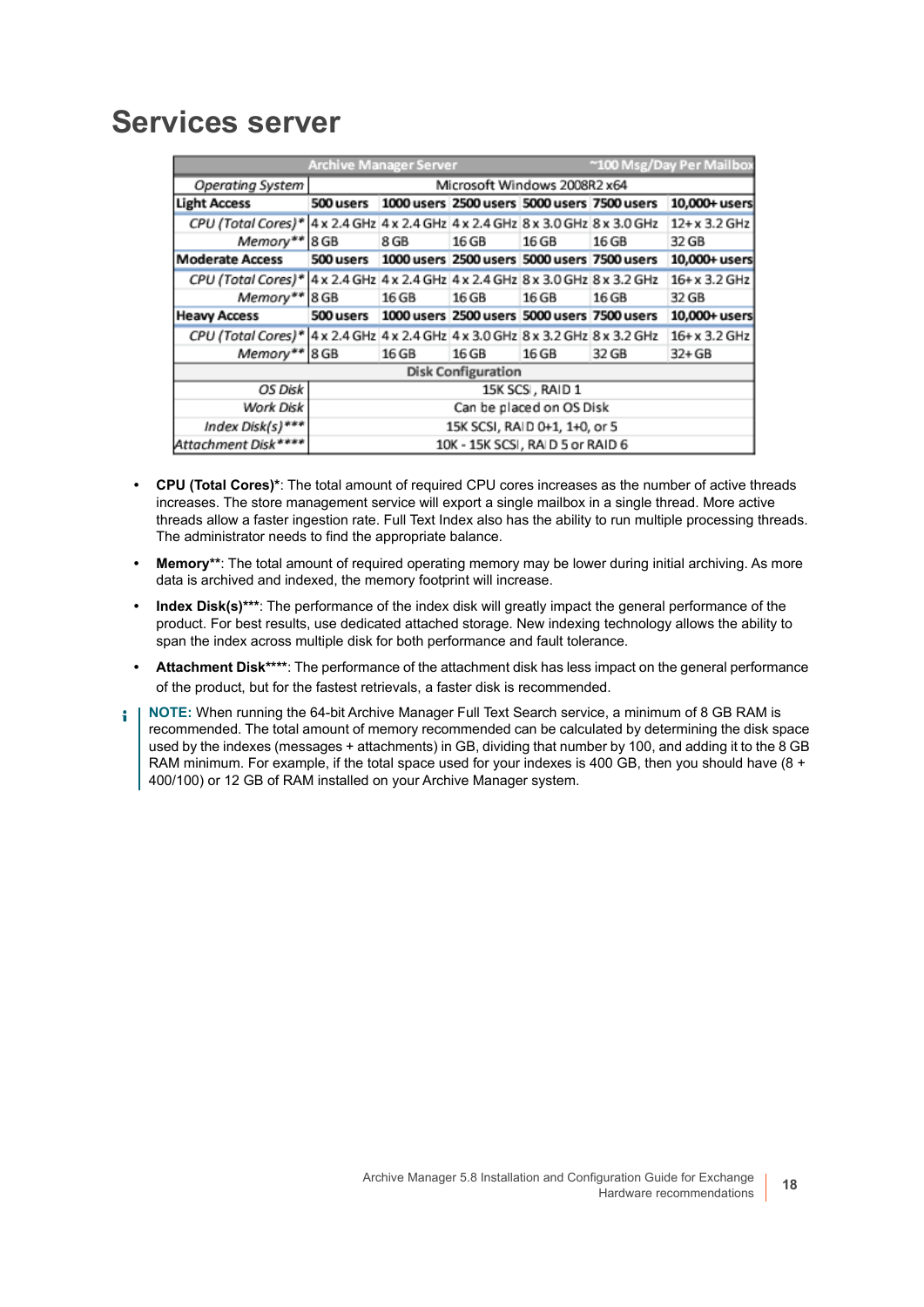# Services server

| Archive Manager Server | | | | | ~100 Msg/Day Per Mailbox | |
|---|---|---|---|---|---|---|
| *Operating System* | Microsoft Windows 2008R2 x64 | | | | | |
| **Light Access** | **500 users** | **1000 users** | **2500 users** | **5000 users** | **7500 users** | **10,000+ users** |
| *CPU (Total Cores)** | 4 x 2.4 GHz | 4 x 2.4 GHz | 4 x 2.4 GHz | 8 x 3.0 GHz | 8 x 3.0 GHz | 12+ x 3.2 GHz |
| *Memory*** | 8 GB | 8 GB | 16 GB | 16 GB | 16 GB | 32 GB |
| **Moderate Access** | **500 users** | **1000 users** | **2500 users** | **5000 users** | **7500 users** | **10,000+ users** |
| *CPU (Total Cores)** | 4 x 2.4 GHz | 4 x 2.4 GHz | 4 x 2.4 GHz | 8 x 3.0 GHz | 8 x 3.2 GHz | 16+ x 3.2 GHz |
| *Memory*** | 8 GB | 16 GB | 16 GB | 16 GB | 16 GB | 32 GB |
| **Heavy Access** | **500 users** | **1000 users** | **2500 users** | **5000 users** | **7500 users** | **10,000+ users** |
| *CPU (Total Cores)** | 4 x 2.4 GHz | 4 x 2.4 GHz | 4 x 3.0 GHz | 8 x 3.2 GHz | 8 x 3.2 GHz | 16+ x 3.2 GHz |
| *Memory*** | 8 GB | 16 GB | 16 GB | 16 GB | 32 GB | 32+ GB |
| Disk Configuration | | | | | | |
| *OS Disk* | 15K SCSI, RAID 1 | | | | | |
| *Work Disk* | Can be placed on OS Disk | | | | | |
| *Index Disk(s)**** | 15K SCSI, RAID 0+1, 1+0, or 5 | | | | | |
| *Attachment Disk***** | 10K - 15K SCSI, RAID 5 or RAID 6 | | | | | |

- **CPU (Total Cores)***: The total amount of required CPU cores increases as the number of active threads increases. The store management service will export a single mailbox in a single thread. More active threads allow a faster ingestion rate. Full Text Index also has the ability to run multiple processing threads. The administrator needs to find the appropriate balance.
- **Memory****: The total amount of required operating memory may be lower during initial archiving. As more data is archived and indexed, the memory footprint will increase.
- **Index Disk(s)*****: The performance of the index disk will greatly impact the general performance of the product. For best results, use dedicated attached storage. New indexing technology allows the ability to span the index across multiple disk for both performance and fault tolerance.
- **Attachment Disk******: The performance of the attachment disk has less impact on the general performance of the product, but for the fastest retrievals, a faster disk is recommended.

**NOTE:** When running the 64-bit Archive Manager Full Text Search service, a minimum of 8 GB RAM is recommended. The total amount of memory recommended can be calculated by determining the disk space used by the indexes (messages + attachments) in GB, dividing that number by 100, and adding it to the 8 GB RAM minimum. For example, if the total space used for your indexes is 400 GB, then you should have (8 + 400/100) or 12 GB of RAM installed on your Archive Manager system.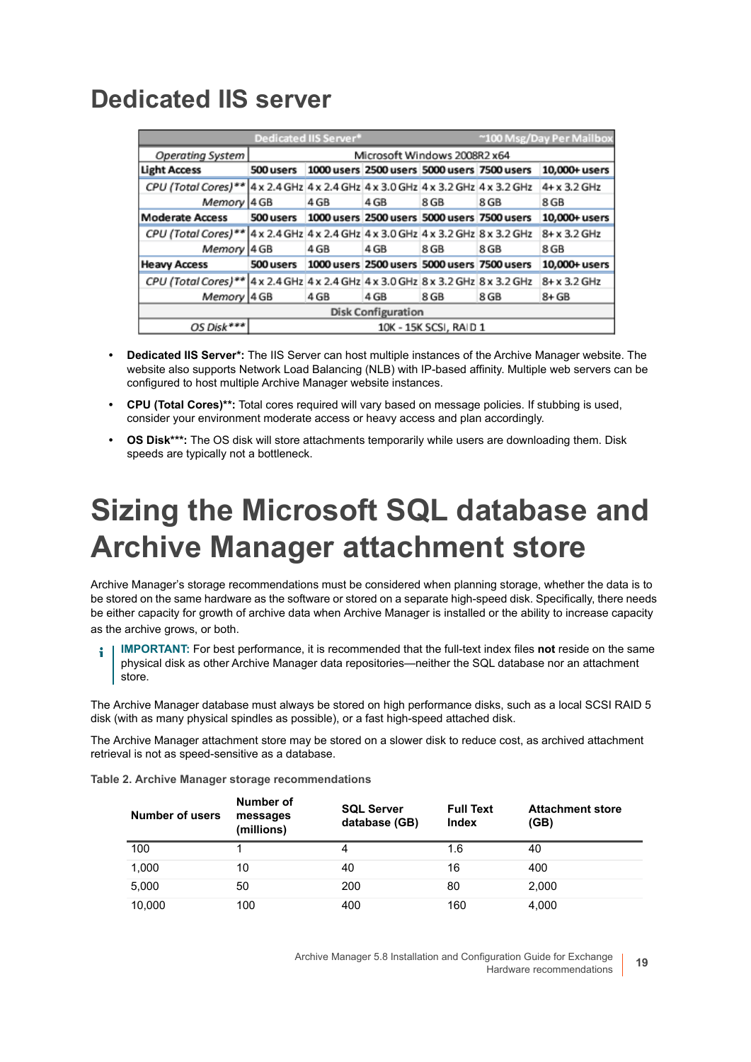# Dedicated IIS server

| Dedicated IIS Server* | | | | | ~100 Msg/Day Per Mailbox | |
|---|---|---|---|---|---|---|
| *Operating System* | Microsoft Windows 2008R2 x64 | | | | | |
| **Light Access** | **500 users** | **1000 users** | **2500 users** | **5000 users** | **7500 users** | **10,000+ users** |
| *CPU (Total Cores)*** | 4 x 2.4 GHz | 4 x 2.4 GHz | 4 x 3.0 GHz | 4 x 3.2 GHz | 4 x 3.2 GHz | 4+ x 3.2 GHz |
| *Memory* | 4 GB | 4 GB | 4 GB | 8 GB | 8 GB | 8 GB |
| **Moderate Access** | **500 users** | **1000 users** | **2500 users** | **5000 users** | **7500 users** | **10,000+ users** |
| *CPU (Total Cores)*** | 4 x 2.4 GHz | 4 x 2.4 GHz | 4 x 3.0 GHz | 4 x 3.2 GHz | 8 x 3.2 GHz | 8+ x 3.2 GHz |
| *Memory* | 4 GB | 4 GB | 4 GB | 8 GB | 8 GB | 8 GB |
| **Heavy Access** | **500 users** | **1000 users** | **2500 users** | **5000 users** | **7500 users** | **10,000+ users** |
| *CPU (Total Cores)*** | 4 x 2.4 GHz | 4 x 2.4 GHz | 4 x 3.0 GHz | 8 x 3.2 GHz | 8 x 3.2 GHz | 8+ x 3.2 GHz |
| *Memory* | 4 GB | 4 GB | 4 GB | 8 GB | 8 GB | 8+ GB |
| Disk Configuration | | | | | | |
| *OS Disk**** | 10K - 15K SCSI, RAID 1 | | | | | |

- **Dedicated IIS Server*:** The IIS Server can host multiple instances of the Archive Manager website. The website also supports Network Load Balancing (NLB) with IP-based affinity. Multiple web servers can be configured to host multiple Archive Manager website instances.
- **CPU (Total Cores)**:** Total cores required will vary based on message policies. If stubbing is used, consider your environment moderate access or heavy access and plan accordingly.
- **OS Disk***:** The OS disk will store attachments temporarily while users are downloading them. Disk speeds are typically not a bottleneck.

# Sizing the Microsoft SQL database and Archive Manager attachment store

Archive Manager's storage recommendations must be considered when planning storage, whether the data is to be stored on the same hardware as the software or stored on a separate high-speed disk. Specifically, there needs be either capacity for growth of archive data when Archive Manager is installed or the ability to increase capacity as the archive grows, or both.

**IMPORTANT:** For best performance, it is recommended that the full-text index files **not** reside on the same physical disk as other Archive Manager data repositories—neither the SQL database nor an attachment store.

The Archive Manager database must always be stored on high performance disks, such as a local SCSI RAID 5 disk (with as many physical spindles as possible), or a fast high-speed attached disk.

The Archive Manager attachment store may be stored on a slower disk to reduce cost, as archived attachment retrieval is not as speed-sensitive as a database.

**Table 2. Archive Manager storage recommendations**

| Number of users | Number of messages (millions) | SQL Server database (GB) | Full Text Index | Attachment store (GB) |
|---|---|---|---|---|
| 100 | 1 | 4 | 1.6 | 40 |
| 1,000 | 10 | 40 | 16 | 400 |
| 5,000 | 50 | 200 | 80 | 2,000 |
| 10,000 | 100 | 400 | 160 | 4,000 |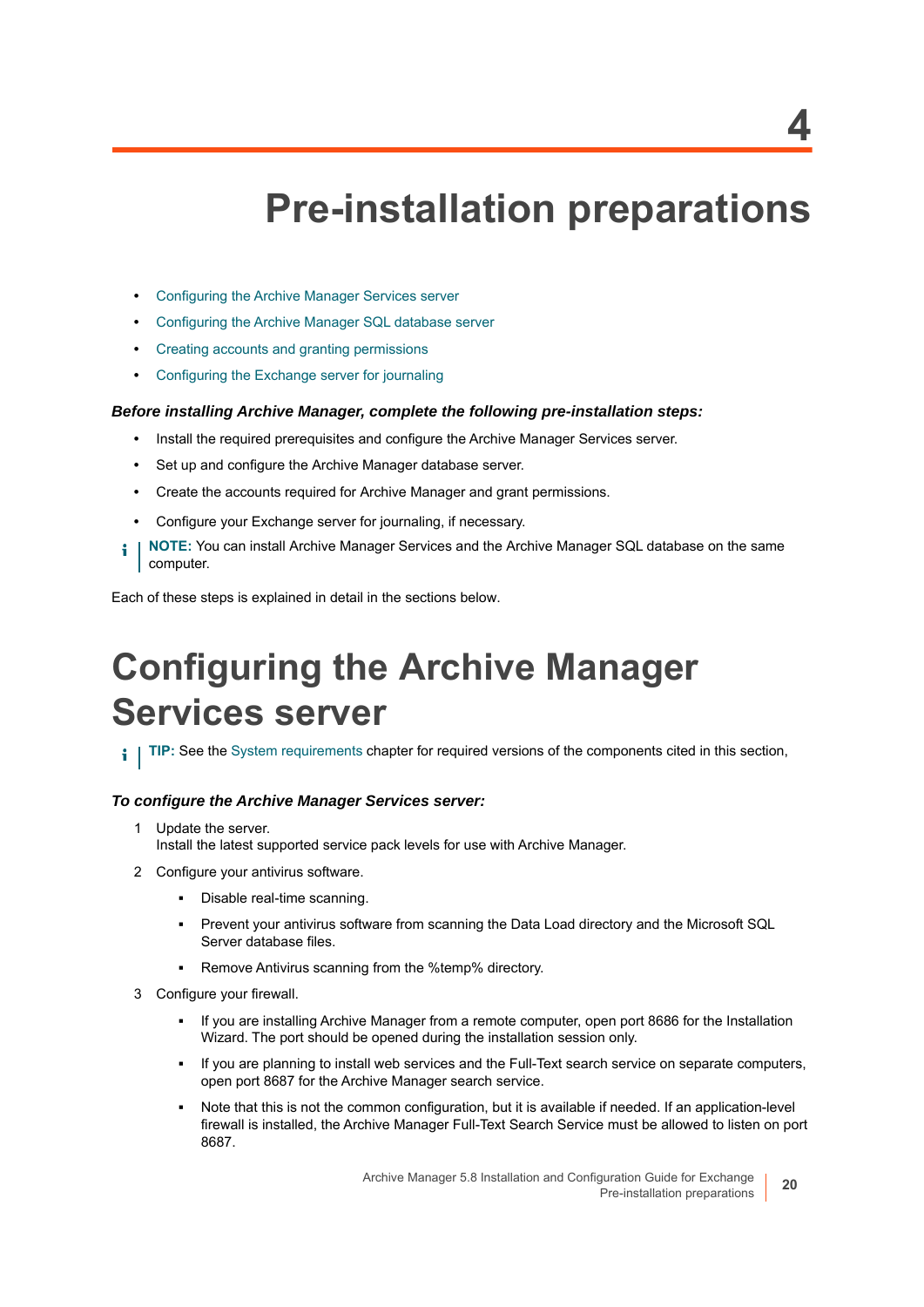# 4 Pre-installation preparations

- Configuring the Archive Manager Services server
- Configuring the Archive Manager SQL database server
- Creating accounts and granting permissions
- Configuring the Exchange server for journaling

***Before installing Archive Manager, complete the following pre-installation steps:***

- Install the required prerequisites and configure the Archive Manager Services server.
- Set up and configure the Archive Manager database server.
- Create the accounts required for Archive Manager and grant permissions.
- Configure your Exchange server for journaling, if necessary.

**NOTE:** You can install Archive Manager Services and the Archive Manager SQL database on the same computer.

Each of these steps is explained in detail in the sections below.

# Configuring the Archive Manager Services server

**TIP:** See the System requirements chapter for required versions of the components cited in this section,

***To configure the Archive Manager Services server:***

1. Update the server.
   Install the latest supported service pack levels for use with Archive Manager.
2. Configure your antivirus software.
   - Disable real-time scanning.
   - Prevent your antivirus software from scanning the Data Load directory and the Microsoft SQL Server database files.
   - Remove Antivirus scanning from the %temp% directory.
3. Configure your firewall.
   - If you are installing Archive Manager from a remote computer, open port 8686 for the Installation Wizard. The port should be opened during the installation session only.
   - If you are planning to install web services and the Full-Text search service on separate computers, open port 8687 for the Archive Manager search service.
   - Note that this is not the common configuration, but it is available if needed. If an application-level firewall is installed, the Archive Manager Full-Text Search Service must be allowed to listen on port 8687.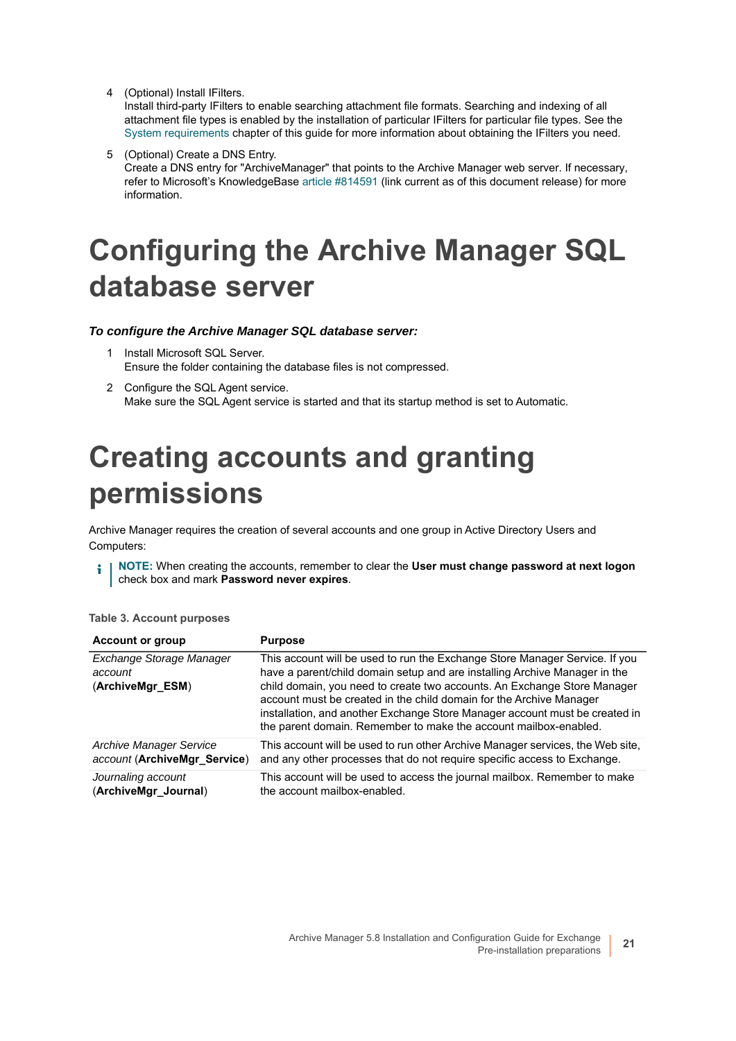4 (Optional) Install IFilters.
   Install third-party IFilters to enable searching attachment file formats. Searching and indexing of all attachment file types is enabled by the installation of particular IFilters for particular file types. See the System requirements chapter of this guide for more information about obtaining the IFilters you need.

5 (Optional) Create a DNS Entry.
   Create a DNS entry for "ArchiveManager" that points to the Archive Manager web server. If necessary, refer to Microsoft's KnowledgeBase article #814591 (link current as of this document release) for more information.

# Configuring the Archive Manager SQL database server

***To configure the Archive Manager SQL database server:***

1 Install Microsoft SQL Server.
   Ensure the folder containing the database files is not compressed.

2 Configure the SQL Agent service.
   Make sure the SQL Agent service is started and that its startup method is set to Automatic.

# Creating accounts and granting permissions

Archive Manager requires the creation of several accounts and one group in Active Directory Users and Computers:

> **NOTE:** When creating the accounts, remember to clear the **User must change password at next logon** check box and mark **Password never expires**.

**Table 3. Account purposes**

| Account or group | Purpose |
|---|---|
| *Exchange Storage Manager account* (**ArchiveMgr_ESM**) | This account will be used to run the Exchange Store Manager Service. If you have a parent/child domain setup and are installing Archive Manager in the child domain, you need to create two accounts. An Exchange Store Manager account must be created in the child domain for the Archive Manager installation, and another Exchange Store Manager account must be created in the parent domain. Remember to make the account mailbox-enabled. |
| *Archive Manager Service account* (**ArchiveMgr_Service**) | This account will be used to run other Archive Manager services, the Web site, and any other processes that do not require specific access to Exchange. |
| *Journaling account* (**ArchiveMgr_Journal**) | This account will be used to access the journal mailbox. Remember to make the account mailbox-enabled. |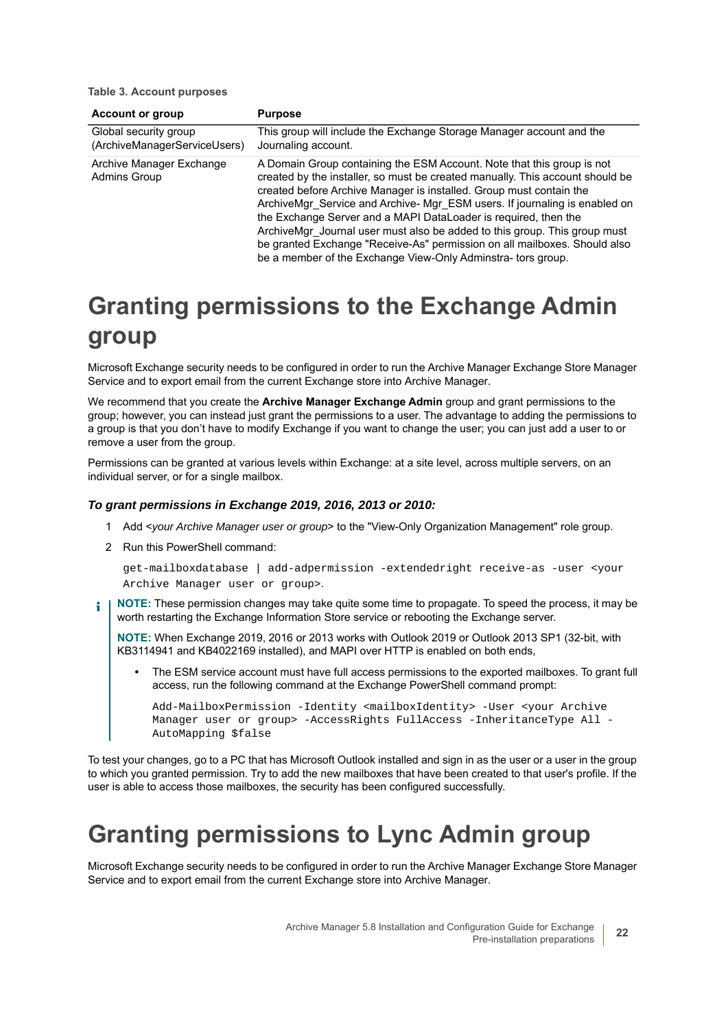**Table 3. Account purposes**

| Account or group | Purpose |
| --- | --- |
| Global security group (ArchiveManagerServiceUsers) | This group will include the Exchange Storage Manager account and the Journaling account. |
| Archive Manager Exchange Admins Group | A Domain Group containing the ESM Account. Note that this group is not created by the installer, so must be created manually. This account should be created before Archive Manager is installed. Group must contain the ArchiveMgr_Service and Archive- Mgr_ESM users. If journaling is enabled on the Exchange Server and a MAPI DataLoader is required, then the ArchiveMgr_Journal user must also be added to this group. This group must be granted Exchange "Receive-As" permission on all mailboxes. Should also be a member of the Exchange View-Only Adminstra- tors group. |

# Granting permissions to the Exchange Admin group

Microsoft Exchange security needs to be configured in order to run the Archive Manager Exchange Store Manager Service and to export email from the current Exchange store into Archive Manager.

We recommend that you create the **Archive Manager Exchange Admin** group and grant permissions to the group; however, you can instead just grant the permissions to a user. The advantage to adding the permissions to a group is that you don't have to modify Exchange if you want to change the user; you can just add a user to or remove a user from the group.

Permissions can be granted at various levels within Exchange: at a site level, across multiple servers, on an individual server, or for a single mailbox.

### *To grant permissions in Exchange 2019, 2016, 2013 or 2010:*

1. Add <*your Archive Manager user or group*> to the "View-Only Organization Management" role group.
2. Run this PowerShell command:

```
get-mailboxdatabase | add-adpermission -extendedright receive-as -user <your Archive Manager user or group>.
```

**NOTE:** These permission changes may take quite some time to propagate. To speed the process, it may be worth restarting the Exchange Information Store service or rebooting the Exchange server.

**NOTE:** When Exchange 2019, 2016 or 2013 works with Outlook 2019 or Outlook 2013 SP1 (32-bit, with KB3114941 and KB4022169 installed), and MAPI over HTTP is enabled on both ends,

- The ESM service account must have full access permissions to the exported mailboxes. To grant full access, run the following command at the Exchange PowerShell command prompt:

```
Add-MailboxPermission -Identity <mailboxIdentity> -User <your Archive Manager user or group> -AccessRights FullAccess -InheritanceType All -AutoMapping $false
```

To test your changes, go to a PC that has Microsoft Outlook installed and sign in as the user or a user in the group to which you granted permission. Try to add the new mailboxes that have been created to that user's profile. If the user is able to access those mailboxes, the security has been configured successfully.

# Granting permissions to Lync Admin group

Microsoft Exchange security needs to be configured in order to run the Archive Manager Exchange Store Manager Service and to export email from the current Exchange store into Archive Manager.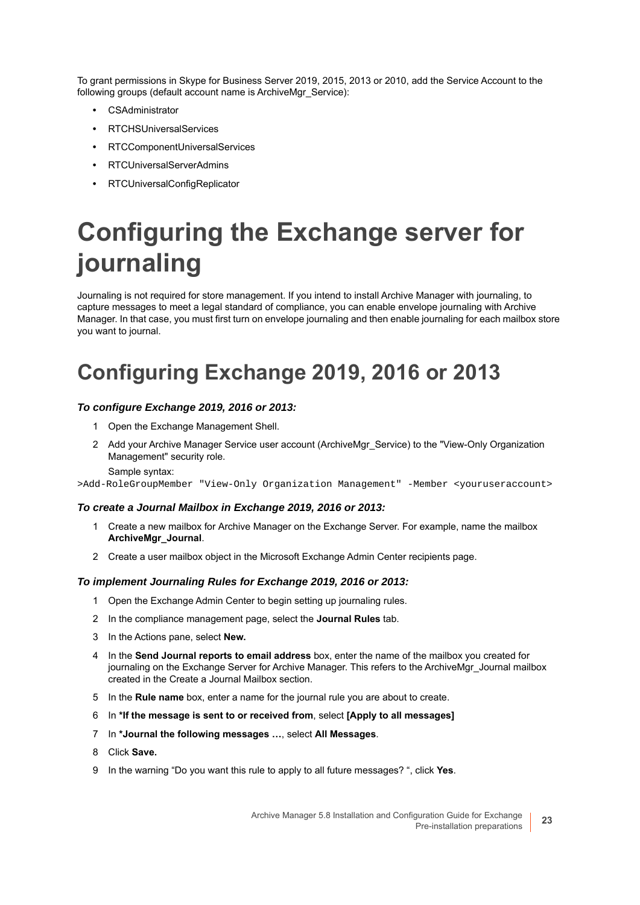To grant permissions in Skype for Business Server 2019, 2015, 2013 or 2010, add the Service Account to the following groups (default account name is ArchiveMgr_Service):

- CSAdministrator
- RTCHSUniversalServices
- RTCComponentUniversalServices
- RTCUniversalServerAdmins
- RTCUniversalConfigReplicator

# Configuring the Exchange server for journaling

Journaling is not required for store management. If you intend to install Archive Manager with journaling, to capture messages to meet a legal standard of compliance, you can enable envelope journaling with Archive Manager. In that case, you must first turn on envelope journaling and then enable journaling for each mailbox store you want to journal.

## Configuring Exchange 2019, 2016 or 2013

### *To configure Exchange 2019, 2016 or 2013:*

1. Open the Exchange Management Shell.
2. Add your Archive Manager Service user account (ArchiveMgr_Service) to the "View-Only Organization Management" security role.

   Sample syntax:

```
>Add-RoleGroupMember "View-Only Organization Management" -Member <youruseraccount>
```

### *To create a Journal Mailbox in Exchange 2019, 2016 or 2013:*

1. Create a new mailbox for Archive Manager on the Exchange Server. For example, name the mailbox **ArchiveMgr_Journal**.
2. Create a user mailbox object in the Microsoft Exchange Admin Center recipients page.

### *To implement Journaling Rules for Exchange 2019, 2016 or 2013:*

1. Open the Exchange Admin Center to begin setting up journaling rules.
2. In the compliance management page, select the **Journal Rules** tab.
3. In the Actions pane, select **New.**
4. In the **Send Journal reports to email address** box, enter the name of the mailbox you created for journaling on the Exchange Server for Archive Manager. This refers to the ArchiveMgr_Journal mailbox created in the Create a Journal Mailbox section.
5. In the **Rule name** box, enter a name for the journal rule you are about to create.
6. In **\*If the message is sent to or received from**, select **[Apply to all messages]**
7. In **\*Journal the following messages …**, select **All Messages**.
8. Click **Save.**
9. In the warning “Do you want this rule to apply to all future messages? ”, click **Yes**.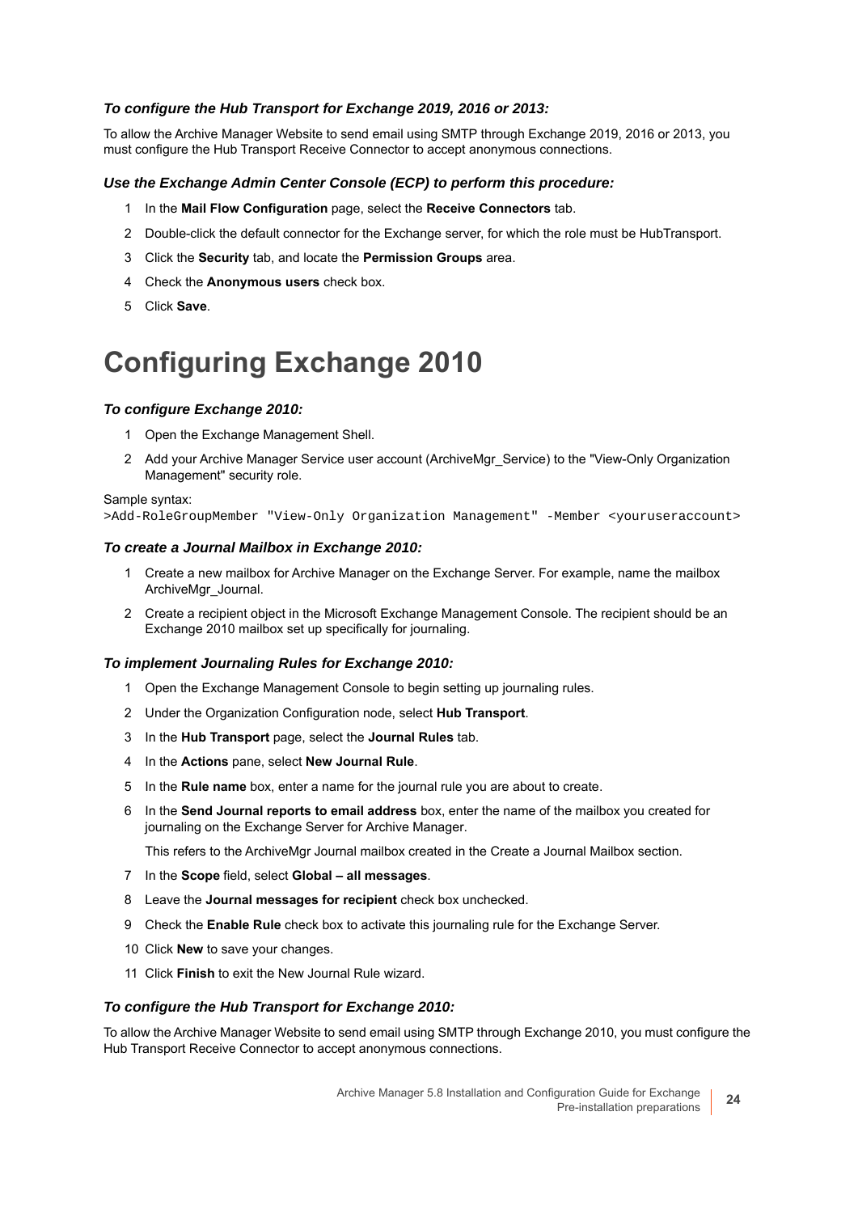### *To configure the Hub Transport for Exchange 2019, 2016 or 2013:*

To allow the Archive Manager Website to send email using SMTP through Exchange 2019, 2016 or 2013, you must configure the Hub Transport Receive Connector to accept anonymous connections.

### *Use the Exchange Admin Center Console (ECP) to perform this procedure:*

1. In the **Mail Flow Configuration** page, select the **Receive Connectors** tab.
2. Double-click the default connector for the Exchange server, for which the role must be HubTransport.
3. Click the **Security** tab, and locate the **Permission Groups** area.
4. Check the **Anonymous users** check box.
5. Click **Save**.

# Configuring Exchange 2010

### *To configure Exchange 2010:*

1. Open the Exchange Management Shell.
2. Add your Archive Manager Service user account (ArchiveMgr_Service) to the "View-Only Organization Management" security role.

Sample syntax:

```
>Add-RoleGroupMember "View-Only Organization Management" -Member <youruseraccount>
```

### *To create a Journal Mailbox in Exchange 2010:*

1. Create a new mailbox for Archive Manager on the Exchange Server. For example, name the mailbox ArchiveMgr_Journal.
2. Create a recipient object in the Microsoft Exchange Management Console. The recipient should be an Exchange 2010 mailbox set up specifically for journaling.

### *To implement Journaling Rules for Exchange 2010:*

1. Open the Exchange Management Console to begin setting up journaling rules.
2. Under the Organization Configuration node, select **Hub Transport**.
3. In the **Hub Transport** page, select the **Journal Rules** tab.
4. In the **Actions** pane, select **New Journal Rule**.
5. In the **Rule name** box, enter a name for the journal rule you are about to create.
6. In the **Send Journal reports to email address** box, enter the name of the mailbox you created for journaling on the Exchange Server for Archive Manager.

   This refers to the ArchiveMgr Journal mailbox created in the Create a Journal Mailbox section.
7. In the **Scope** field, select **Global – all messages**.
8. Leave the **Journal messages for recipient** check box unchecked.
9. Check the **Enable Rule** check box to activate this journaling rule for the Exchange Server.
10. Click **New** to save your changes.
11. Click **Finish** to exit the New Journal Rule wizard.

### *To configure the Hub Transport for Exchange 2010:*

To allow the Archive Manager Website to send email using SMTP through Exchange 2010, you must configure the Hub Transport Receive Connector to accept anonymous connections.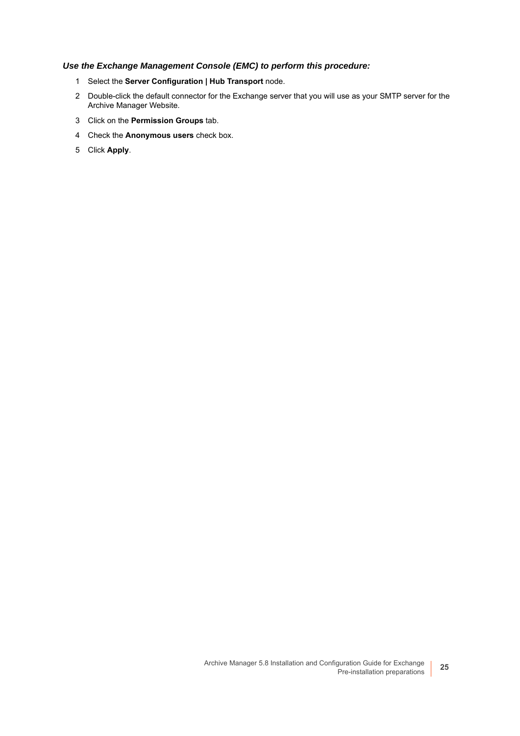***Use the Exchange Management Console (EMC) to perform this procedure:***

1. Select the **Server Configuration | Hub Transport** node.
2. Double-click the default connector for the Exchange server that you will use as your SMTP server for the Archive Manager Website.
3. Click on the **Permission Groups** tab.
4. Check the **Anonymous users** check box.
5. Click **Apply**.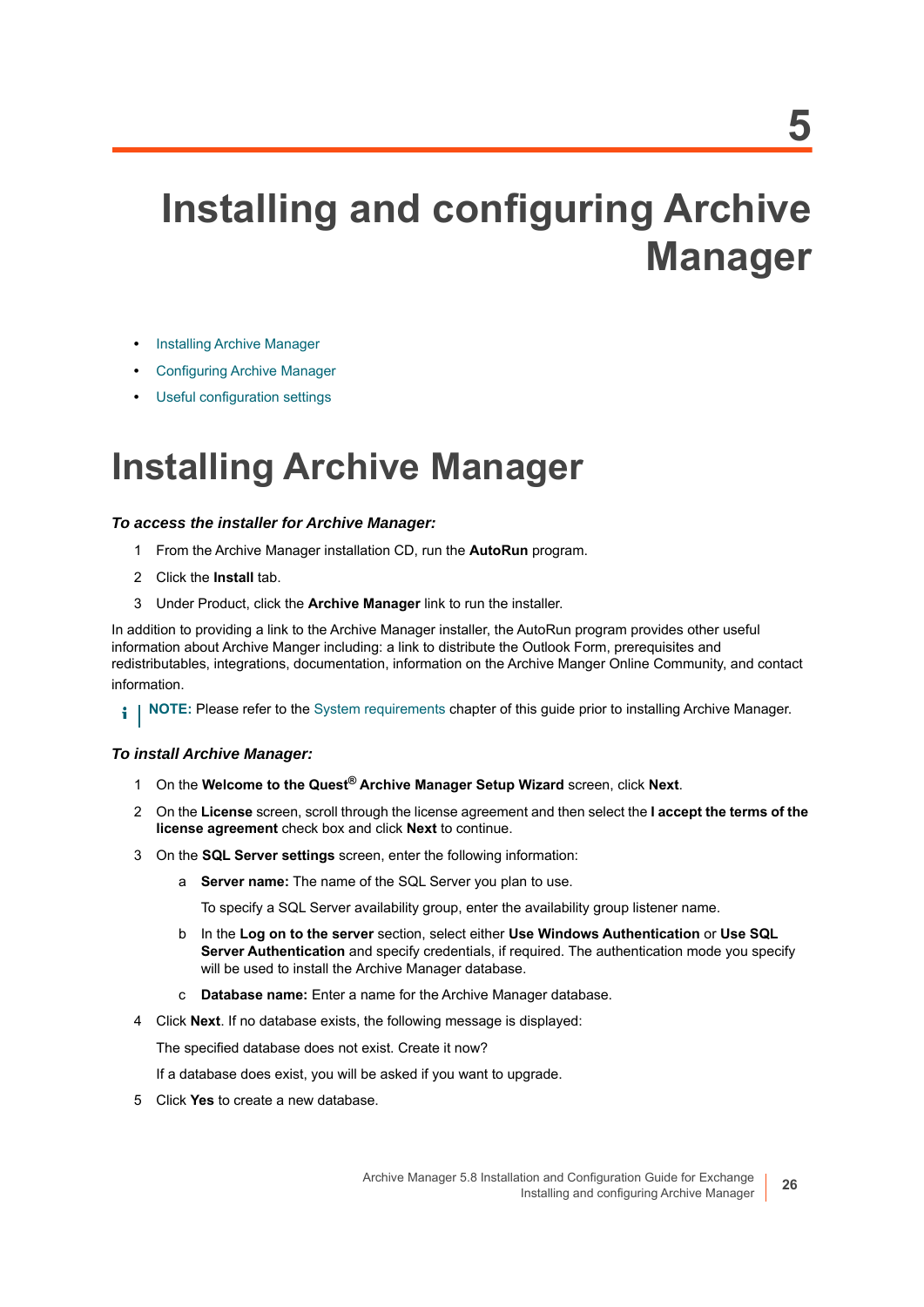# 5

# Installing and configuring Archive Manager

- Installing Archive Manager
- Configuring Archive Manager
- Useful configuration settings

## Installing Archive Manager

***To access the installer for Archive Manager:***

1. From the Archive Manager installation CD, run the **AutoRun** program.
2. Click the **Install** tab.
3. Under Product, click the **Archive Manager** link to run the installer.

In addition to providing a link to the Archive Manager installer, the AutoRun program provides other useful information about Archive Manger including: a link to distribute the Outlook Form, prerequisites and redistributables, integrations, documentation, information on the Archive Manger Online Community, and contact information.

**NOTE:** Please refer to the System requirements chapter of this guide prior to installing Archive Manager.

***To install Archive Manager:***

1. On the **Welcome to the Quest® Archive Manager Setup Wizard** screen, click **Next**.
2. On the **License** screen, scroll through the license agreement and then select the **I accept the terms of the license agreement** check box and click **Next** to continue.
3. On the **SQL Server settings** screen, enter the following information:
   a. **Server name:** The name of the SQL Server you plan to use.
      
      To specify a SQL Server availability group, enter the availability group listener name.
   b. In the **Log on to the server** section, select either **Use Windows Authentication** or **Use SQL Server Authentication** and specify credentials, if required. The authentication mode you specify will be used to install the Archive Manager database.
   c. **Database name:** Enter a name for the Archive Manager database.
4. Click **Next**. If no database exists, the following message is displayed:
   
   The specified database does not exist. Create it now?
   
   If a database does exist, you will be asked if you want to upgrade.
5. Click **Yes** to create a new database.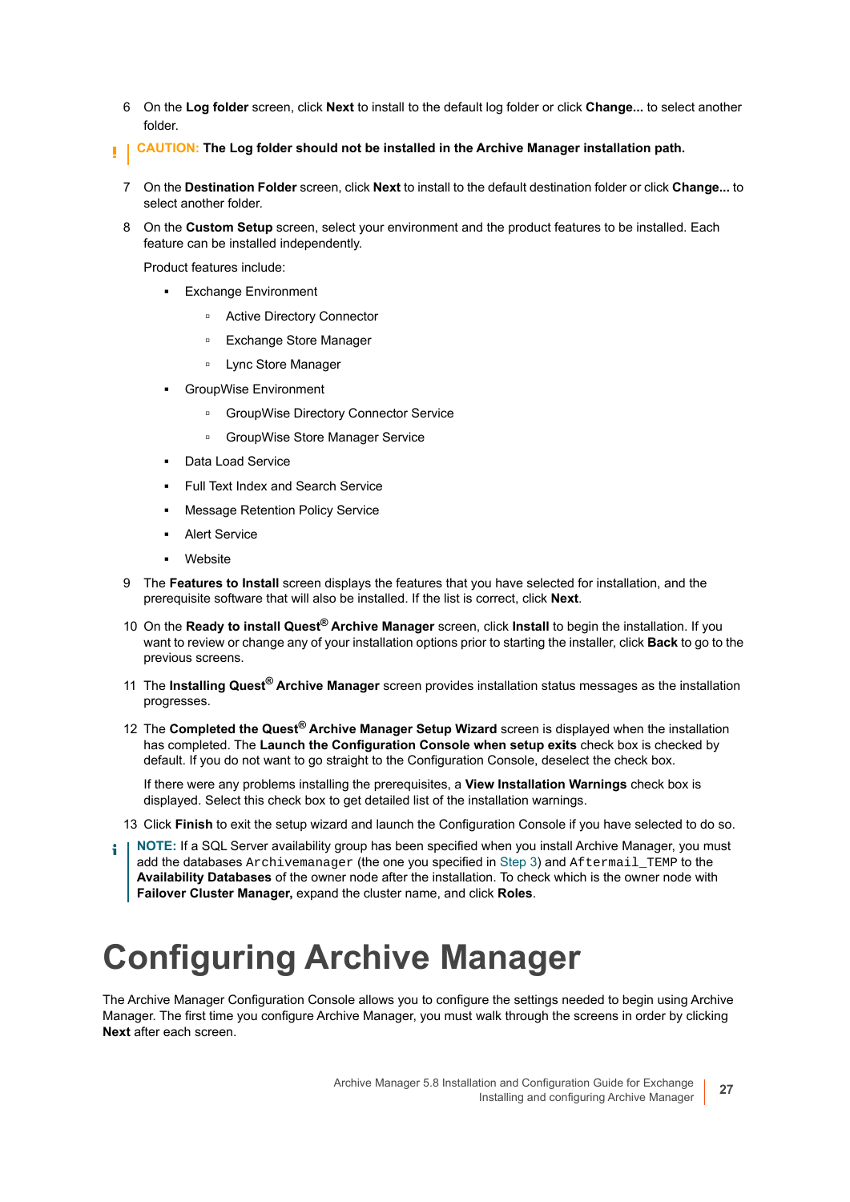6 On the **Log folder** screen, click **Next** to install to the default log folder or click **Change...** to select another folder.

> **CAUTION: The Log folder should not be installed in the Archive Manager installation path.**

7 On the **Destination Folder** screen, click **Next** to install to the default destination folder or click **Change...** to select another folder.

8 On the **Custom Setup** screen, select your environment and the product features to be installed. Each feature can be installed independently.

   Product features include:

   - Exchange Environment
     - Active Directory Connector
     - Exchange Store Manager
     - Lync Store Manager
   - GroupWise Environment
     - GroupWise Directory Connector Service
     - GroupWise Store Manager Service
   - Data Load Service
   - Full Text Index and Search Service
   - Message Retention Policy Service
   - Alert Service
   - Website

9 The **Features to Install** screen displays the features that you have selected for installation, and the prerequisite software that will also be installed. If the list is correct, click **Next**.

10 On the **Ready to install Quest® Archive Manager** screen, click **Install** to begin the installation. If you want to review or change any of your installation options prior to starting the installer, click **Back** to go to the previous screens.

11 The **Installing Quest® Archive Manager** screen provides installation status messages as the installation progresses.

12 The **Completed the Quest® Archive Manager Setup Wizard** screen is displayed when the installation has completed. The **Launch the Configuration Console when setup exits** check box is checked by default. If you do not want to go straight to the Configuration Console, deselect the check box.

   If there were any problems installing the prerequisites, a **View Installation Warnings** check box is displayed. Select this check box to get detailed list of the installation warnings.

13 Click **Finish** to exit the setup wizard and launch the Configuration Console if you have selected to do so.

> **NOTE:** If a SQL Server availability group has been specified when you install Archive Manager, you must add the databases `Archivemanager` (the one you specified in Step 3) and `Aftermail_TEMP` to the **Availability Databases** of the owner node after the installation. To check which is the owner node with **Failover Cluster Manager,** expand the cluster name, and click **Roles**.

# Configuring Archive Manager

The Archive Manager Configuration Console allows you to configure the settings needed to begin using Archive Manager. The first time you configure Archive Manager, you must walk through the screens in order by clicking **Next** after each screen.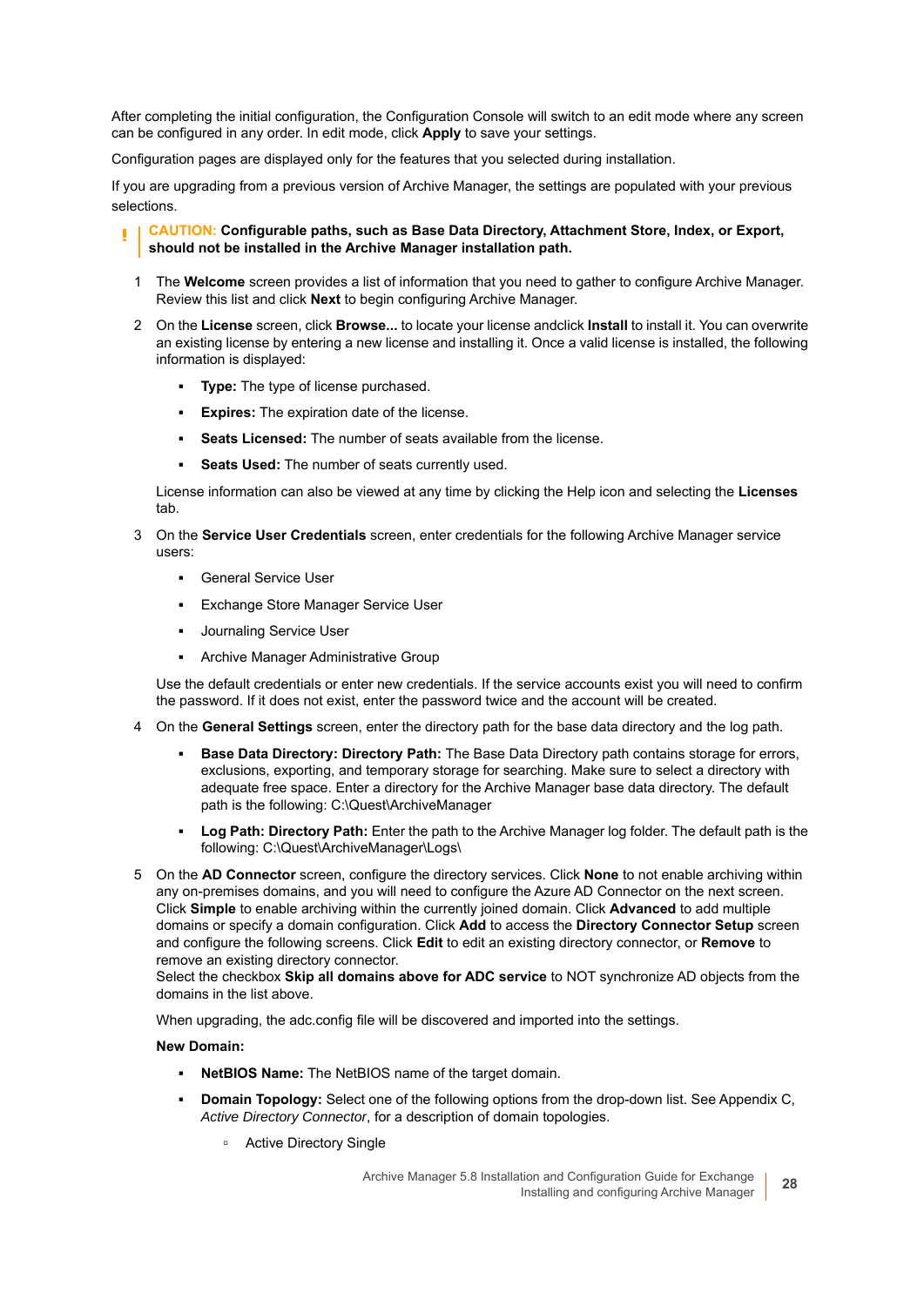After completing the initial configuration, the Configuration Console will switch to an edit mode where any screen can be configured in any order. In edit mode, click **Apply** to save your settings.

Configuration pages are displayed only for the features that you selected during installation.

If you are upgrading from a previous version of Archive Manager, the settings are populated with your previous selections.

> **CAUTION: Configurable paths, such as Base Data Directory, Attachment Store, Index, or Export, should not be installed in the Archive Manager installation path.**

1. The **Welcome** screen provides a list of information that you need to gather to configure Archive Manager. Review this list and click **Next** to begin configuring Archive Manager.
2. On the **License** screen, click **Browse...** to locate your license andclick **Install** to install it. You can overwrite an existing license by entering a new license and installing it. Once a valid license is installed, the following information is displayed:
   - **Type:** The type of license purchased.
   - **Expires:** The expiration date of the license.
   - **Seats Licensed:** The number of seats available from the license.
   - **Seats Used:** The number of seats currently used.

   License information can also be viewed at any time by clicking the Help icon and selecting the **Licenses** tab.
3. On the **Service User Credentials** screen, enter credentials for the following Archive Manager service users:
   - General Service User
   - Exchange Store Manager Service User
   - Journaling Service User
   - Archive Manager Administrative Group

   Use the default credentials or enter new credentials. If the service accounts exist you will need to confirm the password. If it does not exist, enter the password twice and the account will be created.
4. On the **General Settings** screen, enter the directory path for the base data directory and the log path.
   - **Base Data Directory: Directory Path:** The Base Data Directory path contains storage for errors, exclusions, exporting, and temporary storage for searching. Make sure to select a directory with adequate free space. Enter a directory for the Archive Manager base data directory. The default path is the following: C:\Quest\ArchiveManager
   - **Log Path: Directory Path:** Enter the path to the Archive Manager log folder. The default path is the following: C:\Quest\ArchiveManager\Logs\
5. On the **AD Connector** screen, configure the directory services. Click **None** to not enable archiving within any on-premises domains, and you will need to configure the Azure AD Connector on the next screen. Click **Simple** to enable archiving within the currently joined domain. Click **Advanced** to add multiple domains or specify a domain configuration. Click **Add** to access the **Directory Connector Setup** screen and configure the following screens. Click **Edit** to edit an existing directory connector, or **Remove** to remove an existing directory connector.
   Select the checkbox **Skip all domains above for ADC service** to NOT synchronize AD objects from the domains in the list above.

   When upgrading, the adc.config file will be discovered and imported into the settings.

   **New Domain:**

   - **NetBIOS Name:** The NetBIOS name of the target domain.
   - **Domain Topology:** Select one of the following options from the drop-down list. See Appendix C, *Active Directory Connector*, for a description of domain topologies.
     - Active Directory Single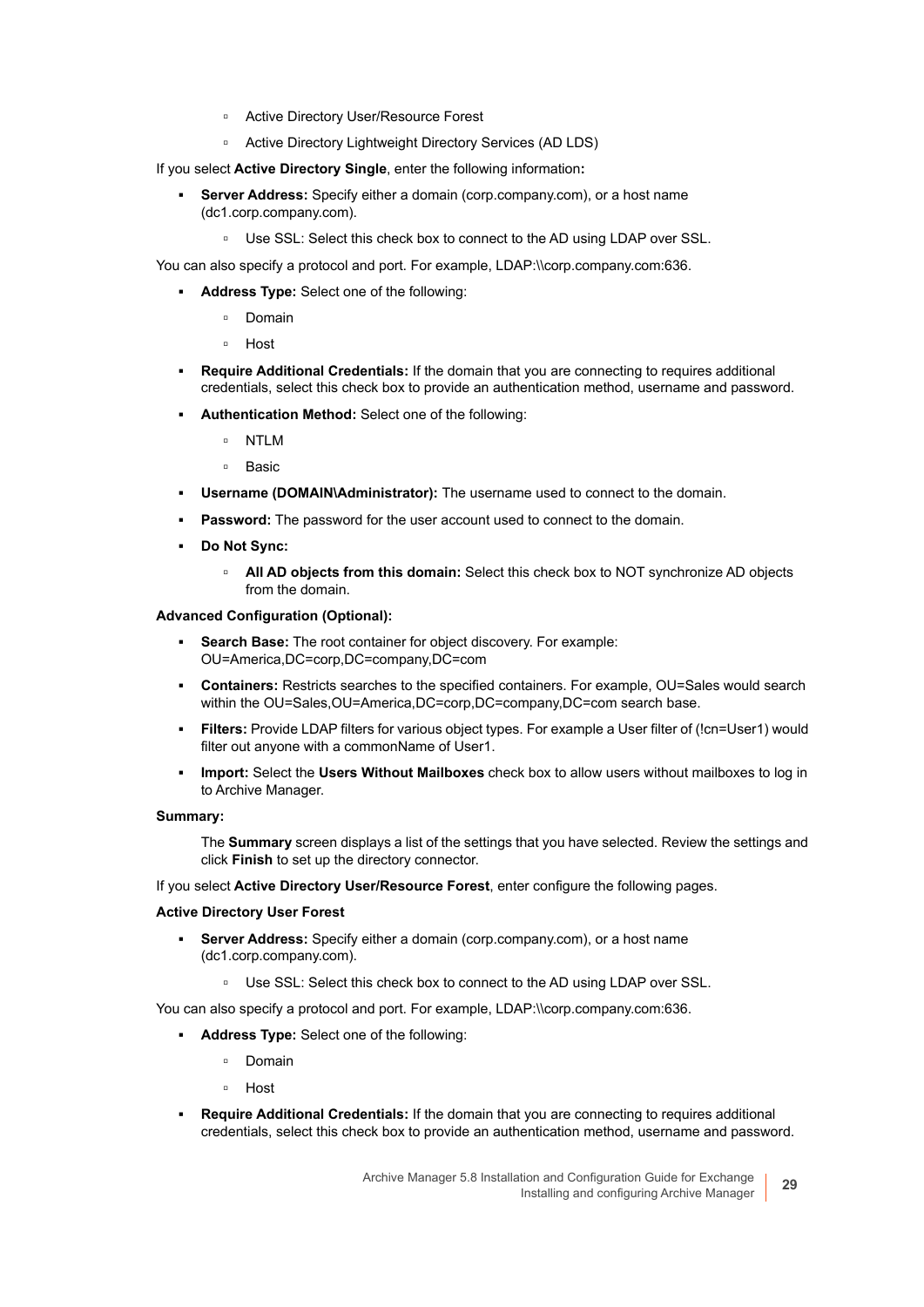- Active Directory User/Resource Forest
    - Active Directory Lightweight Directory Services (AD LDS)

If you select **Active Directory Single**, enter the following information**:**

- **Server Address:** Specify either a domain (corp.company.com), or a host name (dc1.corp.company.com).
    - Use SSL: Select this check box to connect to the AD using LDAP over SSL.

You can also specify a protocol and port. For example, LDAP:\\corp.company.com:636.

- **Address Type:** Select one of the following:
    - Domain
    - Host
- **Require Additional Credentials:** If the domain that you are connecting to requires additional credentials, select this check box to provide an authentication method, username and password.
- **Authentication Method:** Select one of the following:
    - NTLM
    - Basic
- **Username (DOMAIN\Administrator):** The username used to connect to the domain.
- **Password:** The password for the user account used to connect to the domain.
- **Do Not Sync:**
    - **All AD objects from this domain:** Select this check box to NOT synchronize AD objects from the domain.

**Advanced Configuration (Optional):**

- **Search Base:** The root container for object discovery. For example: OU=America,DC=corp,DC=company,DC=com
- **Containers:** Restricts searches to the specified containers. For example, OU=Sales would search within the OU=Sales,OU=America,DC=corp,DC=company,DC=com search base.
- **Filters:** Provide LDAP filters for various object types. For example a User filter of (!cn=User1) would filter out anyone with a commonName of User1.
- **Import:** Select the **Users Without Mailboxes** check box to allow users without mailboxes to log in to Archive Manager.

**Summary:**

The **Summary** screen displays a list of the settings that you have selected. Review the settings and click **Finish** to set up the directory connector.

If you select **Active Directory User/Resource Forest**, enter configure the following pages.

**Active Directory User Forest**

- **Server Address:** Specify either a domain (corp.company.com), or a host name (dc1.corp.company.com).
    - Use SSL: Select this check box to connect to the AD using LDAP over SSL.

You can also specify a protocol and port. For example, LDAP:\\corp.company.com:636.

- **Address Type:** Select one of the following:
    - Domain
    - Host
- **Require Additional Credentials:** If the domain that you are connecting to requires additional credentials, select this check box to provide an authentication method, username and password.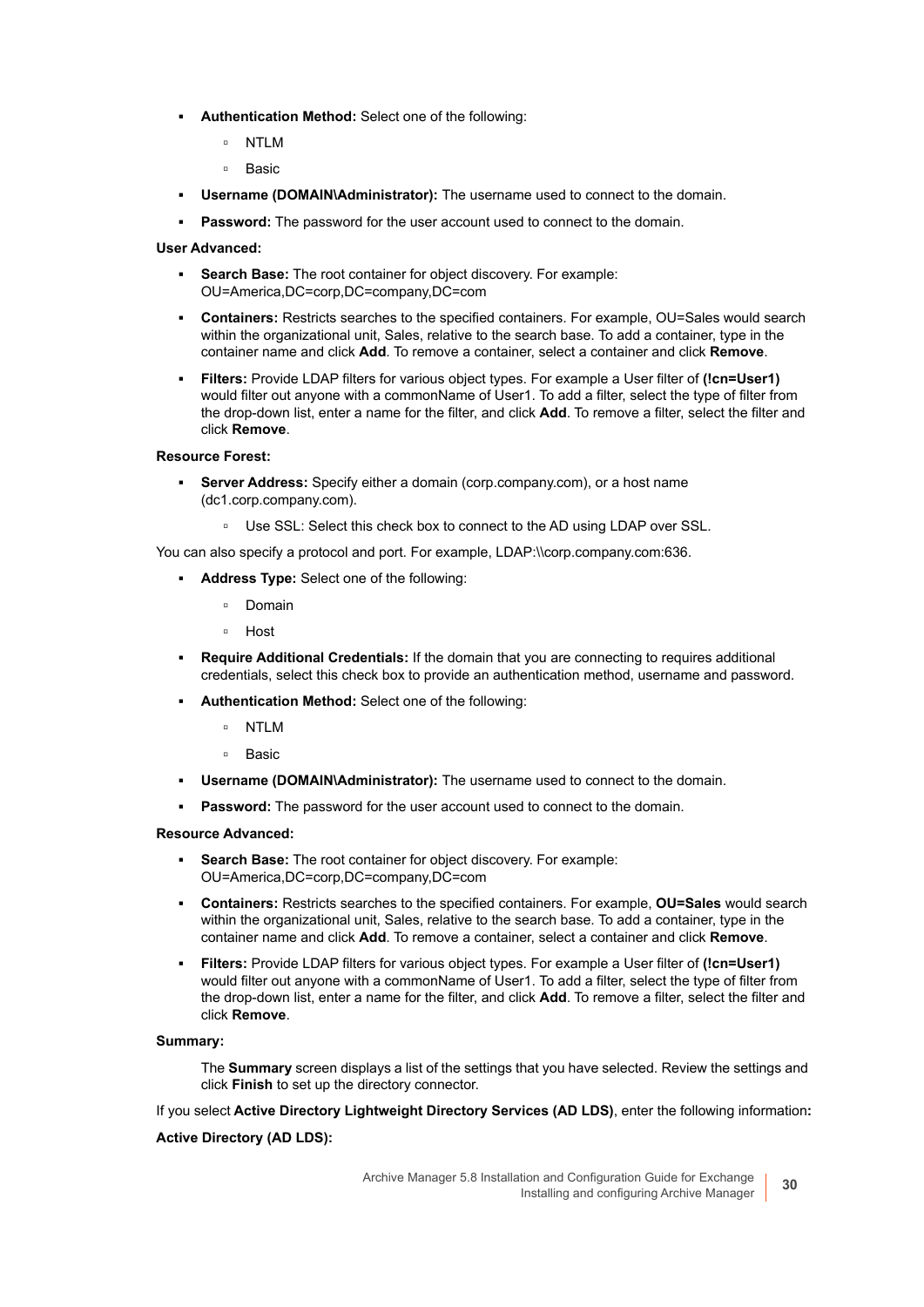- **Authentication Method:** Select one of the following:
  - NTLM
  - Basic
- **Username (DOMAIN\Administrator):** The username used to connect to the domain.
- **Password:** The password for the user account used to connect to the domain.

**User Advanced:**

- **Search Base:** The root container for object discovery. For example: OU=America,DC=corp,DC=company,DC=com
- **Containers:** Restricts searches to the specified containers. For example, OU=Sales would search within the organizational unit, Sales, relative to the search base. To add a container, type in the container name and click **Add**. To remove a container, select a container and click **Remove**.
- **Filters:** Provide LDAP filters for various object types. For example a User filter of **(!cn=User1)** would filter out anyone with a commonName of User1. To add a filter, select the type of filter from the drop-down list, enter a name for the filter, and click **Add**. To remove a filter, select the filter and click **Remove**.

**Resource Forest:**

- **Server Address:** Specify either a domain (corp.company.com), or a host name (dc1.corp.company.com).
  - Use SSL: Select this check box to connect to the AD using LDAP over SSL.

You can also specify a protocol and port. For example, LDAP:\\corp.company.com:636.

- **Address Type:** Select one of the following:
  - Domain
  - Host
- **Require Additional Credentials:** If the domain that you are connecting to requires additional credentials, select this check box to provide an authentication method, username and password.
- **Authentication Method:** Select one of the following:
  - NTLM
  - Basic
- **Username (DOMAIN\Administrator):** The username used to connect to the domain.
- **Password:** The password for the user account used to connect to the domain.

**Resource Advanced:**

- **Search Base:** The root container for object discovery. For example: OU=America,DC=corp,DC=company,DC=com
- **Containers:** Restricts searches to the specified containers. For example, **OU=Sales** would search within the organizational unit, Sales, relative to the search base. To add a container, type in the container name and click **Add**. To remove a container, select a container and click **Remove**.
- **Filters:** Provide LDAP filters for various object types. For example a User filter of **(!cn=User1)** would filter out anyone with a commonName of User1. To add a filter, select the type of filter from the drop-down list, enter a name for the filter, and click **Add**. To remove a filter, select the filter and click **Remove**.

**Summary:**

The **Summary** screen displays a list of the settings that you have selected. Review the settings and click **Finish** to set up the directory connector.

If you select **Active Directory Lightweight Directory Services (AD LDS)**, enter the following information**:**

**Active Directory (AD LDS):**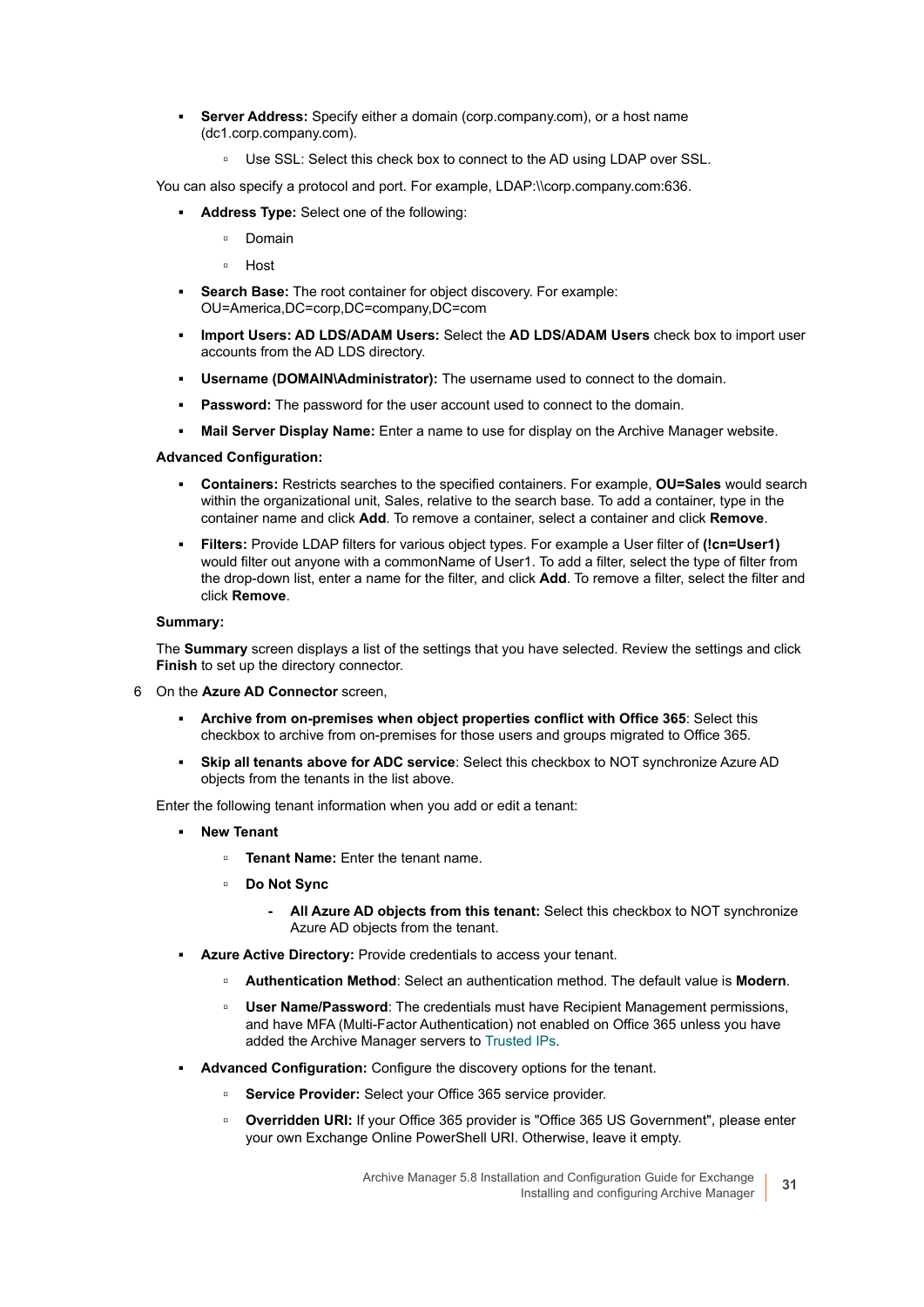- **Server Address:** Specify either a domain (corp.company.com), or a host name (dc1.corp.company.com).
    - Use SSL: Select this check box to connect to the AD using LDAP over SSL.

You can also specify a protocol and port. For example, LDAP:\\corp.company.com:636.

- **Address Type:** Select one of the following:
    - Domain
    - Host
- **Search Base:** The root container for object discovery. For example: OU=America,DC=corp,DC=company,DC=com
- **Import Users: AD LDS/ADAM Users:** Select the **AD LDS/ADAM Users** check box to import user accounts from the AD LDS directory.
- **Username (DOMAIN\Administrator):** The username used to connect to the domain.
- **Password:** The password for the user account used to connect to the domain.
- **Mail Server Display Name:** Enter a name to use for display on the Archive Manager website.

**Advanced Configuration:**

- **Containers:** Restricts searches to the specified containers. For example, **OU=Sales** would search within the organizational unit, Sales, relative to the search base. To add a container, type in the container name and click **Add**. To remove a container, select a container and click **Remove**.
- **Filters:** Provide LDAP filters for various object types. For example a User filter of **(!cn=User1)** would filter out anyone with a commonName of User1. To add a filter, select the type of filter from the drop-down list, enter a name for the filter, and click **Add**. To remove a filter, select the filter and click **Remove**.

**Summary:**

The **Summary** screen displays a list of the settings that you have selected. Review the settings and click **Finish** to set up the directory connector.

6 On the **Azure AD Connector** screen,

- **Archive from on-premises when object properties conflict with Office 365**: Select this checkbox to archive from on-premises for those users and groups migrated to Office 365.
- **Skip all tenants above for ADC service**: Select this checkbox to NOT synchronize Azure AD objects from the tenants in the list above.

Enter the following tenant information when you add or edit a tenant:

- **New Tenant**
    - **Tenant Name:** Enter the tenant name.
    - **Do Not Sync**
        - **All Azure AD objects from this tenant:** Select this checkbox to NOT synchronize Azure AD objects from the tenant.
- **Azure Active Directory:** Provide credentials to access your tenant.
    - **Authentication Method**: Select an authentication method. The default value is **Modern**.
    - **User Name/Password**: The credentials must have Recipient Management permissions, and have MFA (Multi-Factor Authentication) not enabled on Office 365 unless you have added the Archive Manager servers to Trusted IPs.
- **Advanced Configuration:** Configure the discovery options for the tenant.
    - **Service Provider:** Select your Office 365 service provider.
    - **Overridden URI:** If your Office 365 provider is "Office 365 US Government", please enter your own Exchange Online PowerShell URI. Otherwise, leave it empty.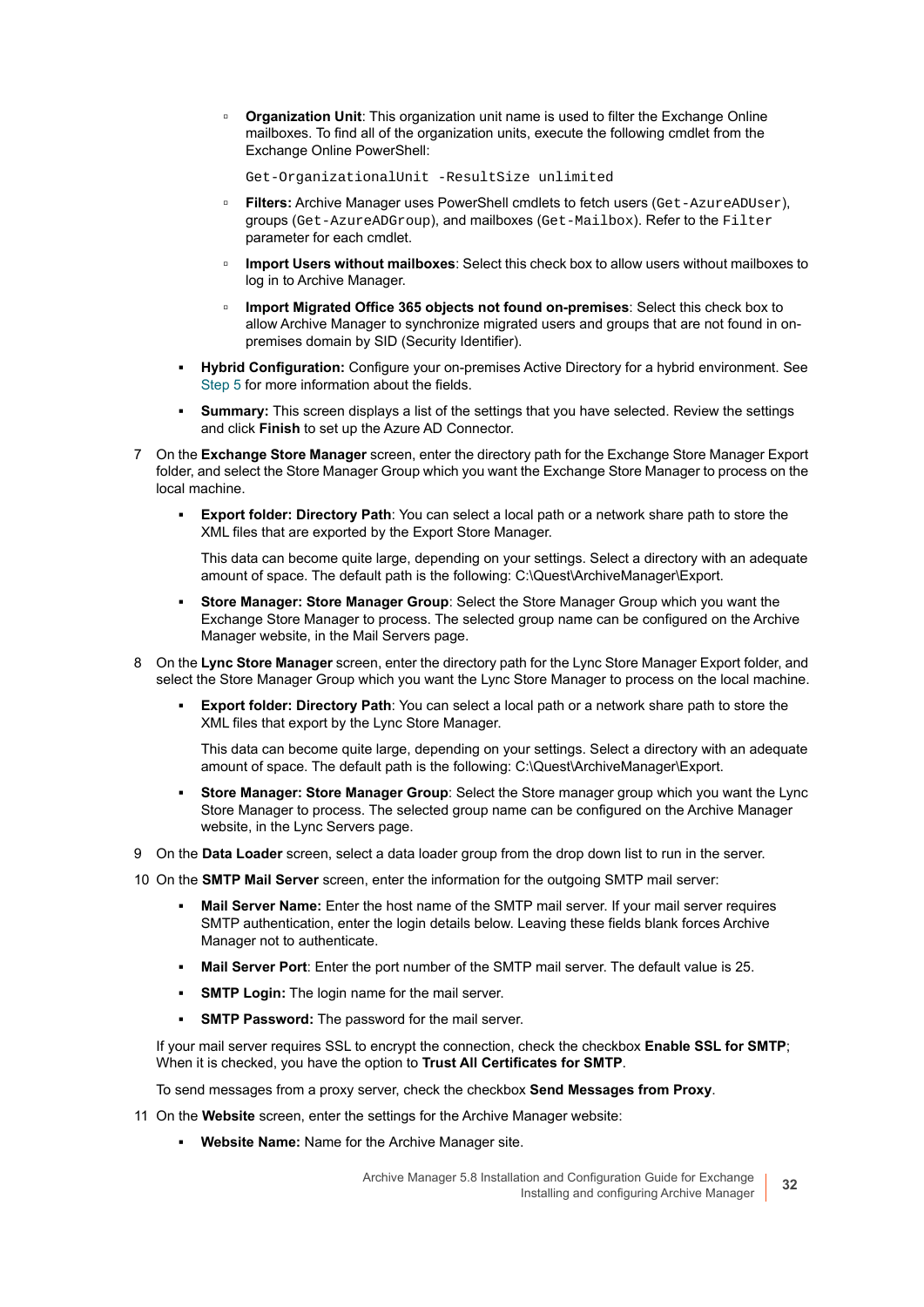- **Organization Unit**: This organization unit name is used to filter the Exchange Online mailboxes. To find all of the organization units, execute the following cmdlet from the Exchange Online PowerShell:

          ```
          Get-OrganizationalUnit -ResultSize unlimited
          ```

        - **Filters:** Archive Manager uses PowerShell cmdlets to fetch users (`Get-AzureADUser`), groups (`Get-AzureADGroup`), and mailboxes (`Get-Mailbox`). Refer to the `Filter` parameter for each cmdlet.
        - **Import Users without mailboxes**: Select this check box to allow users without mailboxes to log in to Archive Manager.
        - **Import Migrated Office 365 objects not found on-premises**: Select this check box to allow Archive Manager to synchronize migrated users and groups that are not found in on-premises domain by SID (Security Identifier).
    - **Hybrid Configuration:** Configure your on-premises Active Directory for a hybrid environment. See Step 5 for more information about the fields.
    - **Summary:** This screen displays a list of the settings that you have selected. Review the settings and click **Finish** to set up the Azure AD Connector.

7. On the **Exchange Store Manager** screen, enter the directory path for the Exchange Store Manager Export folder, and select the Store Manager Group which you want the Exchange Store Manager to process on the local machine.
    - **Export folder: Directory Path**: You can select a local path or a network share path to store the XML files that are exported by the Export Store Manager.

      This data can become quite large, depending on your settings. Select a directory with an adequate amount of space. The default path is the following: C:\Quest\ArchiveManager\Export.
    - **Store Manager: Store Manager Group**: Select the Store Manager Group which you want the Exchange Store Manager to process. The selected group name can be configured on the Archive Manager website, in the Mail Servers page.
8. On the **Lync Store Manager** screen, enter the directory path for the Lync Store Manager Export folder, and select the Store Manager Group which you want the Lync Store Manager to process on the local machine.
    - **Export folder: Directory Path**: You can select a local path or a network share path to store the XML files that export by the Lync Store Manager.

      This data can become quite large, depending on your settings. Select a directory with an adequate amount of space. The default path is the following: C:\Quest\ArchiveManager\Export.
    - **Store Manager: Store Manager Group**: Select the Store manager group which you want the Lync Store Manager to process. The selected group name can be configured on the Archive Manager website, in the Lync Servers page.
9. On the **Data Loader** screen, select a data loader group from the drop down list to run in the server.
10. On the **SMTP Mail Server** screen, enter the information for the outgoing SMTP mail server:
    - **Mail Server Name:** Enter the host name of the SMTP mail server. If your mail server requires SMTP authentication, enter the login details below. Leaving these fields blank forces Archive Manager not to authenticate.
    - **Mail Server Port**: Enter the port number of the SMTP mail server. The default value is 25.
    - **SMTP Login:** The login name for the mail server.
    - **SMTP Password:** The password for the mail server.

    If your mail server requires SSL to encrypt the connection, check the checkbox **Enable SSL for SMTP**; When it is checked, you have the option to **Trust All Certificates for SMTP**.

    To send messages from a proxy server, check the checkbox **Send Messages from Proxy**.
11. On the **Website** screen, enter the settings for the Archive Manager website:
    - **Website Name:** Name for the Archive Manager site.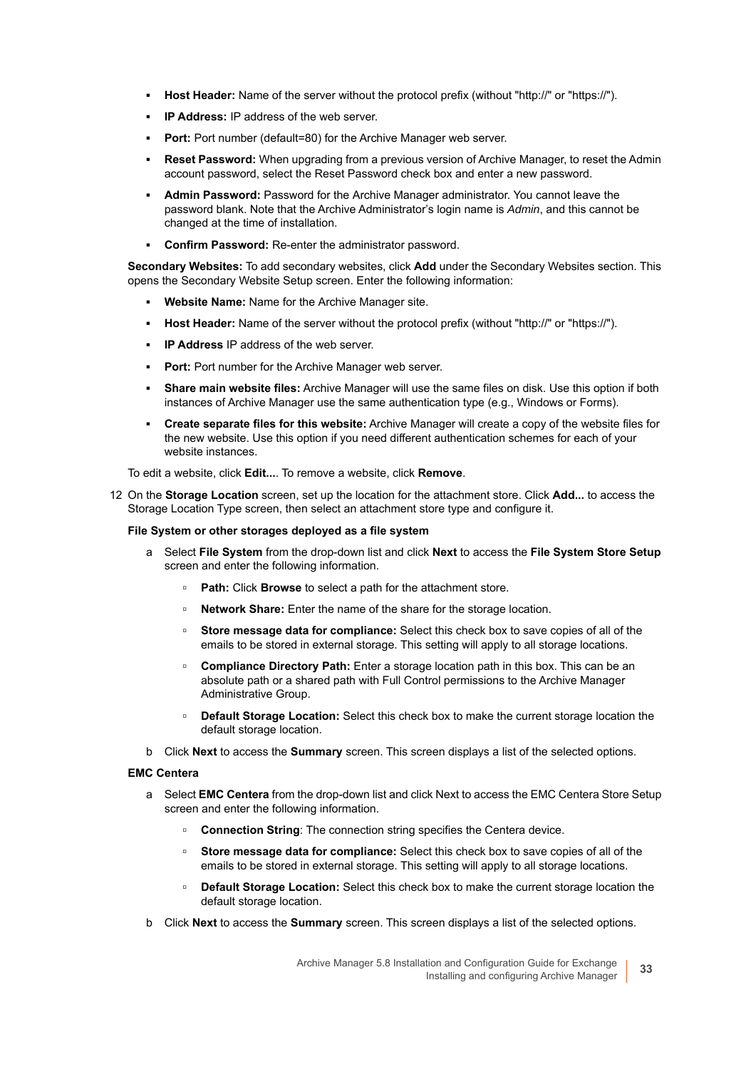- **Host Header:** Name of the server without the protocol prefix (without "http://" or "https://").
- **IP Address:** IP address of the web server.
- **Port:** Port number (default=80) for the Archive Manager web server.
- **Reset Password:** When upgrading from a previous version of Archive Manager, to reset the Admin account password, select the Reset Password check box and enter a new password.
- **Admin Password:** Password for the Archive Manager administrator. You cannot leave the password blank. Note that the Archive Administrator's login name is *Admin*, and this cannot be changed at the time of installation.
- **Confirm Password:** Re-enter the administrator password.

**Secondary Websites:** To add secondary websites, click **Add** under the Secondary Websites section. This opens the Secondary Website Setup screen. Enter the following information:

- **Website Name:** Name for the Archive Manager site.
- **Host Header:** Name of the server without the protocol prefix (without "http://" or "https://").
- **IP Address** IP address of the web server.
- **Port:** Port number for the Archive Manager web server.
- **Share main website files:** Archive Manager will use the same files on disk. Use this option if both instances of Archive Manager use the same authentication type (e.g., Windows or Forms).
- **Create separate files for this website:** Archive Manager will create a copy of the website files for the new website. Use this option if you need different authentication schemes for each of your website instances.

To edit a website, click **Edit...**. To remove a website, click **Remove**.

12 On the **Storage Location** screen, set up the location for the attachment store. Click **Add...** to access the Storage Location Type screen, then select an attachment store type and configure it.

**File System or other storages deployed as a file system**

a Select **File System** from the drop-down list and click **Next** to access the **File System Store Setup** screen and enter the following information.

- **Path:** Click **Browse** to select a path for the attachment store.
- **Network Share:** Enter the name of the share for the storage location.
- **Store message data for compliance:** Select this check box to save copies of all of the emails to be stored in external storage. This setting will apply to all storage locations.
- **Compliance Directory Path:** Enter a storage location path in this box. This can be an absolute path or a shared path with Full Control permissions to the Archive Manager Administrative Group.
- **Default Storage Location:** Select this check box to make the current storage location the default storage location.

b Click **Next** to access the **Summary** screen. This screen displays a list of the selected options.

**EMC Centera**

a Select **EMC Centera** from the drop-down list and click Next to access the EMC Centera Store Setup screen and enter the following information.

- **Connection String**: The connection string specifies the Centera device.
- **Store message data for compliance:** Select this check box to save copies of all of the emails to be stored in external storage. This setting will apply to all storage locations.
- **Default Storage Location:** Select this check box to make the current storage location the default storage location.

b Click **Next** to access the **Summary** screen. This screen displays a list of the selected options.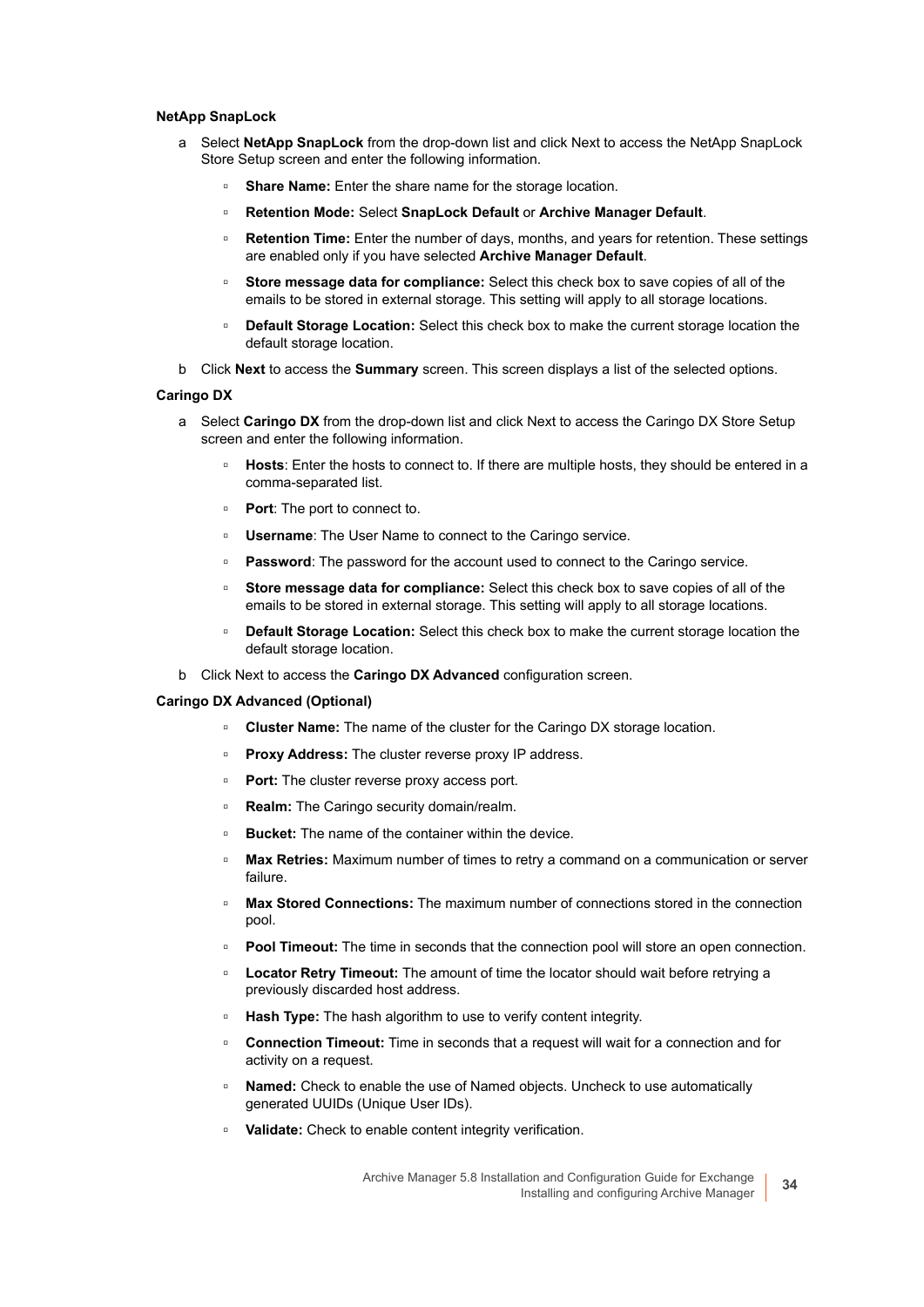**NetApp SnapLock**

a Select **NetApp SnapLock** from the drop-down list and click Next to access the NetApp SnapLock Store Setup screen and enter the following information.

   - **Share Name:** Enter the share name for the storage location.
   - **Retention Mode:** Select **SnapLock Default** or **Archive Manager Default**.
   - **Retention Time:** Enter the number of days, months, and years for retention. These settings are enabled only if you have selected **Archive Manager Default**.
   - **Store message data for compliance:** Select this check box to save copies of all of the emails to be stored in external storage. This setting will apply to all storage locations.
   - **Default Storage Location:** Select this check box to make the current storage location the default storage location.

b Click **Next** to access the **Summary** screen. This screen displays a list of the selected options.

**Caringo DX**

a Select **Caringo DX** from the drop-down list and click Next to access the Caringo DX Store Setup screen and enter the following information.

   - **Hosts**: Enter the hosts to connect to. If there are multiple hosts, they should be entered in a comma-separated list.
   - **Port**: The port to connect to.
   - **Username**: The User Name to connect to the Caringo service.
   - **Password**: The password for the account used to connect to the Caringo service.
   - **Store message data for compliance:** Select this check box to save copies of all of the emails to be stored in external storage. This setting will apply to all storage locations.
   - **Default Storage Location:** Select this check box to make the current storage location the default storage location.

b Click Next to access the **Caringo DX Advanced** configuration screen.

**Caringo DX Advanced (Optional)**

   - **Cluster Name:** The name of the cluster for the Caringo DX storage location.
   - **Proxy Address:** The cluster reverse proxy IP address.
   - **Port:** The cluster reverse proxy access port.
   - **Realm:** The Caringo security domain/realm.
   - **Bucket:** The name of the container within the device.
   - **Max Retries:** Maximum number of times to retry a command on a communication or server failure.
   - **Max Stored Connections:** The maximum number of connections stored in the connection pool.
   - **Pool Timeout:** The time in seconds that the connection pool will store an open connection.
   - **Locator Retry Timeout:** The amount of time the locator should wait before retrying a previously discarded host address.
   - **Hash Type:** The hash algorithm to use to verify content integrity.
   - **Connection Timeout:** Time in seconds that a request will wait for a connection and for activity on a request.
   - **Named:** Check to enable the use of Named objects. Uncheck to use automatically generated UUIDs (Unique User IDs).
   - **Validate:** Check to enable content integrity verification.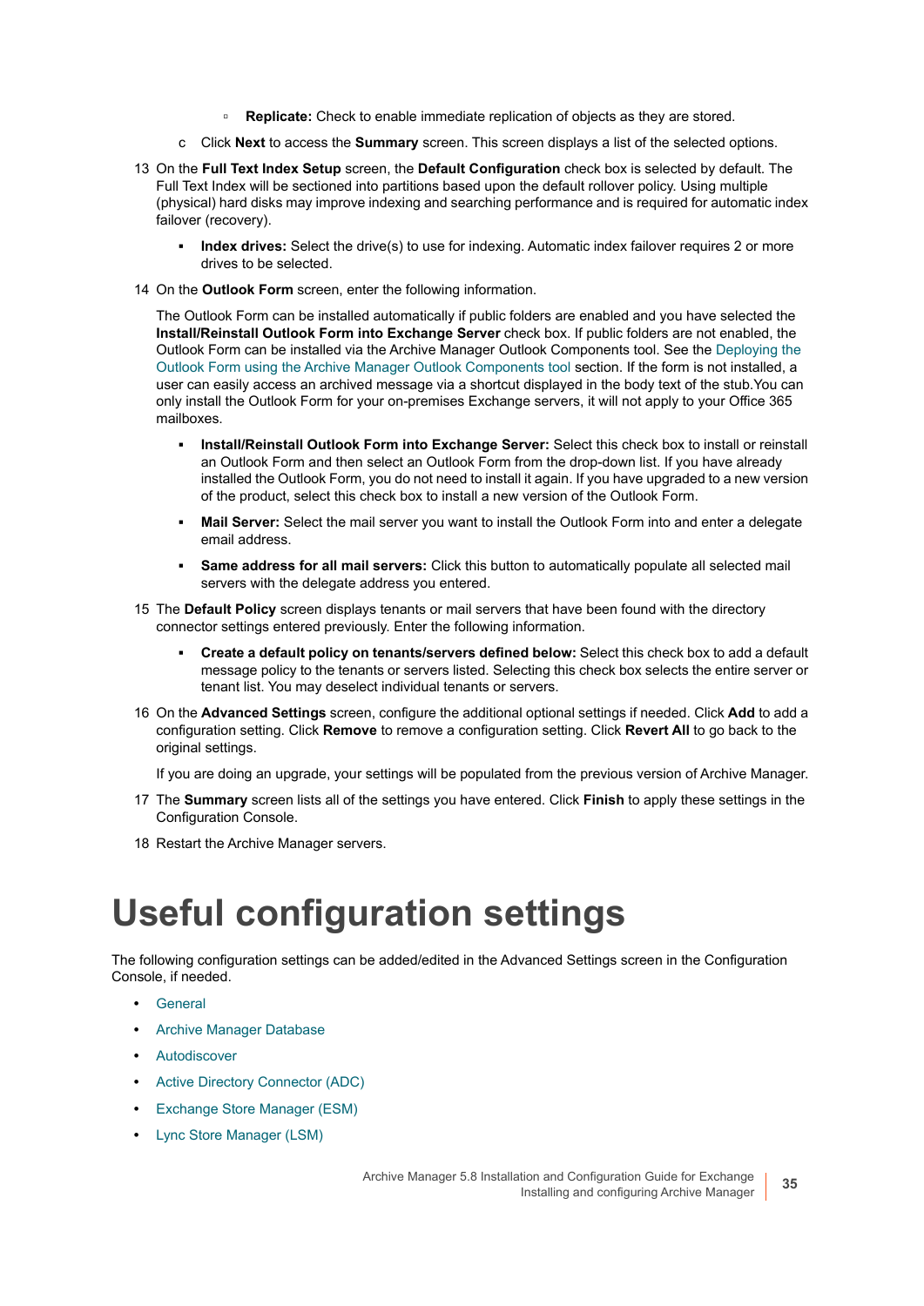- **Replicate:** Check to enable immediate replication of objects as they are stored.

   c Click **Next** to access the **Summary** screen. This screen displays a list of the selected options.

13 On the **Full Text Index Setup** screen, the **Default Configuration** check box is selected by default. The Full Text Index will be sectioned into partitions based upon the default rollover policy. Using multiple (physical) hard disks may improve indexing and searching performance and is required for automatic index failover (recovery).

   - **Index drives:** Select the drive(s) to use for indexing. Automatic index failover requires 2 or more drives to be selected.

14 On the **Outlook Form** screen, enter the following information.

   The Outlook Form can be installed automatically if public folders are enabled and you have selected the **Install/Reinstall Outlook Form into Exchange Server** check box. If public folders are not enabled, the Outlook Form can be installed via the Archive Manager Outlook Components tool. See the Deploying the Outlook Form using the Archive Manager Outlook Components tool section. If the form is not installed, a user can easily access an archived message via a shortcut displayed in the body text of the stub.You can only install the Outlook Form for your on-premises Exchange servers, it will not apply to your Office 365 mailboxes.

   - **Install/Reinstall Outlook Form into Exchange Server:** Select this check box to install or reinstall an Outlook Form and then select an Outlook Form from the drop-down list. If you have already installed the Outlook Form, you do not need to install it again. If you have upgraded to a new version of the product, select this check box to install a new version of the Outlook Form.
   - **Mail Server:** Select the mail server you want to install the Outlook Form into and enter a delegate email address.
   - **Same address for all mail servers:** Click this button to automatically populate all selected mail servers with the delegate address you entered.

15 The **Default Policy** screen displays tenants or mail servers that have been found with the directory connector settings entered previously. Enter the following information.

   - **Create a default policy on tenants/servers defined below:** Select this check box to add a default message policy to the tenants or servers listed. Selecting this check box selects the entire server or tenant list. You may deselect individual tenants or servers.

16 On the **Advanced Settings** screen, configure the additional optional settings if needed. Click **Add** to add a configuration setting. Click **Remove** to remove a configuration setting. Click **Revert All** to go back to the original settings.

   If you are doing an upgrade, your settings will be populated from the previous version of Archive Manager.

17 The **Summary** screen lists all of the settings you have entered. Click **Finish** to apply these settings in the Configuration Console.

18 Restart the Archive Manager servers.

# Useful configuration settings

The following configuration settings can be added/edited in the Advanced Settings screen in the Configuration Console, if needed.

- General
- Archive Manager Database
- Autodiscover
- Active Directory Connector (ADC)
- Exchange Store Manager (ESM)
- Lync Store Manager (LSM)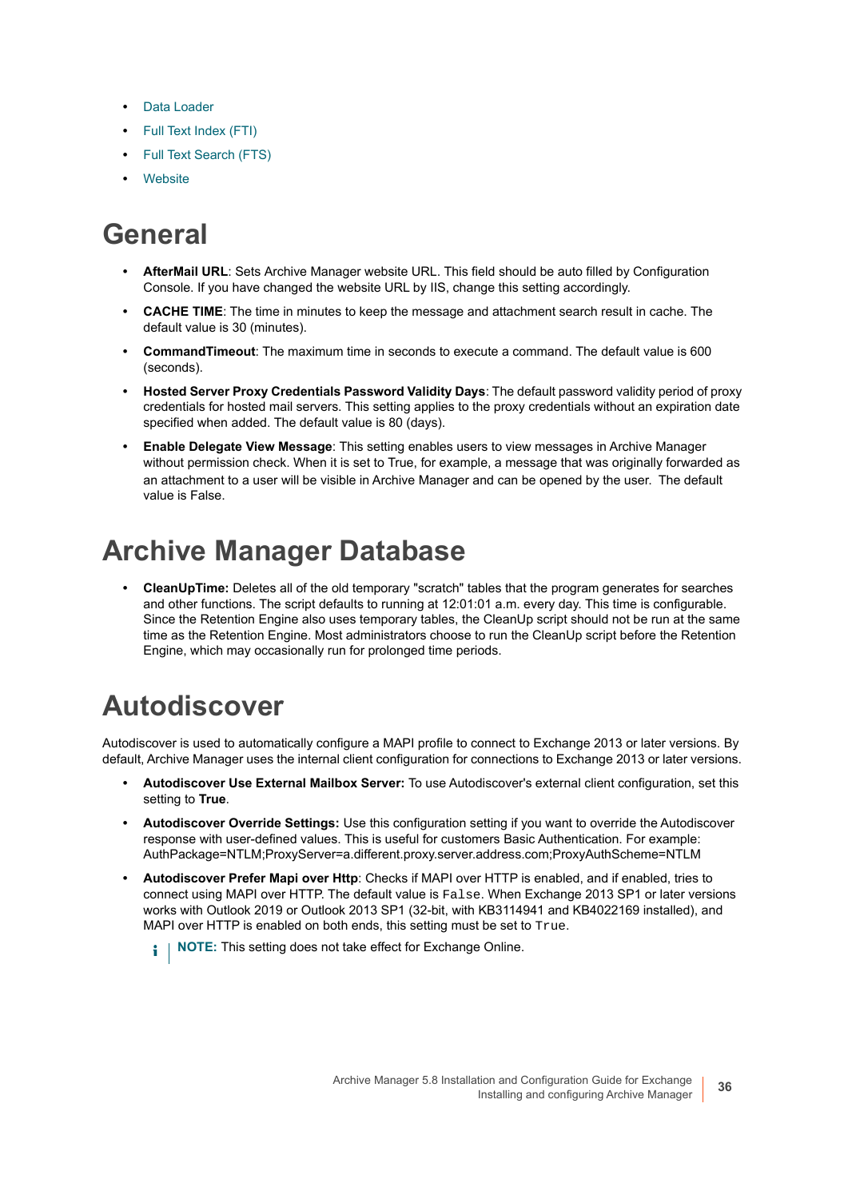- Data Loader
- Full Text Index (FTI)
- Full Text Search (FTS)
- Website

# General

- **AfterMail URL**: Sets Archive Manager website URL. This field should be auto filled by Configuration Console. If you have changed the website URL by IIS, change this setting accordingly.
- **CACHE TIME**: The time in minutes to keep the message and attachment search result in cache. The default value is 30 (minutes).
- **CommandTimeout**: The maximum time in seconds to execute a command. The default value is 600 (seconds).
- **Hosted Server Proxy Credentials Password Validity Days**: The default password validity period of proxy credentials for hosted mail servers. This setting applies to the proxy credentials without an expiration date specified when added. The default value is 80 (days).
- **Enable Delegate View Message**: This setting enables users to view messages in Archive Manager without permission check. When it is set to True, for example, a message that was originally forwarded as an attachment to a user will be visible in Archive Manager and can be opened by the user. The default value is False.

# Archive Manager Database

- **CleanUpTime:** Deletes all of the old temporary "scratch" tables that the program generates for searches and other functions. The script defaults to running at 12:01:01 a.m. every day. This time is configurable. Since the Retention Engine also uses temporary tables, the CleanUp script should not be run at the same time as the Retention Engine. Most administrators choose to run the CleanUp script before the Retention Engine, which may occasionally run for prolonged time periods.

# Autodiscover

Autodiscover is used to automatically configure a MAPI profile to connect to Exchange 2013 or later versions. By default, Archive Manager uses the internal client configuration for connections to Exchange 2013 or later versions.

- **Autodiscover Use External Mailbox Server:** To use Autodiscover's external client configuration, set this setting to **True**.
- **Autodiscover Override Settings:** Use this configuration setting if you want to override the Autodiscover response with user-defined values. This is useful for customers Basic Authentication. For example: AuthPackage=NTLM;ProxyServer=a.different.proxy.server.address.com;ProxyAuthScheme=NTLM
- **Autodiscover Prefer Mapi over Http**: Checks if MAPI over HTTP is enabled, and if enabled, tries to connect using MAPI over HTTP. The default value is `False`. When Exchange 2013 SP1 or later versions works with Outlook 2019 or Outlook 2013 SP1 (32-bit, with KB3114941 and KB4022169 installed), and MAPI over HTTP is enabled on both ends, this setting must be set to `True`.

  **NOTE:** This setting does not take effect for Exchange Online.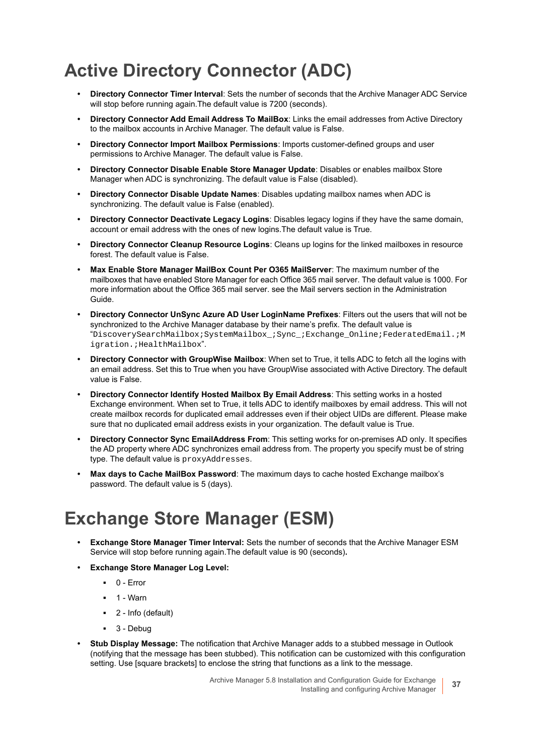# Active Directory Connector (ADC)

- **Directory Connector Timer Interval**: Sets the number of seconds that the Archive Manager ADC Service will stop before running again.The default value is 7200 (seconds).
- **Directory Connector Add Email Address To MailBox**: Links the email addresses from Active Directory to the mailbox accounts in Archive Manager. The default value is False.
- **Directory Connector Import Mailbox Permissions**: Imports customer-defined groups and user permissions to Archive Manager. The default value is False.
- **Directory Connector Disable Enable Store Manager Update**: Disables or enables mailbox Store Manager when ADC is synchronizing. The default value is False (disabled).
- **Directory Connector Disable Update Names**: Disables updating mailbox names when ADC is synchronizing. The default value is False (enabled).
- **Directory Connector Deactivate Legacy Logins**: Disables legacy logins if they have the same domain, account or email address with the ones of new logins.The default value is True.
- **Directory Connector Cleanup Resource Logins**: Cleans up logins for the linked mailboxes in resource forest. The default value is False.
- **Max Enable Store Manager MailBox Count Per O365 MailServer**: The maximum number of the mailboxes that have enabled Store Manager for each Office 365 mail server. The default value is 1000. For more information about the Office 365 mail server. see the Mail servers section in the Administration Guide.
- **Directory Connector UnSync Azure AD User LoginName Prefixes**: Filters out the users that will not be synchronized to the Archive Manager database by their name's prefix. The default value is "`DiscoverySearchMailbox;SystemMailbox_;Sync_;Exchange_Online;FederatedEmail.;Migration.;HealthMailbox`".
- **Directory Connector with GroupWise Mailbox**: When set to True, it tells ADC to fetch all the logins with an email address. Set this to True when you have GroupWise associated with Active Directory. The default value is False.
- **Directory Connector Identify Hosted Mailbox By Email Address**: This setting works in a hosted Exchange environment. When set to True, it tells ADC to identify mailboxes by email address. This will not create mailbox records for duplicated email addresses even if their object UIDs are different. Please make sure that no duplicated email address exists in your organization. The default value is True.
- **Directory Connector Sync EmailAddress From**: This setting works for on-premises AD only. It specifies the AD property where ADC synchronizes email address from. The property you specify must be of string type. The default value is `proxyAddresses`.
- **Max days to Cache MailBox Password**: The maximum days to cache hosted Exchange mailbox's password. The default value is 5 (days).

# Exchange Store Manager (ESM)

- **Exchange Store Manager Timer Interval:** Sets the number of seconds that the Archive Manager ESM Service will stop before running again.The default value is 90 (seconds)**.**
- **Exchange Store Manager Log Level:**
  - 0 - Error
  - 1 - Warn
  - 2 - Info (default)
  - 3 - Debug
- **Stub Display Message:** The notification that Archive Manager adds to a stubbed message in Outlook (notifying that the message has been stubbed). This notification can be customized with this configuration setting. Use [square brackets] to enclose the string that functions as a link to the message.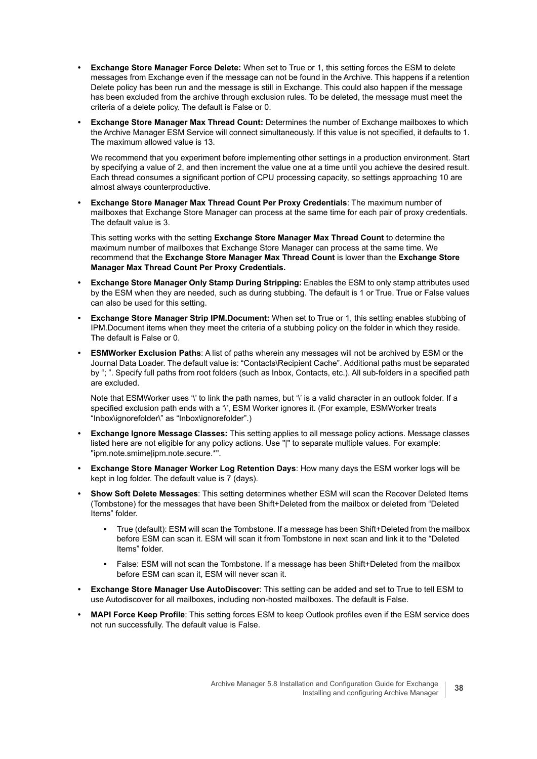- **Exchange Store Manager Force Delete:** When set to True or 1, this setting forces the ESM to delete messages from Exchange even if the message can not be found in the Archive. This happens if a retention Delete policy has been run and the message is still in Exchange. This could also happen if the message has been excluded from the archive through exclusion rules. To be deleted, the message must meet the criteria of a delete policy. The default is False or 0.
- **Exchange Store Manager Max Thread Count:** Determines the number of Exchange mailboxes to which the Archive Manager ESM Service will connect simultaneously. If this value is not specified, it defaults to 1. The maximum allowed value is 13.

  We recommend that you experiment before implementing other settings in a production environment. Start by specifying a value of 2, and then increment the value one at a time until you achieve the desired result. Each thread consumes a significant portion of CPU processing capacity, so settings approaching 10 are almost always counterproductive.
- **Exchange Store Manager Max Thread Count Per Proxy Credentials**: The maximum number of mailboxes that Exchange Store Manager can process at the same time for each pair of proxy credentials. The default value is 3.

  This setting works with the setting **Exchange Store Manager Max Thread Count** to determine the maximum number of mailboxes that Exchange Store Manager can process at the same time. We recommend that the **Exchange Store Manager Max Thread Count** is lower than the **Exchange Store Manager Max Thread Count Per Proxy Credentials.**
- **Exchange Store Manager Only Stamp During Stripping:** Enables the ESM to only stamp attributes used by the ESM when they are needed, such as during stubbing. The default is 1 or True. True or False values can also be used for this setting.
- **Exchange Store Manager Strip IPM.Document:** When set to True or 1, this setting enables stubbing of IPM.Document items when they meet the criteria of a stubbing policy on the folder in which they reside. The default is False or 0.
- **ESMWorker Exclusion Paths**: A list of paths wherein any messages will not be archived by ESM or the Journal Data Loader. The default value is: "Contacts\Recipient Cache". Additional paths must be separated by "; ". Specify full paths from root folders (such as Inbox, Contacts, etc.). All sub-folders in a specified path are excluded.

  Note that ESMWorker uses '\' to link the path names, but '\' is a valid character in an outlook folder. If a specified exclusion path ends with a '\', ESM Worker ignores it. (For example, ESMWorker treats "Inbox\ignorefolder\" as "Inbox\ignorefolder".)
- **Exchange Ignore Message Classes:** This setting applies to all message policy actions. Message classes listed here are not eligible for any policy actions. Use "|" to separate multiple values. For example: "ipm.note.smime|ipm.note.secure.*".
- **Exchange Store Manager Worker Log Retention Days**: How many days the ESM worker logs will be kept in log folder. The default value is 7 (days).
- **Show Soft Delete Messages**: This setting determines whether ESM will scan the Recover Deleted Items (Tombstone) for the messages that have been Shift+Deleted from the mailbox or deleted from "Deleted Items" folder.
  - True (default): ESM will scan the Tombstone. If a message has been Shift+Deleted from the mailbox before ESM can scan it. ESM will scan it from Tombstone in next scan and link it to the "Deleted Items" folder.
  - False: ESM will not scan the Tombstone. If a message has been Shift+Deleted from the mailbox before ESM can scan it, ESM will never scan it.
- **Exchange Store Manager Use AutoDiscover**: This setting can be added and set to True to tell ESM to use Autodiscover for all mailboxes, including non-hosted mailboxes. The default is False.
- **MAPI Force Keep Profile**: This setting forces ESM to keep Outlook profiles even if the ESM service does not run successfully. The default value is False.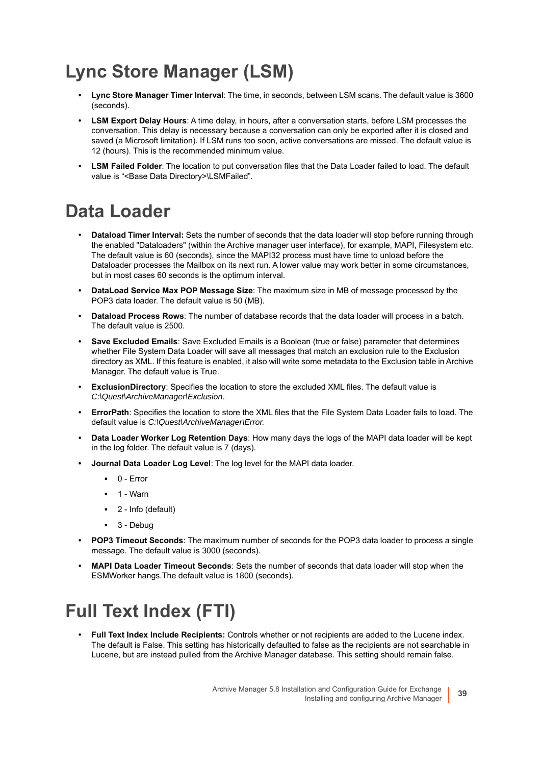# Lync Store Manager (LSM)

- **Lync Store Manager Timer Interval**: The time, in seconds, between LSM scans. The default value is 3600 (seconds).
- **LSM Export Delay Hours**: A time delay, in hours, after a conversation starts, before LSM processes the conversation. This delay is necessary because a conversation can only be exported after it is closed and saved (a Microsoft limitation). If LSM runs too soon, active conversations are missed. The default value is 12 (hours). This is the recommended minimum value.
- **LSM Failed Folder**: The location to put conversation files that the Data Loader failed to load. The default value is "<Base Data Directory>\LSMFailed".

# Data Loader

- **Dataload Timer Interval:** Sets the number of seconds that the data loader will stop before running through the enabled "Dataloaders" (within the Archive manager user interface), for example, MAPI, Filesystem etc. The default value is 60 (seconds), since the MAPI32 process must have time to unload before the Dataloader processes the Mailbox on its next run. A lower value may work better in some circumstances, but in most cases 60 seconds is the optimum interval.
- **DataLoad Service Max POP Message Size**: The maximum size in MB of message processed by the POP3 data loader. The default value is 50 (MB).
- **Dataload Process Rows**: The number of database records that the data loader will process in a batch. The default value is 2500.
- **Save Excluded Emails**: Save Excluded Emails is a Boolean (true or false) parameter that determines whether File System Data Loader will save all messages that match an exclusion rule to the Exclusion directory as XML. If this feature is enabled, it also will write some metadata to the Exclusion table in Archive Manager. The default value is True.
- **ExclusionDirectory**: Specifies the location to store the excluded XML files. The default value is *C:\Quest\ArchiveManager\Exclusion*.
- **ErrorPath**: Specifies the location to store the XML files that the File System Data Loader fails to load. The default value is *C:\Quest\ArchiveManager\Error.*
- **Data Loader Worker Log Retention Days**: How many days the logs of the MAPI data loader will be kept in the log folder. The default value is 7 (days).
- **Journal Data Loader Log Level**: The log level for the MAPI data loader.
  - 0 - Error
  - 1 - Warn
  - 2 - Info (default)
  - 3 - Debug
- **POP3 Timeout Seconds**: The maximum number of seconds for the POP3 data loader to process a single message. The default value is 3000 (seconds).
- **MAPI Data Loader Timeout Seconds**: Sets the number of seconds that data loader will stop when the ESMWorker hangs.The default value is 1800 (seconds).

# Full Text Index (FTI)

- **Full Text Index Include Recipients:** Controls whether or not recipients are added to the Lucene index. The default is False. This setting has historically defaulted to false as the recipients are not searchable in Lucene, but are instead pulled from the Archive Manager database. This setting should remain false.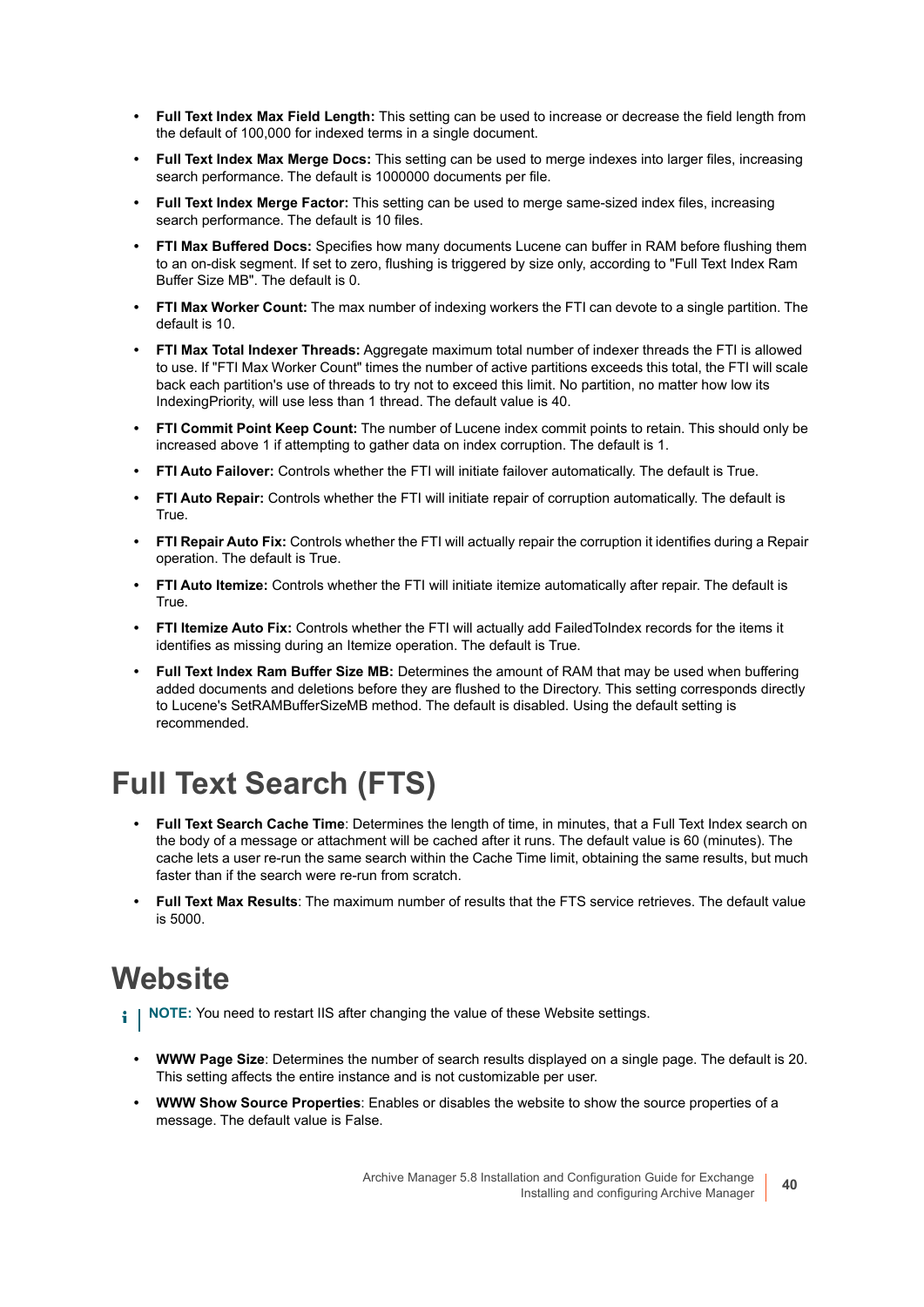- **Full Text Index Max Field Length:** This setting can be used to increase or decrease the field length from the default of 100,000 for indexed terms in a single document.
- **Full Text Index Max Merge Docs:** This setting can be used to merge indexes into larger files, increasing search performance. The default is 1000000 documents per file.
- **Full Text Index Merge Factor:** This setting can be used to merge same-sized index files, increasing search performance. The default is 10 files.
- **FTI Max Buffered Docs:** Specifies how many documents Lucene can buffer in RAM before flushing them to an on-disk segment. If set to zero, flushing is triggered by size only, according to "Full Text Index Ram Buffer Size MB". The default is 0.
- **FTI Max Worker Count:** The max number of indexing workers the FTI can devote to a single partition. The default is 10.
- **FTI Max Total Indexer Threads:** Aggregate maximum total number of indexer threads the FTI is allowed to use. If "FTI Max Worker Count" times the number of active partitions exceeds this total, the FTI will scale back each partition's use of threads to try not to exceed this limit. No partition, no matter how low its IndexingPriority, will use less than 1 thread. The default value is 40.
- **FTI Commit Point Keep Count:** The number of Lucene index commit points to retain. This should only be increased above 1 if attempting to gather data on index corruption. The default is 1.
- **FTI Auto Failover:** Controls whether the FTI will initiate failover automatically. The default is True.
- **FTI Auto Repair:** Controls whether the FTI will initiate repair of corruption automatically. The default is True.
- **FTI Repair Auto Fix:** Controls whether the FTI will actually repair the corruption it identifies during a Repair operation. The default is True.
- **FTI Auto Itemize:** Controls whether the FTI will initiate itemize automatically after repair. The default is True.
- **FTI Itemize Auto Fix:** Controls whether the FTI will actually add FailedToIndex records for the items it identifies as missing during an Itemize operation. The default is True.
- **Full Text Index Ram Buffer Size MB:** Determines the amount of RAM that may be used when buffering added documents and deletions before they are flushed to the Directory. This setting corresponds directly to Lucene's SetRAMBufferSizeMB method. The default is disabled. Using the default setting is recommended.

# Full Text Search (FTS)

- **Full Text Search Cache Time**: Determines the length of time, in minutes, that a Full Text Index search on the body of a message or attachment will be cached after it runs. The default value is 60 (minutes). The cache lets a user re-run the same search within the Cache Time limit, obtaining the same results, but much faster than if the search were re-run from scratch.
- **Full Text Max Results**: The maximum number of results that the FTS service retrieves. The default value is 5000.

# Website

**NOTE:** You need to restart IIS after changing the value of these Website settings.

- **WWW Page Size**: Determines the number of search results displayed on a single page. The default is 20. This setting affects the entire instance and is not customizable per user.
- **WWW Show Source Properties**: Enables or disables the website to show the source properties of a message. The default value is False.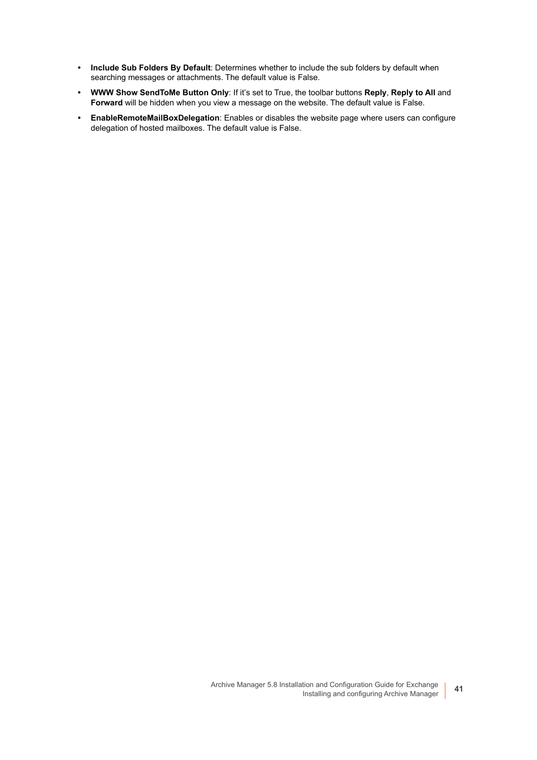- **Include Sub Folders By Default**: Determines whether to include the sub folders by default when searching messages or attachments. The default value is False.
- **WWW Show SendToMe Button Only**: If it's set to True, the toolbar buttons **Reply**, **Reply to All** and **Forward** will be hidden when you view a message on the website. The default value is False.
- **EnableRemoteMailBoxDelegation**: Enables or disables the website page where users can configure delegation of hosted mailboxes. The default value is False.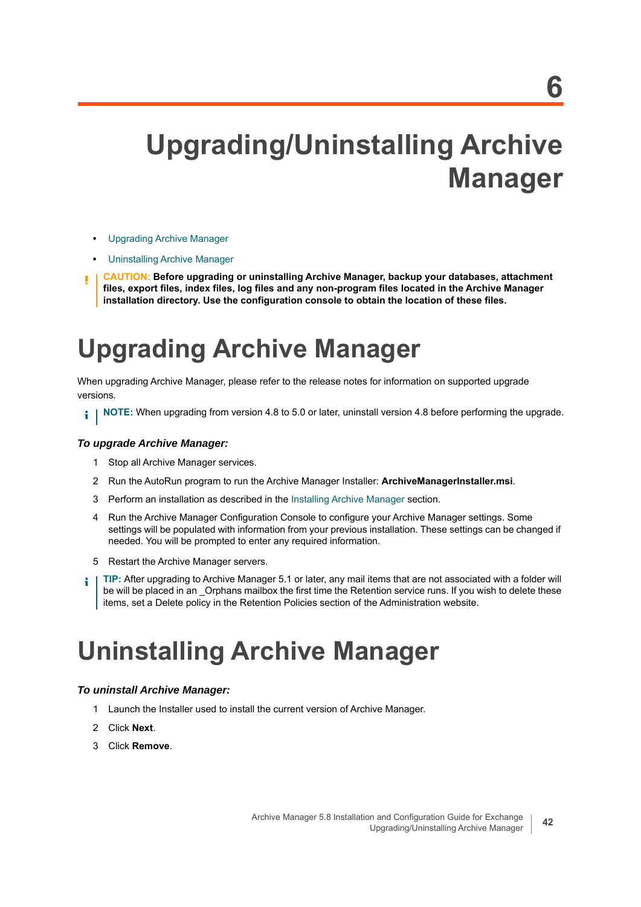# 6

# Upgrading/Uninstalling Archive Manager

- Upgrading Archive Manager
- Uninstalling Archive Manager

**CAUTION: Before upgrading or uninstalling Archive Manager, backup your databases, attachment files, export files, index files, log files and any non-program files located in the Archive Manager installation directory. Use the configuration console to obtain the location of these files.**

## Upgrading Archive Manager

When upgrading Archive Manager, please refer to the release notes for information on supported upgrade versions.

**NOTE:** When upgrading from version 4.8 to 5.0 or later, uninstall version 4.8 before performing the upgrade.

### *To upgrade Archive Manager:*

1. Stop all Archive Manager services.
2. Run the AutoRun program to run the Archive Manager Installer: **ArchiveManagerInstaller.msi**.
3. Perform an installation as described in the Installing Archive Manager section.
4. Run the Archive Manager Configuration Console to configure your Archive Manager settings. Some settings will be populated with information from your previous installation. These settings can be changed if needed. You will be prompted to enter any required information.
5. Restart the Archive Manager servers.

**TIP:** After upgrading to Archive Manager 5.1 or later, any mail items that are not associated with a folder will be will be placed in an _Orphans mailbox the first time the Retention service runs. If you wish to delete these items, set a Delete policy in the Retention Policies section of the Administration website.

## Uninstalling Archive Manager

### *To uninstall Archive Manager:*

1. Launch the Installer used to install the current version of Archive Manager.
2. Click **Next**.
3. Click **Remove**.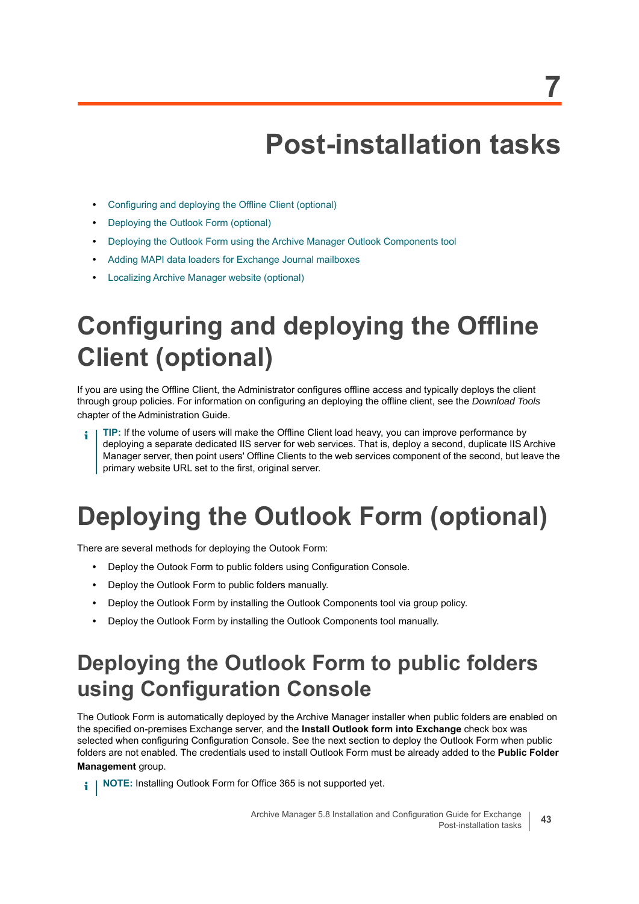# 7

# Post-installation tasks

- Configuring and deploying the Offline Client (optional)
- Deploying the Outlook Form (optional)
- Deploying the Outlook Form using the Archive Manager Outlook Components tool
- Adding MAPI data loaders for Exchange Journal mailboxes
- Localizing Archive Manager website (optional)

# Configuring and deploying the Offline Client (optional)

If you are using the Offline Client, the Administrator configures offline access and typically deploys the client through group policies. For information on configuring an deploying the offline client, see the *Download Tools* chapter of the Administration Guide.

> **TIP:** If the volume of users will make the Offline Client load heavy, you can improve performance by deploying a separate dedicated IIS server for web services. That is, deploy a second, duplicate IIS Archive Manager server, then point users' Offline Clients to the web services component of the second, but leave the primary website URL set to the first, original server.

# Deploying the Outlook Form (optional)

There are several methods for deploying the Outook Form:

- Deploy the Outook Form to public folders using Configuration Console.
- Deploy the Outlook Form to public folders manually.
- Deploy the Outlook Form by installing the Outlook Components tool via group policy.
- Deploy the Outlook Form by installing the Outlook Components tool manually.

## Deploying the Outlook Form to public folders using Configuration Console

The Outlook Form is automatically deployed by the Archive Manager installer when public folders are enabled on the specified on-premises Exchange server, and the **Install Outlook form into Exchange** check box was selected when configuring Configuration Console. See the next section to deploy the Outlook Form when public folders are not enabled. The credentials used to install Outlook Form must be already added to the **Public Folder Management** group.

> **NOTE:** Installing Outlook Form for Office 365 is not supported yet.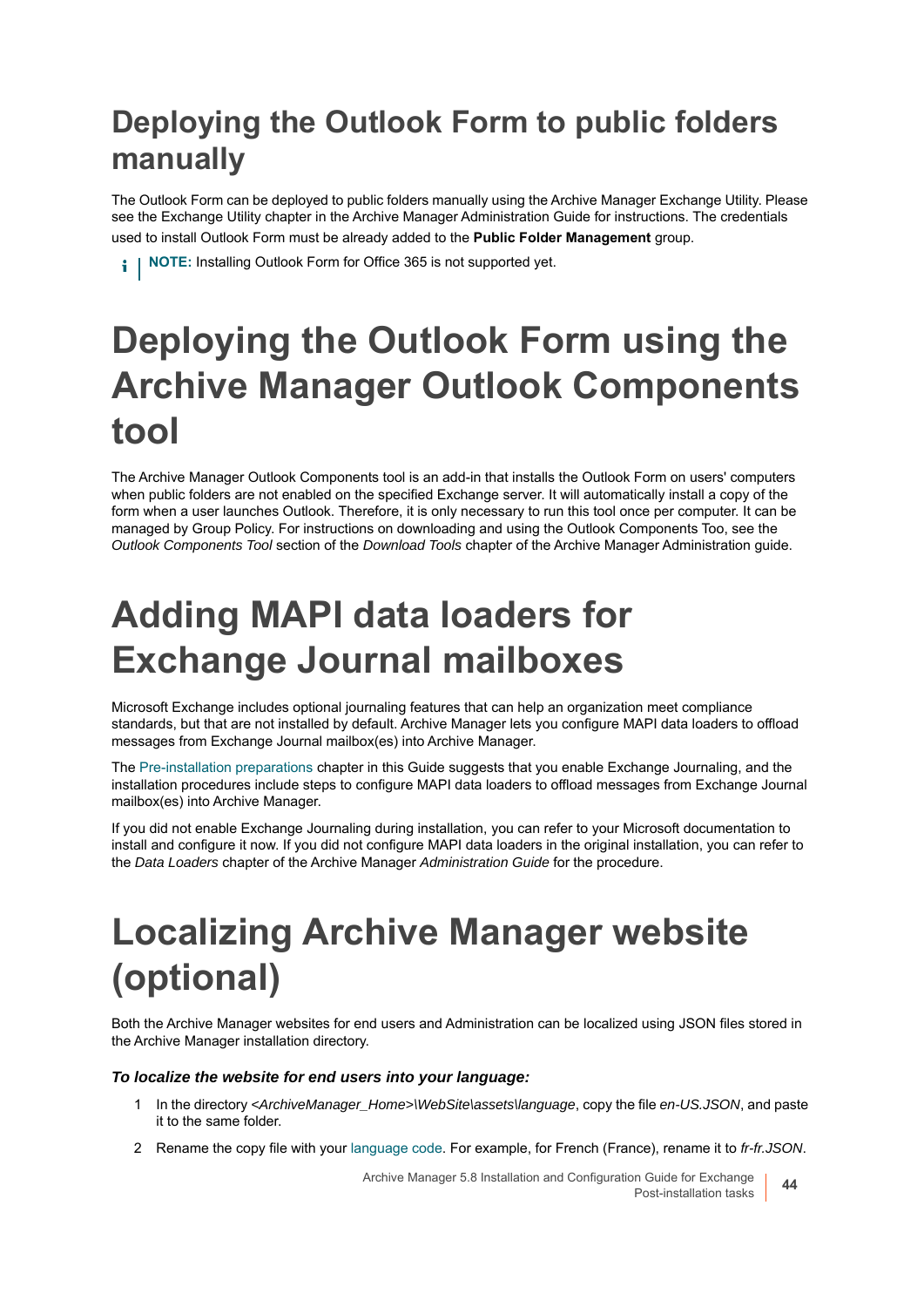## Deploying the Outlook Form to public folders manually

The Outlook Form can be deployed to public folders manually using the Archive Manager Exchange Utility. Please see the Exchange Utility chapter in the Archive Manager Administration Guide for instructions. The credentials used to install Outlook Form must be already added to the **Public Folder Management** group.

> **NOTE:** Installing Outlook Form for Office 365 is not supported yet.

# Deploying the Outlook Form using the Archive Manager Outlook Components tool

The Archive Manager Outlook Components tool is an add-in that installs the Outlook Form on users' computers when public folders are not enabled on the specified Exchange server. It will automatically install a copy of the form when a user launches Outlook. Therefore, it is only necessary to run this tool once per computer. It can be managed by Group Policy. For instructions on downloading and using the Outlook Components Too, see the *Outlook Components Tool* section of the *Download Tools* chapter of the Archive Manager Administration guide.

# Adding MAPI data loaders for Exchange Journal mailboxes

Microsoft Exchange includes optional journaling features that can help an organization meet compliance standards, but that are not installed by default. Archive Manager lets you configure MAPI data loaders to offload messages from Exchange Journal mailbox(es) into Archive Manager.

The Pre-installation preparations chapter in this Guide suggests that you enable Exchange Journaling, and the installation procedures include steps to configure MAPI data loaders to offload messages from Exchange Journal mailbox(es) into Archive Manager.

If you did not enable Exchange Journaling during installation, you can refer to your Microsoft documentation to install and configure it now. If you did not configure MAPI data loaders in the original installation, you can refer to the *Data Loaders* chapter of the Archive Manager *Administration Guide* for the procedure.

# Localizing Archive Manager website (optional)

Both the Archive Manager websites for end users and Administration can be localized using JSON files stored in the Archive Manager installation directory.

***To localize the website for end users into your language:***

1. In the directory *<ArchiveManager_Home>\WebSite\assets\language*, copy the file *en-US.JSON*, and paste it to the same folder.
2. Rename the copy file with your language code. For example, for French (France), rename it to *fr-fr.JSON*.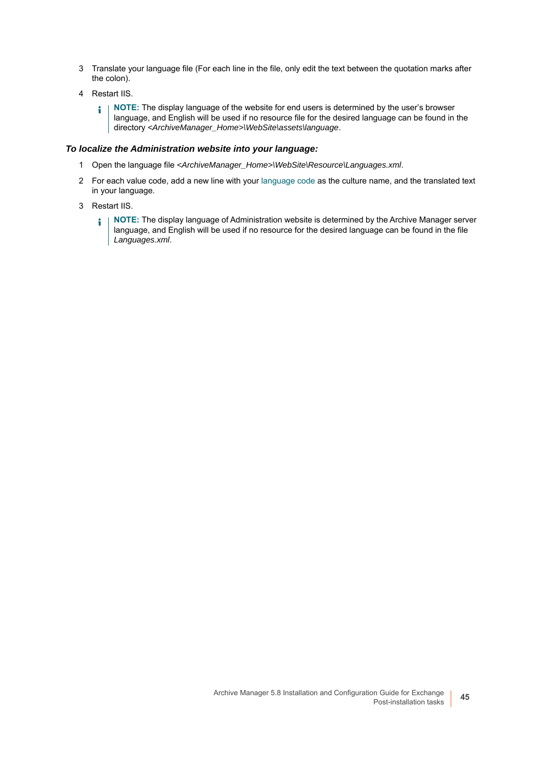3. Translate your language file (For each line in the file, only edit the text between the quotation marks after the colon).
4. Restart IIS.

   **NOTE:** The display language of the website for end users is determined by the user's browser language, and English will be used if no resource file for the desired language can be found in the directory *<ArchiveManager_Home>\WebSite\assets\language*.

***To localize the Administration website into your language:***

1. Open the language file *<ArchiveManager_Home>\WebSite\Resource\Languages.xml*.
2. For each value code, add a new line with your language code as the culture name, and the translated text in your language.
3. Restart IIS.

   **NOTE:** The display language of Administration website is determined by the Archive Manager server language, and English will be used if no resource for the desired language can be found in the file *Languages.xml*.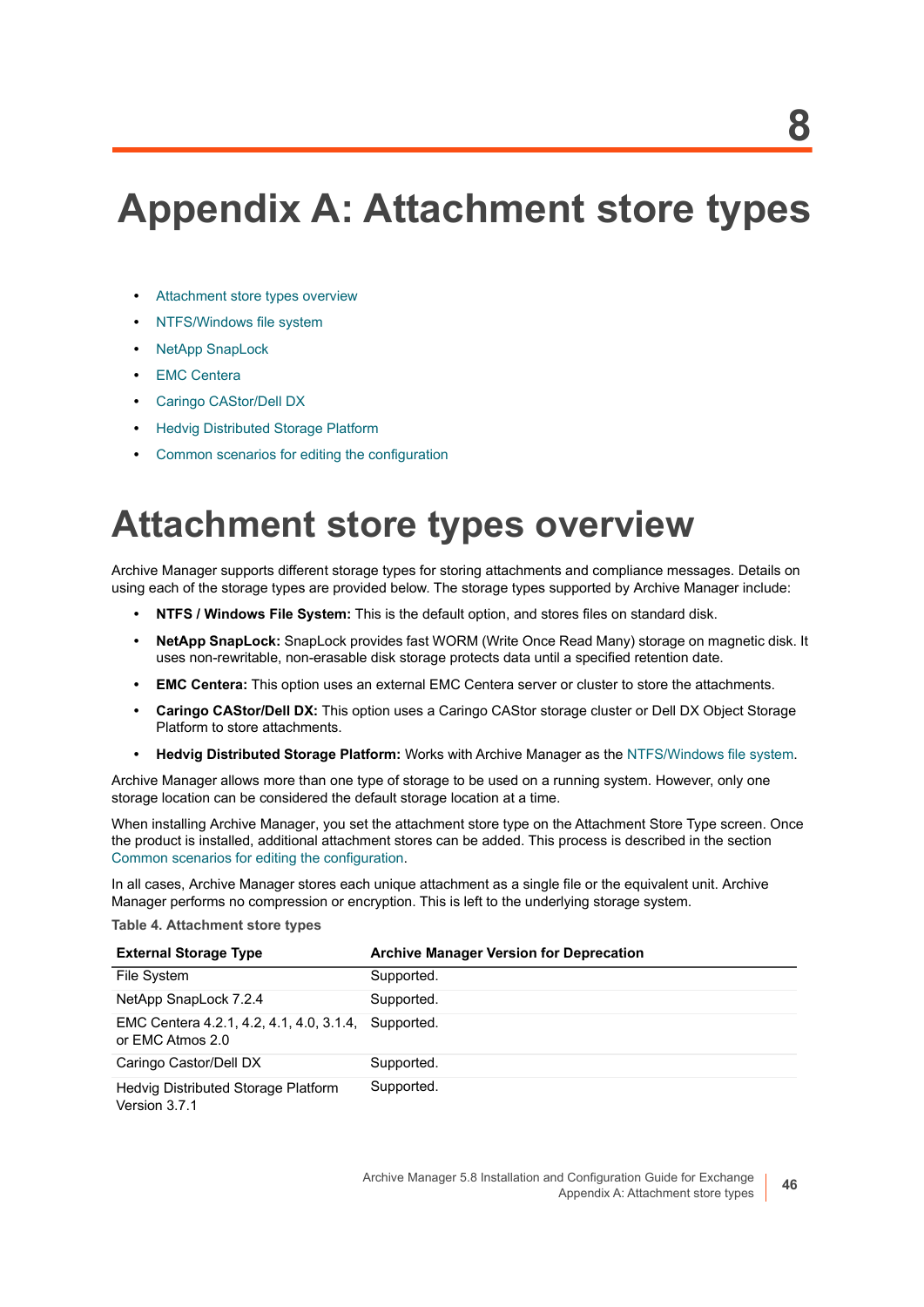# Appendix A: Attachment store types

- Attachment store types overview
- NTFS/Windows file system
- NetApp SnapLock
- EMC Centera
- Caringo CAStor/Dell DX
- Hedvig Distributed Storage Platform
- Common scenarios for editing the configuration

# Attachment store types overview

Archive Manager supports different storage types for storing attachments and compliance messages. Details on using each of the storage types are provided below. The storage types supported by Archive Manager include:

- **NTFS / Windows File System:** This is the default option, and stores files on standard disk.
- **NetApp SnapLock:** SnapLock provides fast WORM (Write Once Read Many) storage on magnetic disk. It uses non-rewritable, non-erasable disk storage protects data until a specified retention date.
- **EMC Centera:** This option uses an external EMC Centera server or cluster to store the attachments.
- **Caringo CAStor/Dell DX:** This option uses a Caringo CAStor storage cluster or Dell DX Object Storage Platform to store attachments.
- **Hedvig Distributed Storage Platform:** Works with Archive Manager as the NTFS/Windows file system.

Archive Manager allows more than one type of storage to be used on a running system. However, only one storage location can be considered the default storage location at a time.

When installing Archive Manager, you set the attachment store type on the Attachment Store Type screen. Once the product is installed, additional attachment stores can be added. This process is described in the section Common scenarios for editing the configuration.

In all cases, Archive Manager stores each unique attachment as a single file or the equivalent unit. Archive Manager performs no compression or encryption. This is left to the underlying storage system.

**Table 4. Attachment store types**

| External Storage Type | Archive Manager Version for Deprecation |
|---|---|
| File System | Supported. |
| NetApp SnapLock 7.2.4 | Supported. |
| EMC Centera 4.2.1, 4.2, 4.1, 4.0, 3.1.4, or EMC Atmos 2.0 | Supported. |
| Caringo Castor/Dell DX | Supported. |
| Hedvig Distributed Storage Platform Version 3.7.1 | Supported. |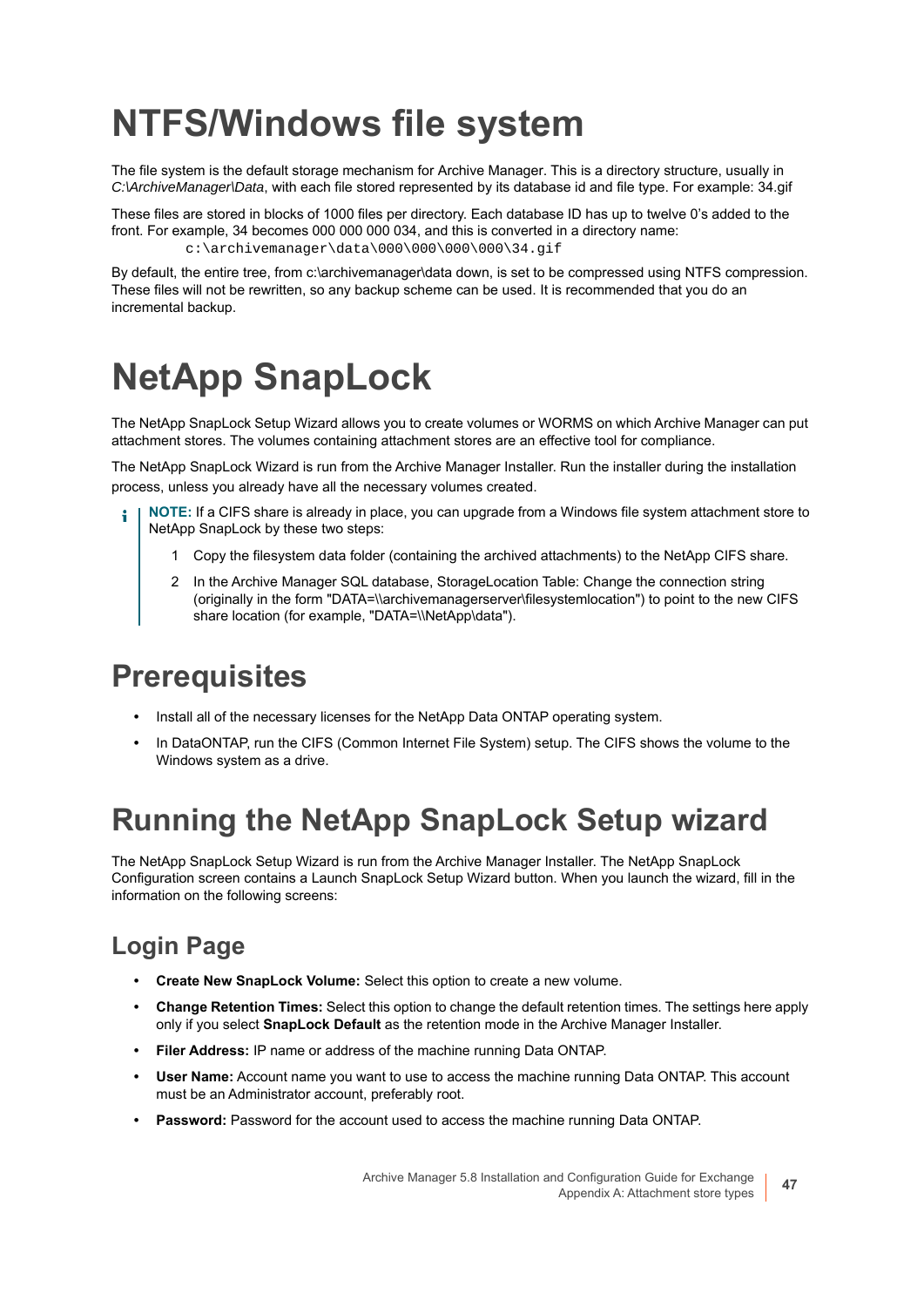# NTFS/Windows file system

The file system is the default storage mechanism for Archive Manager. This is a directory structure, usually in *C:\ArchiveManager\Data*, with each file stored represented by its database id and file type. For example: 34.gif

These files are stored in blocks of 1000 files per directory. Each database ID has up to twelve 0's added to the front. For example, 34 becomes 000 000 000 034, and this is converted in a directory name:

```
c:\archivemanager\data\000\000\000\000\34.gif
```

By default, the entire tree, from c:\archivemanager\data down, is set to be compressed using NTFS compression. These files will not be rewritten, so any backup scheme can be used. It is recommended that you do an incremental backup.

# NetApp SnapLock

The NetApp SnapLock Setup Wizard allows you to create volumes or WORMS on which Archive Manager can put attachment stores. The volumes containing attachment stores are an effective tool for compliance.

The NetApp SnapLock Wizard is run from the Archive Manager Installer. Run the installer during the installation process, unless you already have all the necessary volumes created.

> **NOTE:** If a CIFS share is already in place, you can upgrade from a Windows file system attachment store to NetApp SnapLock by these two steps:
>
> 1. Copy the filesystem data folder (containing the archived attachments) to the NetApp CIFS share.
> 2. In the Archive Manager SQL database, StorageLocation Table: Change the connection string (originally in the form "DATA=\\archivemanagerserver\filesystemlocation") to point to the new CIFS share location (for example, "DATA=\\NetApp\data").

## Prerequisites

- Install all of the necessary licenses for the NetApp Data ONTAP operating system.
- In DataONTAP, run the CIFS (Common Internet File System) setup. The CIFS shows the volume to the Windows system as a drive.

## Running the NetApp SnapLock Setup wizard

The NetApp SnapLock Setup Wizard is run from the Archive Manager Installer. The NetApp SnapLock Configuration screen contains a Launch SnapLock Setup Wizard button. When you launch the wizard, fill in the information on the following screens:

### Login Page

- **Create New SnapLock Volume:** Select this option to create a new volume.
- **Change Retention Times:** Select this option to change the default retention times. The settings here apply only if you select **SnapLock Default** as the retention mode in the Archive Manager Installer.
- **Filer Address:** IP name or address of the machine running Data ONTAP.
- **User Name:** Account name you want to use to access the machine running Data ONTAP. This account must be an Administrator account, preferably root.
- **Password:** Password for the account used to access the machine running Data ONTAP.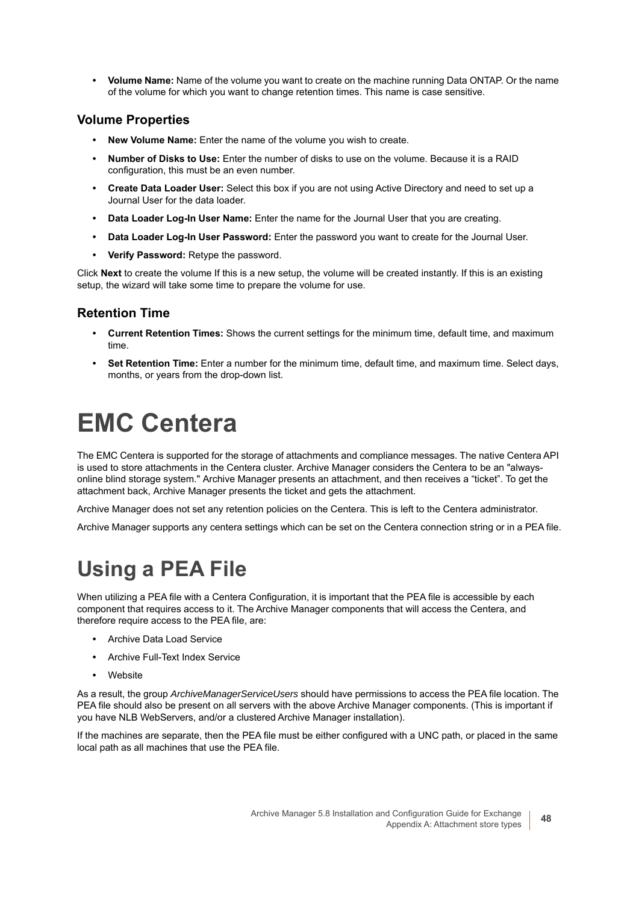- **Volume Name:** Name of the volume you want to create on the machine running Data ONTAP. Or the name of the volume for which you want to change retention times. This name is case sensitive.

### Volume Properties

- **New Volume Name:** Enter the name of the volume you wish to create.
- **Number of Disks to Use:** Enter the number of disks to use on the volume. Because it is a RAID configuration, this must be an even number.
- **Create Data Loader User:** Select this box if you are not using Active Directory and need to set up a Journal User for the data loader.
- **Data Loader Log-In User Name:** Enter the name for the Journal User that you are creating.
- **Data Loader Log-In User Password:** Enter the password you want to create for the Journal User.
- **Verify Password:** Retype the password.

Click **Next** to create the volume If this is a new setup, the volume will be created instantly. If this is an existing setup, the wizard will take some time to prepare the volume for use.

### Retention Time

- **Current Retention Times:** Shows the current settings for the minimum time, default time, and maximum time.
- **Set Retention Time:** Enter a number for the minimum time, default time, and maximum time. Select days, months, or years from the drop-down list.

# EMC Centera

The EMC Centera is supported for the storage of attachments and compliance messages. The native Centera API is used to store attachments in the Centera cluster. Archive Manager considers the Centera to be an "always-online blind storage system." Archive Manager presents an attachment, and then receives a “ticket”. To get the attachment back, Archive Manager presents the ticket and gets the attachment.

Archive Manager does not set any retention policies on the Centera. This is left to the Centera administrator.

Archive Manager supports any centera settings which can be set on the Centera connection string or in a PEA file.

## Using a PEA File

When utilizing a PEA file with a Centera Configuration, it is important that the PEA file is accessible by each component that requires access to it. The Archive Manager components that will access the Centera, and therefore require access to the PEA file, are:

- Archive Data Load Service
- Archive Full-Text Index Service
- Website

As a result, the group *ArchiveManagerServiceUsers* should have permissions to access the PEA file location. The PEA file should also be present on all servers with the above Archive Manager components. (This is important if you have NLB WebServers, and/or a clustered Archive Manager installation).

If the machines are separate, then the PEA file must be either configured with a UNC path, or placed in the same local path as all machines that use the PEA file.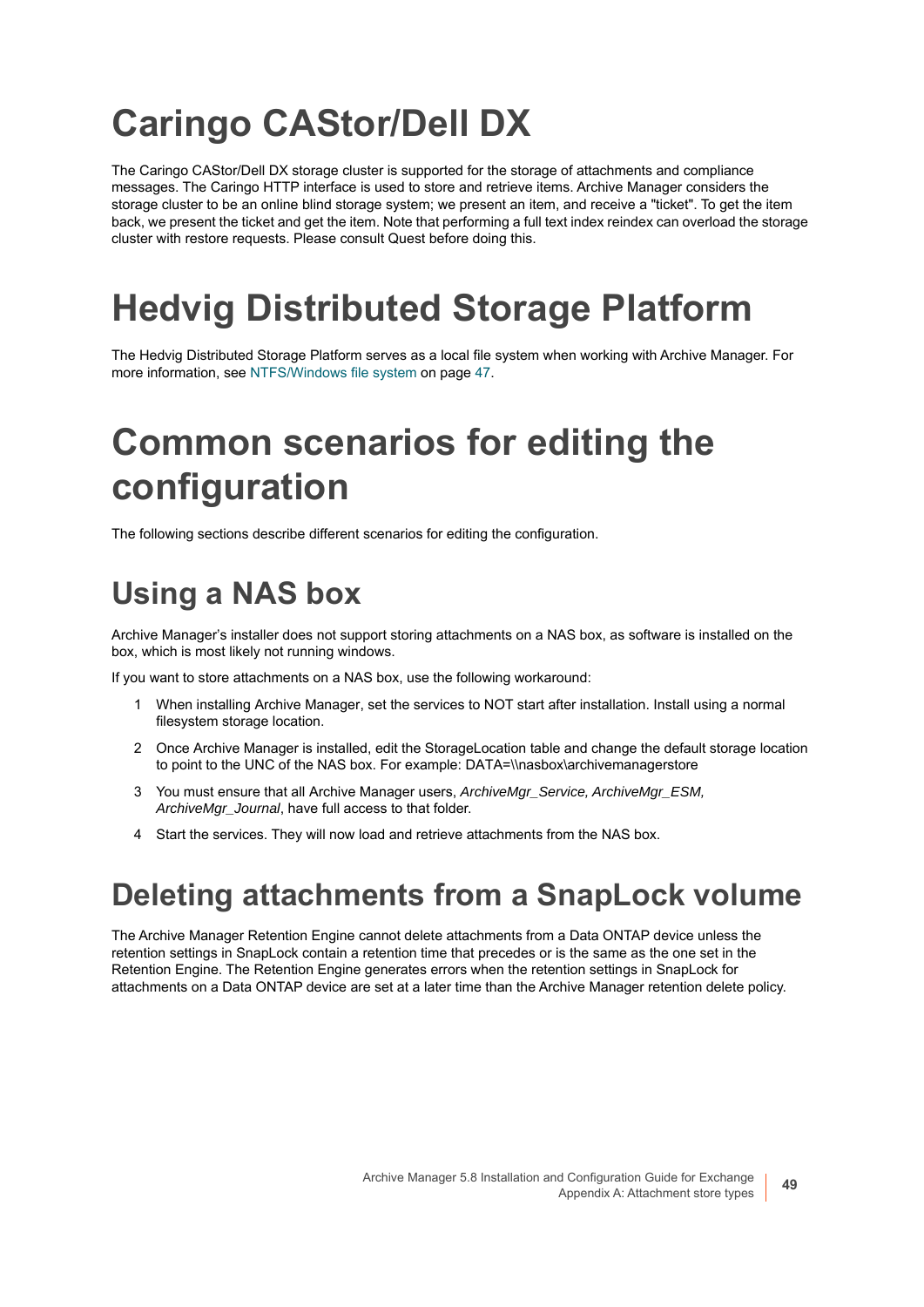# Caringo CAStor/Dell DX

The Caringo CAStor/Dell DX storage cluster is supported for the storage of attachments and compliance messages. The Caringo HTTP interface is used to store and retrieve items. Archive Manager considers the storage cluster to be an online blind storage system; we present an item, and receive a "ticket". To get the item back, we present the ticket and get the item. Note that performing a full text index reindex can overload the storage cluster with restore requests. Please consult Quest before doing this.

# Hedvig Distributed Storage Platform

The Hedvig Distributed Storage Platform serves as a local file system when working with Archive Manager. For more information, see NTFS/Windows file system on page 47.

# Common scenarios for editing the configuration

The following sections describe different scenarios for editing the configuration.

## Using a NAS box

Archive Manager's installer does not support storing attachments on a NAS box, as software is installed on the box, which is most likely not running windows.

If you want to store attachments on a NAS box, use the following workaround:

1. When installing Archive Manager, set the services to NOT start after installation. Install using a normal filesystem storage location.
2. Once Archive Manager is installed, edit the StorageLocation table and change the default storage location to point to the UNC of the NAS box. For example: DATA=\\nasbox\archivemanagerstore
3. You must ensure that all Archive Manager users, *ArchiveMgr_Service, ArchiveMgr_ESM, ArchiveMgr_Journal*, have full access to that folder.
4. Start the services. They will now load and retrieve attachments from the NAS box.

## Deleting attachments from a SnapLock volume

The Archive Manager Retention Engine cannot delete attachments from a Data ONTAP device unless the retention settings in SnapLock contain a retention time that precedes or is the same as the one set in the Retention Engine. The Retention Engine generates errors when the retention settings in SnapLock for attachments on a Data ONTAP device are set at a later time than the Archive Manager retention delete policy.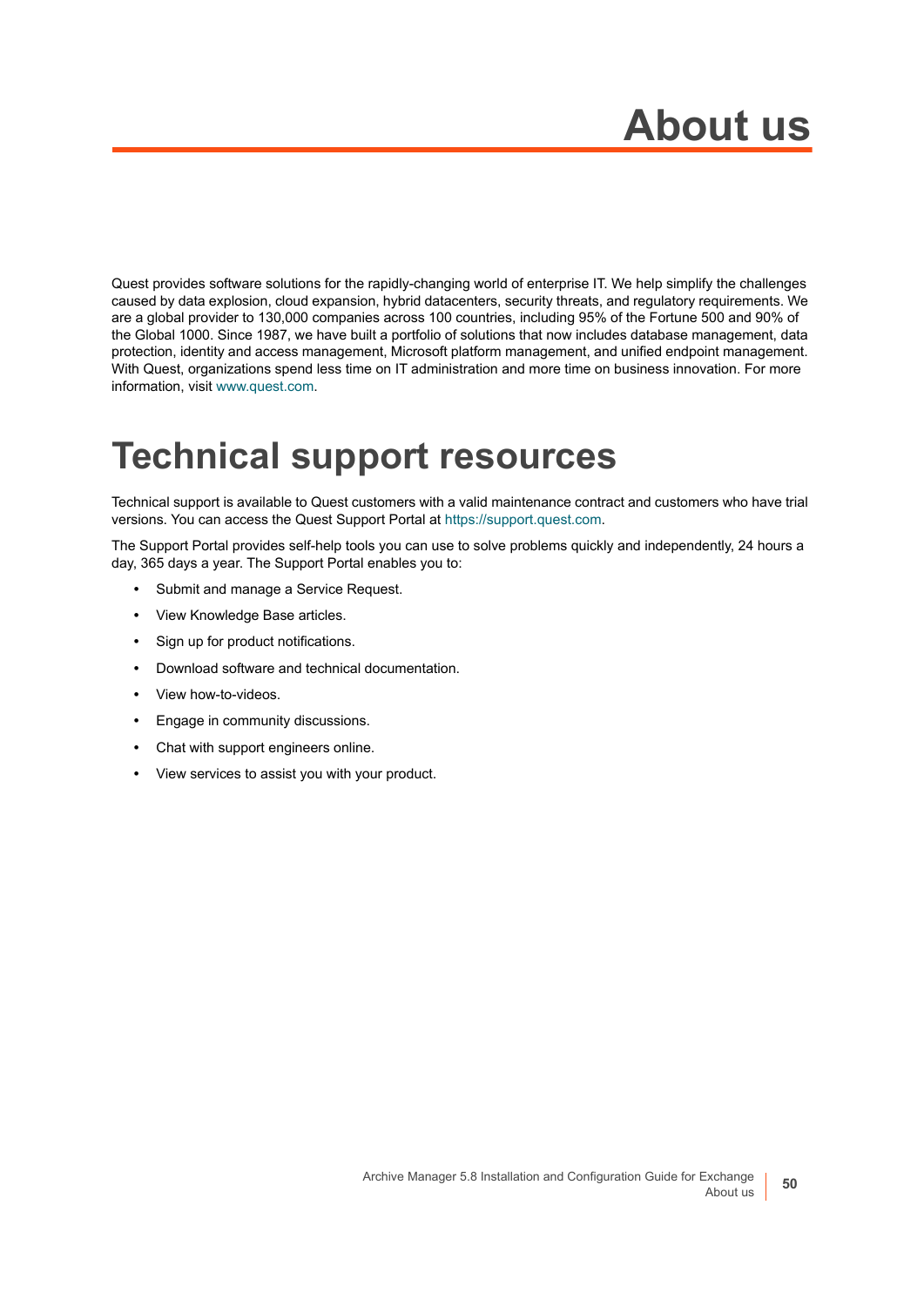# About us

Quest provides software solutions for the rapidly-changing world of enterprise IT. We help simplify the challenges caused by data explosion, cloud expansion, hybrid datacenters, security threats, and regulatory requirements. We are a global provider to 130,000 companies across 100 countries, including 95% of the Fortune 500 and 90% of the Global 1000. Since 1987, we have built a portfolio of solutions that now includes database management, data protection, identity and access management, Microsoft platform management, and unified endpoint management. With Quest, organizations spend less time on IT administration and more time on business innovation. For more information, visit www.quest.com.

# Technical support resources

Technical support is available to Quest customers with a valid maintenance contract and customers who have trial versions. You can access the Quest Support Portal at https://support.quest.com.

The Support Portal provides self-help tools you can use to solve problems quickly and independently, 24 hours a day, 365 days a year. The Support Portal enables you to:

- Submit and manage a Service Request.
- View Knowledge Base articles.
- Sign up for product notifications.
- Download software and technical documentation.
- View how-to-videos.
- Engage in community discussions.
- Chat with support engineers online.
- View services to assist you with your product.